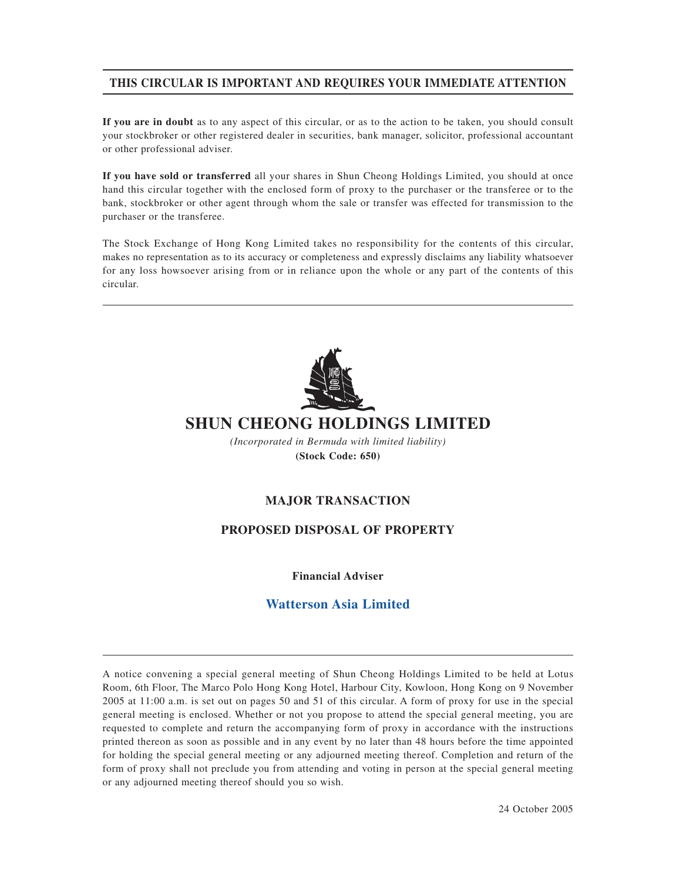**THIS CIRCULAR IS IMPORTANT AND REQUIRES YOUR IMMEDIATE ATTENTION**

**If you are in doubt** as to any aspect of this circular, or as to the action to be taken, you should consult your stockbroker or other registered dealer in securities, bank manager, solicitor, professional accountant or other professional adviser.

**If you have sold or transferred** all your shares in Shun Cheong Holdings Limited, you should at once hand this circular together with the enclosed form of proxy to the purchaser or the transferee or to the bank, stockbroker or other agent through whom the sale or transfer was effected for transmission to the purchaser or the transferee.

The Stock Exchange of Hong Kong Limited takes no responsibility for the contents of this circular, makes no representation as to its accuracy or completeness and expressly disclaims any liability whatsoever for any loss howsoever arising from or in reliance upon the whole or any part of the contents of this circular.

# SHUN CHEONG HOLDINGS LIMITED

*(Incorporated in Bermuda with limited liability)*

**(Stock Code: 650)**

## MAJOR TRANSACTION

## PROPOSED DISPOSAL OF PROPERTY

**Financial Adviser**

**Watterson Asia Limited**

A notice convening a special general meeting of Shun Cheong Holdings Limited to be held at Lotus Room, 6th Floor, The Marco Polo Hong Kong Hotel, Harbour City, Kowloon, Hong Kong on 9 November 2005 at 11:00 a.m. is set out on pages 50 and 51 of this circular. A form of proxy for use in the special general meeting is enclosed. Whether or not you propose to attend the special general meeting, you are requested to complete and return the accompanying form of proxy in accordance with the instructions printed thereon as soon as possible and in any event by no later than 48 hours before the time appointed for holding the special general meeting or any adjourned meeting thereof. Completion and return of the form of proxy shall not preclude you from attending and voting in person at the special general meeting or any adjourned meeting thereof should you so wish.

24 October 2005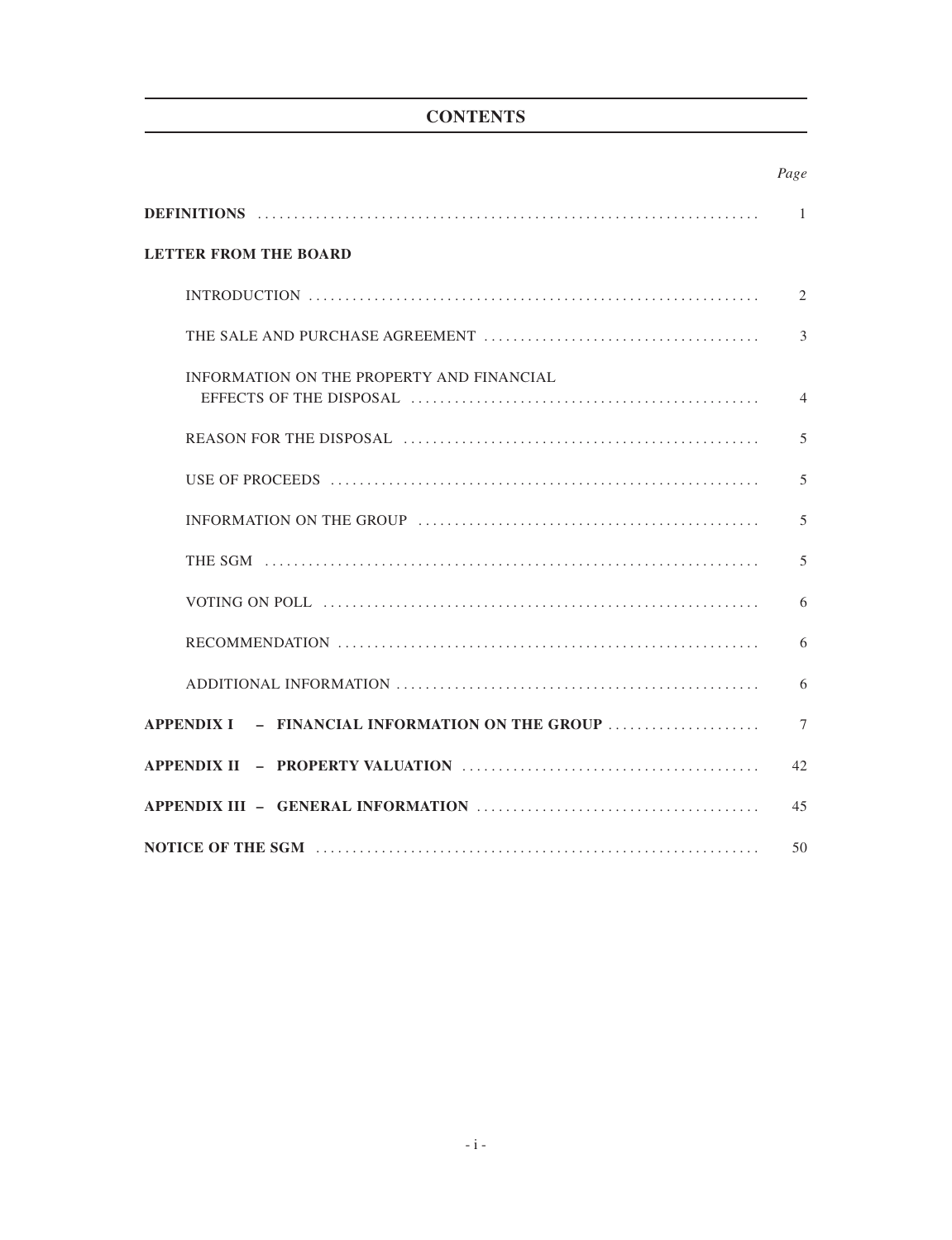# CONTENTS

| | Page |
|---|---|
| **DEFINITIONS** | 1 |
| **LETTER FROM THE BOARD** | |
| INTRODUCTION | 2 |
| THE SALE AND PURCHASE AGREEMENT | 3 |
| INFORMATION ON THE PROPERTY AND FINANCIAL EFFECTS OF THE DISPOSAL | 4 |
| REASON FOR THE DISPOSAL | 5 |
| USE OF PROCEEDS | 5 |
| INFORMATION ON THE GROUP | 5 |
| THE SGM | 5 |
| VOTING ON POLL | 6 |
| RECOMMENDATION | 6 |
| ADDITIONAL INFORMATION | 6 |
| **APPENDIX I – FINANCIAL INFORMATION ON THE GROUP** | 7 |
| **APPENDIX II – PROPERTY VALUATION** | 42 |
| **APPENDIX III – GENERAL INFORMATION** | 45 |
| **NOTICE OF THE SGM** | 50 |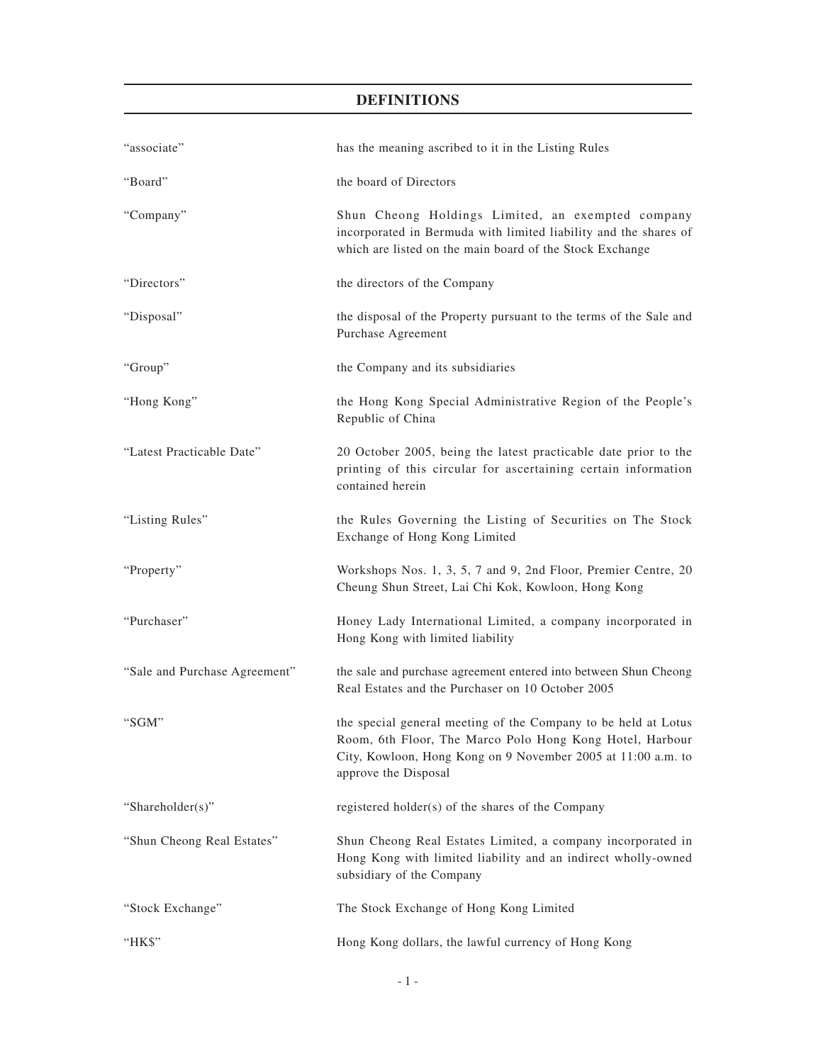# DEFINITIONS

| | |
|---|---|
| "associate" | has the meaning ascribed to it in the Listing Rules |
| "Board" | the board of Directors |
| "Company" | Shun Cheong Holdings Limited, an exempted company incorporated in Bermuda with limited liability and the shares of which are listed on the main board of the Stock Exchange |
| "Directors" | the directors of the Company |
| "Disposal" | the disposal of the Property pursuant to the terms of the Sale and Purchase Agreement |
| "Group" | the Company and its subsidiaries |
| "Hong Kong" | the Hong Kong Special Administrative Region of the People's Republic of China |
| "Latest Practicable Date" | 20 October 2005, being the latest practicable date prior to the printing of this circular for ascertaining certain information contained herein |
| "Listing Rules" | the Rules Governing the Listing of Securities on The Stock Exchange of Hong Kong Limited |
| "Property" | Workshops Nos. 1, 3, 5, 7 and 9, 2nd Floor, Premier Centre, 20 Cheung Shun Street, Lai Chi Kok, Kowloon, Hong Kong |
| "Purchaser" | Honey Lady International Limited, a company incorporated in Hong Kong with limited liability |
| "Sale and Purchase Agreement" | the sale and purchase agreement entered into between Shun Cheong Real Estates and the Purchaser on 10 October 2005 |
| "SGM" | the special general meeting of the Company to be held at Lotus Room, 6th Floor, The Marco Polo Hong Kong Hotel, Harbour City, Kowloon, Hong Kong on 9 November 2005 at 11:00 a.m. to approve the Disposal |
| "Shareholder(s)" | registered holder(s) of the shares of the Company |
| "Shun Cheong Real Estates" | Shun Cheong Real Estates Limited, a company incorporated in Hong Kong with limited liability and an indirect wholly-owned subsidiary of the Company |
| "Stock Exchange" | The Stock Exchange of Hong Kong Limited |
| "HK$" | Hong Kong dollars, the lawful currency of Hong Kong |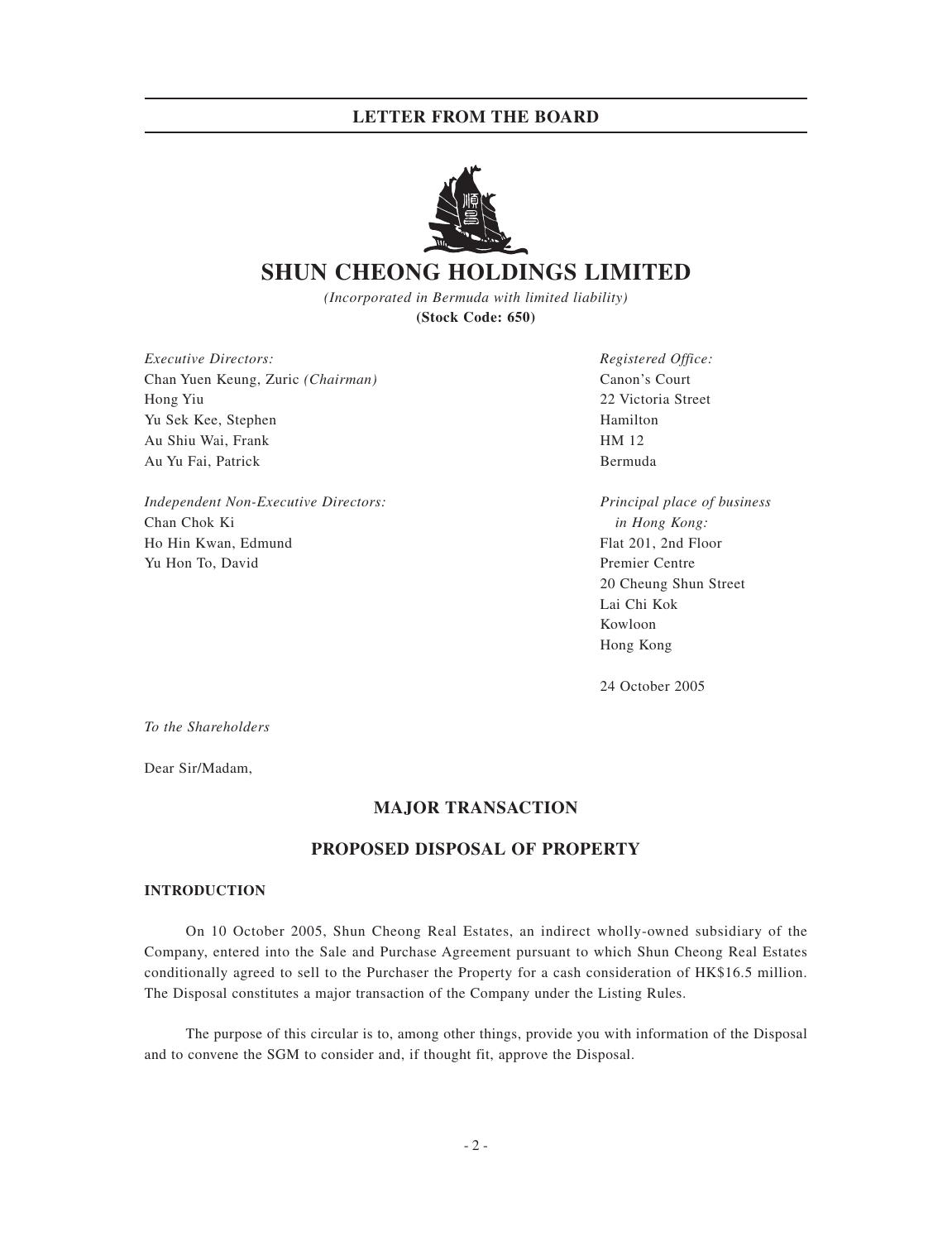# SHUN CHEONG HOLDINGS LIMITED

*(Incorporated in Bermuda with limited liability)*

**(Stock Code: 650)**

*Executive Directors:*
Chan Yuen Keung, Zuric *(Chairman)*
Hong Yiu
Yu Sek Kee, Stephen
Au Shiu Wai, Frank
Au Yu Fai, Patrick

*Independent Non-Executive Directors:*
Chan Chok Ki
Ho Hin Kwan, Edmund
Yu Hon To, David

*Registered Office:*
Canon's Court
22 Victoria Street
Hamilton
HM 12
Bermuda

*Principal place of business in Hong Kong:*
Flat 201, 2nd Floor
Premier Centre
20 Cheung Shun Street
Lai Chi Kok
Kowloon
Hong Kong

24 October 2005

*To the Shareholders*

Dear Sir/Madam,

## MAJOR TRANSACTION

## PROPOSED DISPOSAL OF PROPERTY

### INTRODUCTION

On 10 October 2005, Shun Cheong Real Estates, an indirect wholly-owned subsidiary of the Company, entered into the Sale and Purchase Agreement pursuant to which Shun Cheong Real Estates conditionally agreed to sell to the Purchaser the Property for a cash consideration of HK$16.5 million. The Disposal constitutes a major transaction of the Company under the Listing Rules.

The purpose of this circular is to, among other things, provide you with information of the Disposal and to convene the SGM to consider and, if thought fit, approve the Disposal.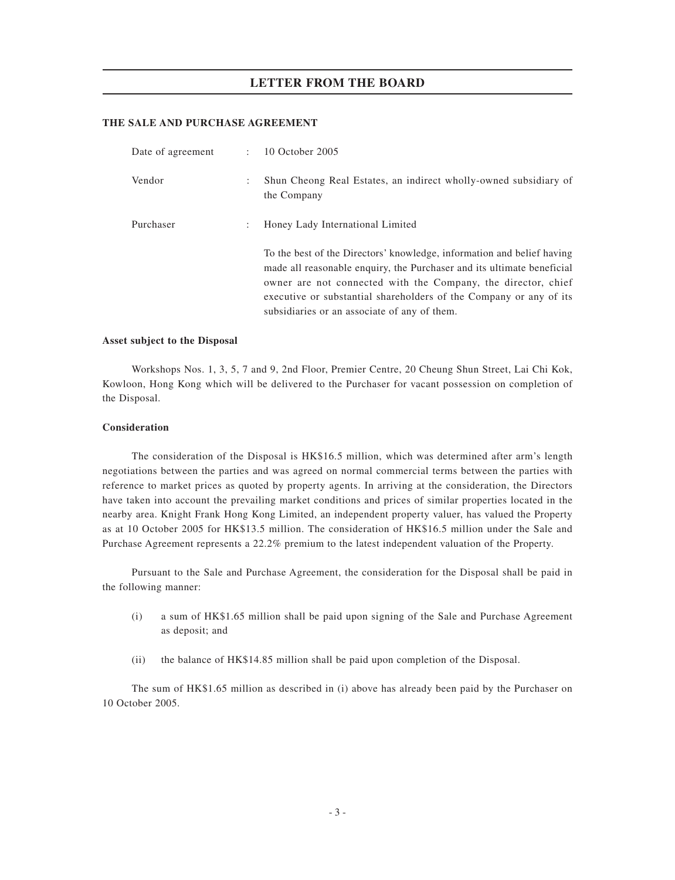## THE SALE AND PURCHASE AGREEMENT

| | | |
|---|---|---|
| Date of agreement | : | 10 October 2005 |
| Vendor | : | Shun Cheong Real Estates, an indirect wholly-owned subsidiary of the Company |
| Purchaser | : | Honey Lady International Limited<br><br>To the best of the Directors' knowledge, information and belief having made all reasonable enquiry, the Purchaser and its ultimate beneficial owner are not connected with the Company, the director, chief executive or substantial shareholders of the Company or any of its subsidiaries or an associate of any of them. |

**Asset subject to the Disposal**

Workshops Nos. 1, 3, 5, 7 and 9, 2nd Floor, Premier Centre, 20 Cheung Shun Street, Lai Chi Kok, Kowloon, Hong Kong which will be delivered to the Purchaser for vacant possession on completion of the Disposal.

**Consideration**

The consideration of the Disposal is HK$16.5 million, which was determined after arm's length negotiations between the parties and was agreed on normal commercial terms between the parties with reference to market prices as quoted by property agents. In arriving at the consideration, the Directors have taken into account the prevailing market conditions and prices of similar properties located in the nearby area. Knight Frank Hong Kong Limited, an independent property valuer, has valued the Property as at 10 October 2005 for HK$13.5 million. The consideration of HK$16.5 million under the Sale and Purchase Agreement represents a 22.2% premium to the latest independent valuation of the Property.

Pursuant to the Sale and Purchase Agreement, the consideration for the Disposal shall be paid in the following manner:

(i) a sum of HK$1.65 million shall be paid upon signing of the Sale and Purchase Agreement as deposit; and

(ii) the balance of HK$14.85 million shall be paid upon completion of the Disposal.

The sum of HK$1.65 million as described in (i) above has already been paid by the Purchaser on 10 October 2005.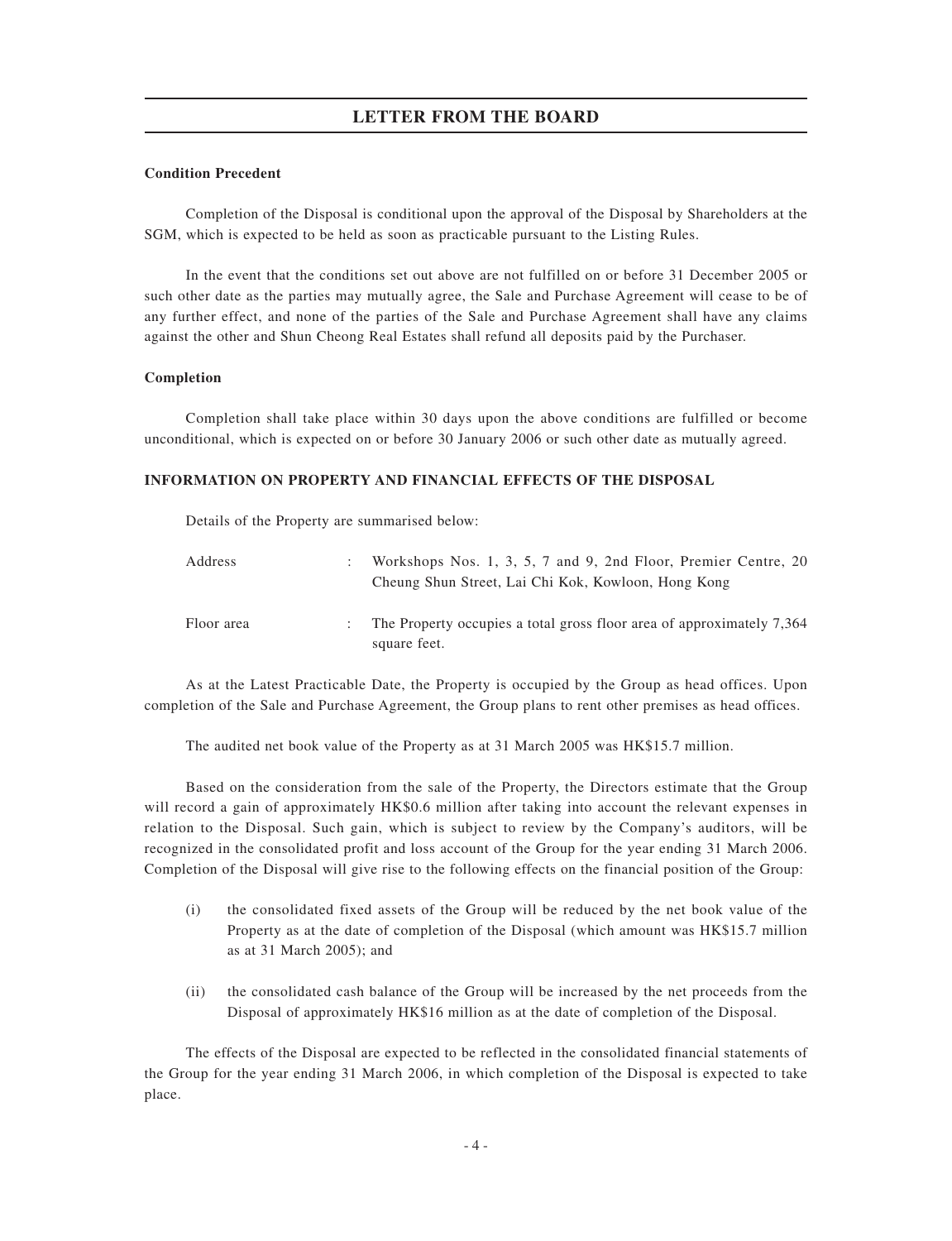## LETTER FROM THE BOARD

**Condition Precedent**

Completion of the Disposal is conditional upon the approval of the Disposal by Shareholders at the SGM, which is expected to be held as soon as practicable pursuant to the Listing Rules.

In the event that the conditions set out above are not fulfilled on or before 31 December 2005 or such other date as the parties may mutually agree, the Sale and Purchase Agreement will cease to be of any further effect, and none of the parties of the Sale and Purchase Agreement shall have any claims against the other and Shun Cheong Real Estates shall refund all deposits paid by the Purchaser.

**Completion**

Completion shall take place within 30 days upon the above conditions are fulfilled or become unconditional, which is expected on or before 30 January 2006 or such other date as mutually agreed.

**INFORMATION ON PROPERTY AND FINANCIAL EFFECTS OF THE DISPOSAL**

Details of the Property are summarised below:

| | | |
|---|---|---|
| Address | : | Workshops Nos. 1, 3, 5, 7 and 9, 2nd Floor, Premier Centre, 20 Cheung Shun Street, Lai Chi Kok, Kowloon, Hong Kong |
| Floor area | : | The Property occupies a total gross floor area of approximately 7,364 square feet. |

As at the Latest Practicable Date, the Property is occupied by the Group as head offices. Upon completion of the Sale and Purchase Agreement, the Group plans to rent other premises as head offices.

The audited net book value of the Property as at 31 March 2005 was HK$15.7 million.

Based on the consideration from the sale of the Property, the Directors estimate that the Group will record a gain of approximately HK$0.6 million after taking into account the relevant expenses in relation to the Disposal. Such gain, which is subject to review by the Company's auditors, will be recognized in the consolidated profit and loss account of the Group for the year ending 31 March 2006. Completion of the Disposal will give rise to the following effects on the financial position of the Group:

(i) the consolidated fixed assets of the Group will be reduced by the net book value of the Property as at the date of completion of the Disposal (which amount was HK$15.7 million as at 31 March 2005); and

(ii) the consolidated cash balance of the Group will be increased by the net proceeds from the Disposal of approximately HK$16 million as at the date of completion of the Disposal.

The effects of the Disposal are expected to be reflected in the consolidated financial statements of the Group for the year ending 31 March 2006, in which completion of the Disposal is expected to take place.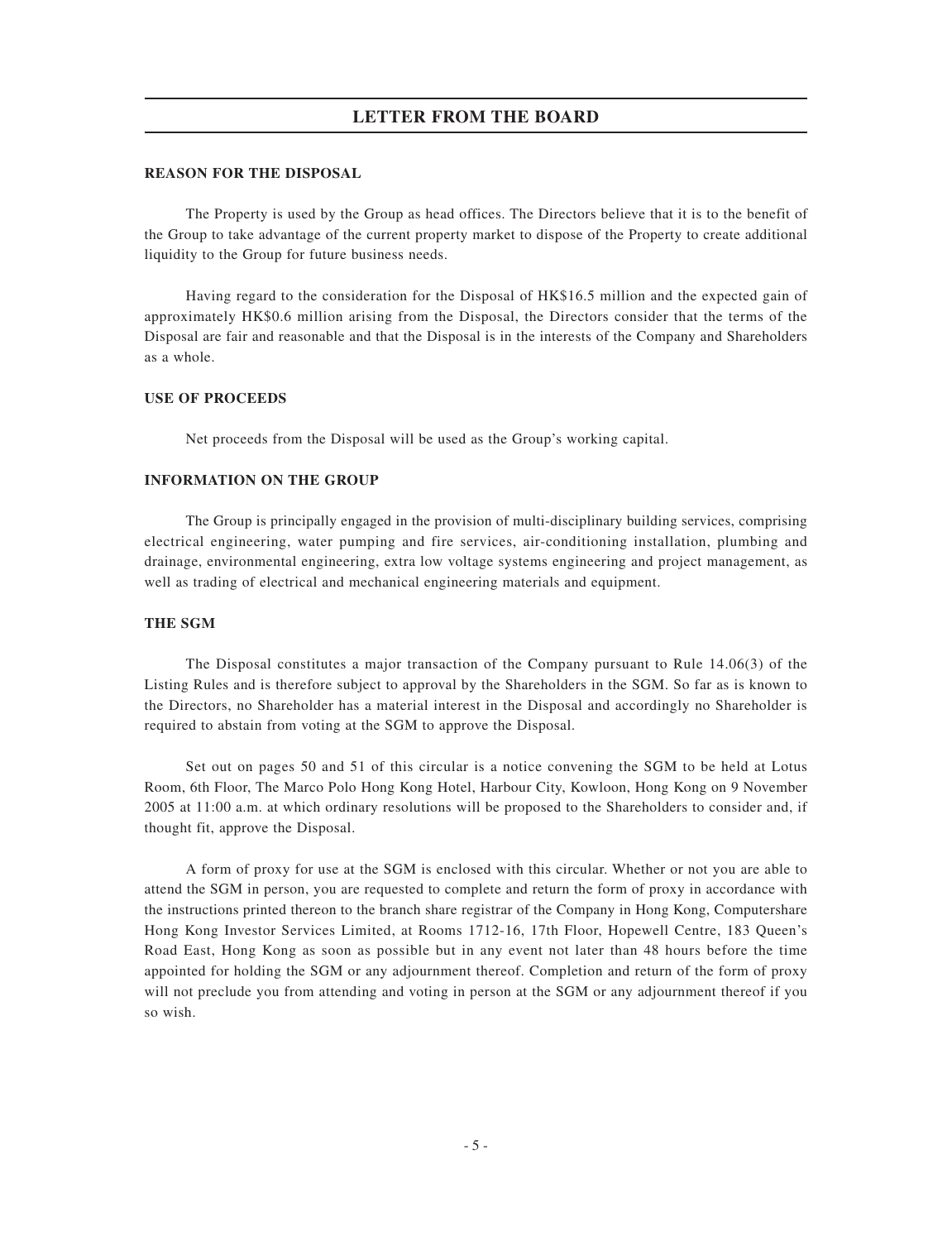## LETTER FROM THE BOARD

### REASON FOR THE DISPOSAL

The Property is used by the Group as head offices. The Directors believe that it is to the benefit of the Group to take advantage of the current property market to dispose of the Property to create additional liquidity to the Group for future business needs.

Having regard to the consideration for the Disposal of HK$16.5 million and the expected gain of approximately HK$0.6 million arising from the Disposal, the Directors consider that the terms of the Disposal are fair and reasonable and that the Disposal is in the interests of the Company and Shareholders as a whole.

### USE OF PROCEEDS

Net proceeds from the Disposal will be used as the Group's working capital.

### INFORMATION ON THE GROUP

The Group is principally engaged in the provision of multi-disciplinary building services, comprising electrical engineering, water pumping and fire services, air-conditioning installation, plumbing and drainage, environmental engineering, extra low voltage systems engineering and project management, as well as trading of electrical and mechanical engineering materials and equipment.

### THE SGM

The Disposal constitutes a major transaction of the Company pursuant to Rule 14.06(3) of the Listing Rules and is therefore subject to approval by the Shareholders in the SGM. So far as is known to the Directors, no Shareholder has a material interest in the Disposal and accordingly no Shareholder is required to abstain from voting at the SGM to approve the Disposal.

Set out on pages 50 and 51 of this circular is a notice convening the SGM to be held at Lotus Room, 6th Floor, The Marco Polo Hong Kong Hotel, Harbour City, Kowloon, Hong Kong on 9 November 2005 at 11:00 a.m. at which ordinary resolutions will be proposed to the Shareholders to consider and, if thought fit, approve the Disposal.

A form of proxy for use at the SGM is enclosed with this circular. Whether or not you are able to attend the SGM in person, you are requested to complete and return the form of proxy in accordance with the instructions printed thereon to the branch share registrar of the Company in Hong Kong, Computershare Hong Kong Investor Services Limited, at Rooms 1712-16, 17th Floor, Hopewell Centre, 183 Queen's Road East, Hong Kong as soon as possible but in any event not later than 48 hours before the time appointed for holding the SGM or any adjournment thereof. Completion and return of the form of proxy will not preclude you from attending and voting in person at the SGM or any adjournment thereof if you so wish.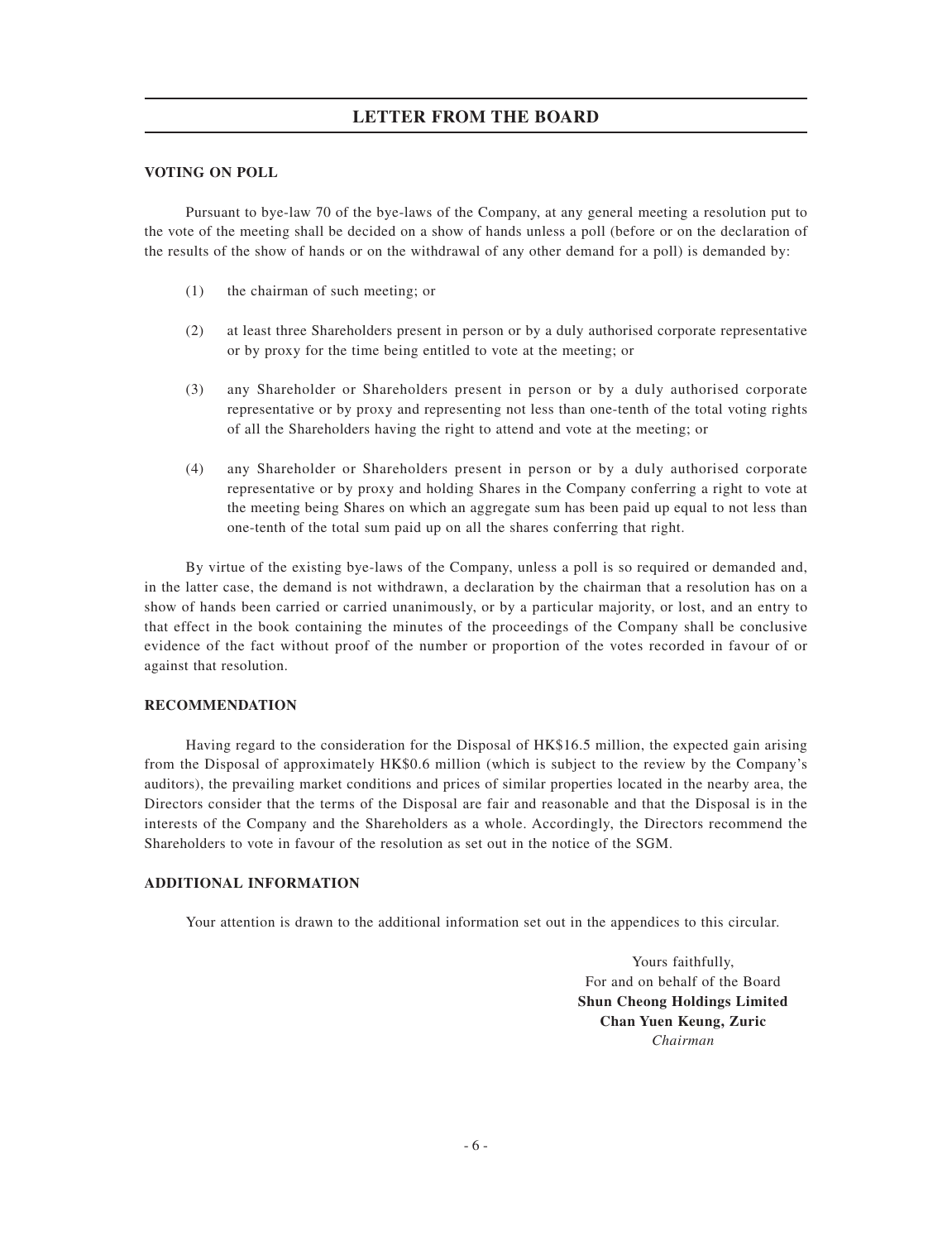## LETTER FROM THE BOARD

**VOTING ON POLL**

Pursuant to bye-law 70 of the bye-laws of the Company, at any general meeting a resolution put to the vote of the meeting shall be decided on a show of hands unless a poll (before or on the declaration of the results of the show of hands or on the withdrawal of any other demand for a poll) is demanded by:

(1) the chairman of such meeting; or

(2) at least three Shareholders present in person or by a duly authorised corporate representative or by proxy for the time being entitled to vote at the meeting; or

(3) any Shareholder or Shareholders present in person or by a duly authorised corporate representative or by proxy and representing not less than one-tenth of the total voting rights of all the Shareholders having the right to attend and vote at the meeting; or

(4) any Shareholder or Shareholders present in person or by a duly authorised corporate representative or by proxy and holding Shares in the Company conferring a right to vote at the meeting being Shares on which an aggregate sum has been paid up equal to not less than one-tenth of the total sum paid up on all the shares conferring that right.

By virtue of the existing bye-laws of the Company, unless a poll is so required or demanded and, in the latter case, the demand is not withdrawn, a declaration by the chairman that a resolution has on a show of hands been carried or carried unanimously, or by a particular majority, or lost, and an entry to that effect in the book containing the minutes of the proceedings of the Company shall be conclusive evidence of the fact without proof of the number or proportion of the votes recorded in favour of or against that resolution.

**RECOMMENDATION**

Having regard to the consideration for the Disposal of HK$16.5 million, the expected gain arising from the Disposal of approximately HK$0.6 million (which is subject to the review by the Company's auditors), the prevailing market conditions and prices of similar properties located in the nearby area, the Directors consider that the terms of the Disposal are fair and reasonable and that the Disposal is in the interests of the Company and the Shareholders as a whole. Accordingly, the Directors recommend the Shareholders to vote in favour of the resolution as set out in the notice of the SGM.

**ADDITIONAL INFORMATION**

Your attention is drawn to the additional information set out in the appendices to this circular.

Yours faithfully,
For and on behalf of the Board
**Shun Cheong Holdings Limited**
**Chan Yuen Keung, Zuric**
*Chairman*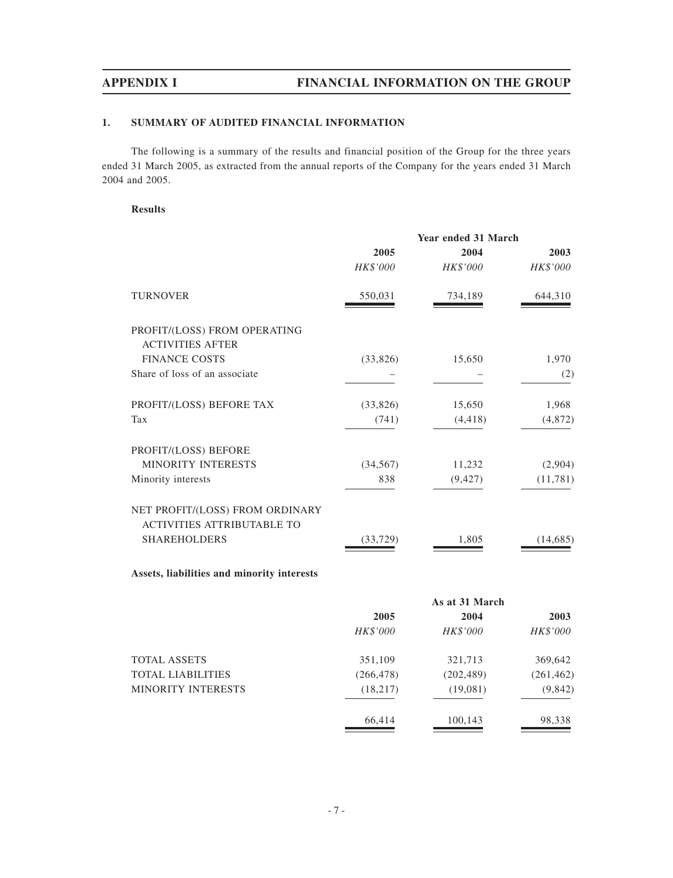## 1. SUMMARY OF AUDITED FINANCIAL INFORMATION

The following is a summary of the results and financial position of the Group for the three years ended 31 March 2005, as extracted from the annual reports of the Company for the years ended 31 March 2004 and 2005.

**Results**

| | Year ended 31 March | | |
|---|---|---|---|
| | 2005 | 2004 | 2003 |
| | *HK$'000* | *HK$'000* | *HK$'000* |
| TURNOVER | 550,031 | 734,189 | 644,310 |
| PROFIT/(LOSS) FROM OPERATING ACTIVITIES AFTER FINANCE COSTS | (33,826) | 15,650 | 1,970 |
| Share of loss of an associate | – | – | (2) |
| PROFIT/(LOSS) BEFORE TAX | (33,826) | 15,650 | 1,968 |
| Tax | (741) | (4,418) | (4,872) |
| PROFIT/(LOSS) BEFORE MINORITY INTERESTS | (34,567) | 11,232 | (2,904) |
| Minority interests | 838 | (9,427) | (11,781) |
| NET PROFIT/(LOSS) FROM ORDINARY ACTIVITIES ATTRIBUTABLE TO SHAREHOLDERS | (33,729) | 1,805 | (14,685) |

**Assets, liabilities and minority interests**

| | As at 31 March | | |
|---|---|---|---|
| | 2005 | 2004 | 2003 |
| | *HK$'000* | *HK$'000* | *HK$'000* |
| TOTAL ASSETS | 351,109 | 321,713 | 369,642 |
| TOTAL LIABILITIES | (266,478) | (202,489) | (261,462) |
| MINORITY INTERESTS | (18,217) | (19,081) | (9,842) |
| | 66,414 | 100,143 | 98,338 |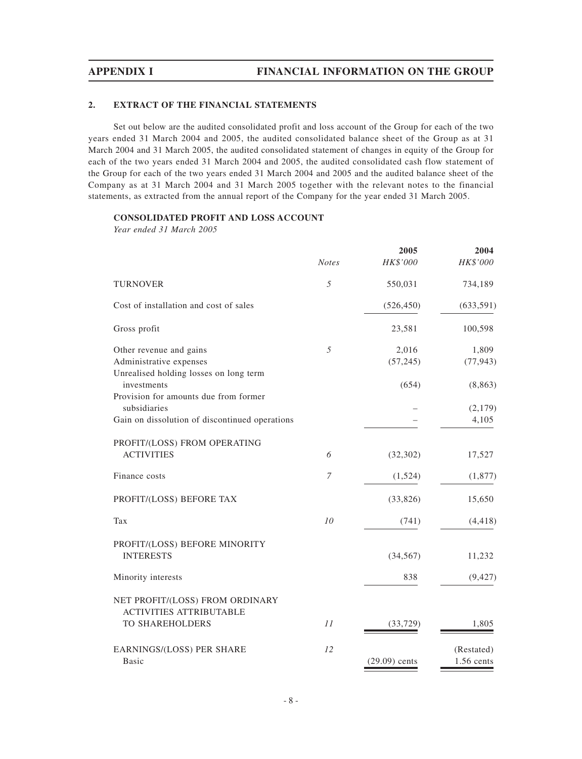## 2. EXTRACT OF THE FINANCIAL STATEMENTS

Set out below are the audited consolidated profit and loss account of the Group for each of the two years ended 31 March 2004 and 2005, the audited consolidated balance sheet of the Group as at 31 March 2004 and 31 March 2005, the audited consolidated statement of changes in equity of the Group for each of the two years ended 31 March 2004 and 2005, the audited consolidated cash flow statement of the Group for each of the two years ended 31 March 2004 and 2005 and the audited balance sheet of the Company as at 31 March 2004 and 31 March 2005 together with the relevant notes to the financial statements, as extracted from the annual report of the Company for the year ended 31 March 2005.

### CONSOLIDATED PROFIT AND LOSS ACCOUNT

*Year ended 31 March 2005*

| | *Notes* | **2005** *HK$'000* | **2004** *HK$'000* |
|---|---|---|---|
| TURNOVER | *5* | 550,031 | 734,189 |
| Cost of installation and cost of sales | | (526,450) | (633,591) |
| Gross profit | | 23,581 | 100,598 |
| Other revenue and gains | *5* | 2,016 | 1,809 |
| Administrative expenses | | (57,245) | (77,943) |
| Unrealised holding losses on long term investments | | (654) | (8,863) |
| Provision for amounts due from former subsidiaries | | – | (2,179) |
| Gain on dissolution of discontinued operations | | – | 4,105 |
| PROFIT/(LOSS) FROM OPERATING ACTIVITIES | *6* | (32,302) | 17,527 |
| Finance costs | *7* | (1,524) | (1,877) |
| PROFIT/(LOSS) BEFORE TAX | | (33,826) | 15,650 |
| Tax | *10* | (741) | (4,418) |
| PROFIT/(LOSS) BEFORE MINORITY INTERESTS | | (34,567) | 11,232 |
| Minority interests | | 838 | (9,427) |
| NET PROFIT/(LOSS) FROM ORDINARY ACTIVITIES ATTRIBUTABLE TO SHAREHOLDERS | *11* | (33,729) | 1,805 |
| EARNINGS/(LOSS) PER SHARE | *12* | | (Restated) |
| Basic | | (29.09) cents | 1.56 cents |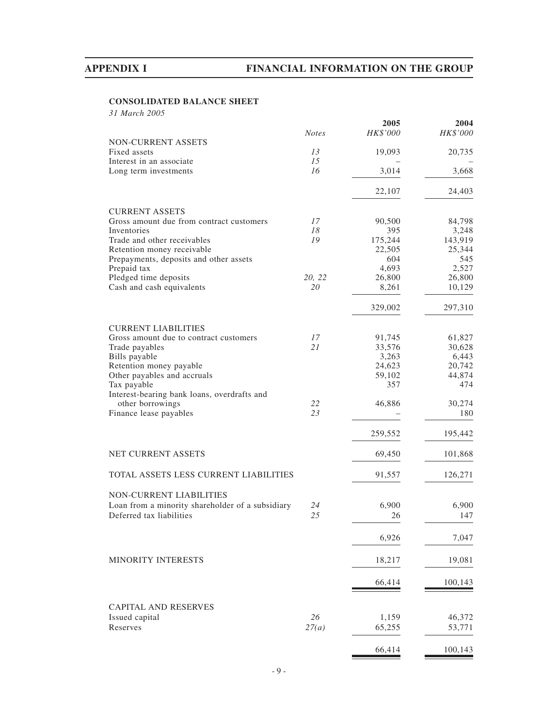## CONSOLIDATED BALANCE SHEET

*31 March 2005*

| | Notes | 2005 HK$'000 | 2004 HK$'000 |
|---|---|---|---|
| NON-CURRENT ASSETS | | | |
| Fixed assets | 13 | 19,093 | 20,735 |
| Interest in an associate | 15 | – | – |
| Long term investments | 16 | 3,014 | 3,668 |
| | | 22,107 | 24,403 |
| CURRENT ASSETS | | | |
| Gross amount due from contract customers | 17 | 90,500 | 84,798 |
| Inventories | 18 | 395 | 3,248 |
| Trade and other receivables | 19 | 175,244 | 143,919 |
| Retention money receivable | | 22,505 | 25,344 |
| Prepayments, deposits and other assets | | 604 | 545 |
| Prepaid tax | | 4,693 | 2,527 |
| Pledged time deposits | 20, 22 | 26,800 | 26,800 |
| Cash and cash equivalents | 20 | 8,261 | 10,129 |
| | | 329,002 | 297,310 |
| CURRENT LIABILITIES | | | |
| Gross amount due to contract customers | 17 | 91,745 | 61,827 |
| Trade payables | 21 | 33,576 | 30,628 |
| Bills payable | | 3,263 | 6,443 |
| Retention money payable | | 24,623 | 20,742 |
| Other payables and accruals | | 59,102 | 44,874 |
| Tax payable | | 357 | 474 |
| Interest-bearing bank loans, overdrafts and other borrowings | 22 | 46,886 | 30,274 |
| Finance lease payables | 23 | – | 180 |
| | | 259,552 | 195,442 |
| NET CURRENT ASSETS | | 69,450 | 101,868 |
| TOTAL ASSETS LESS CURRENT LIABILITIES | | 91,557 | 126,271 |
| NON-CURRENT LIABILITIES | | | |
| Loan from a minority shareholder of a subsidiary | 24 | 6,900 | 6,900 |
| Deferred tax liabilities | 25 | 26 | 147 |
| | | 6,926 | 7,047 |
| MINORITY INTERESTS | | 18,217 | 19,081 |
| | | 66,414 | 100,143 |
| CAPITAL AND RESERVES | | | |
| Issued capital | 26 | 1,159 | 46,372 |
| Reserves | 27(a) | 65,255 | 53,771 |
| | | 66,414 | 100,143 |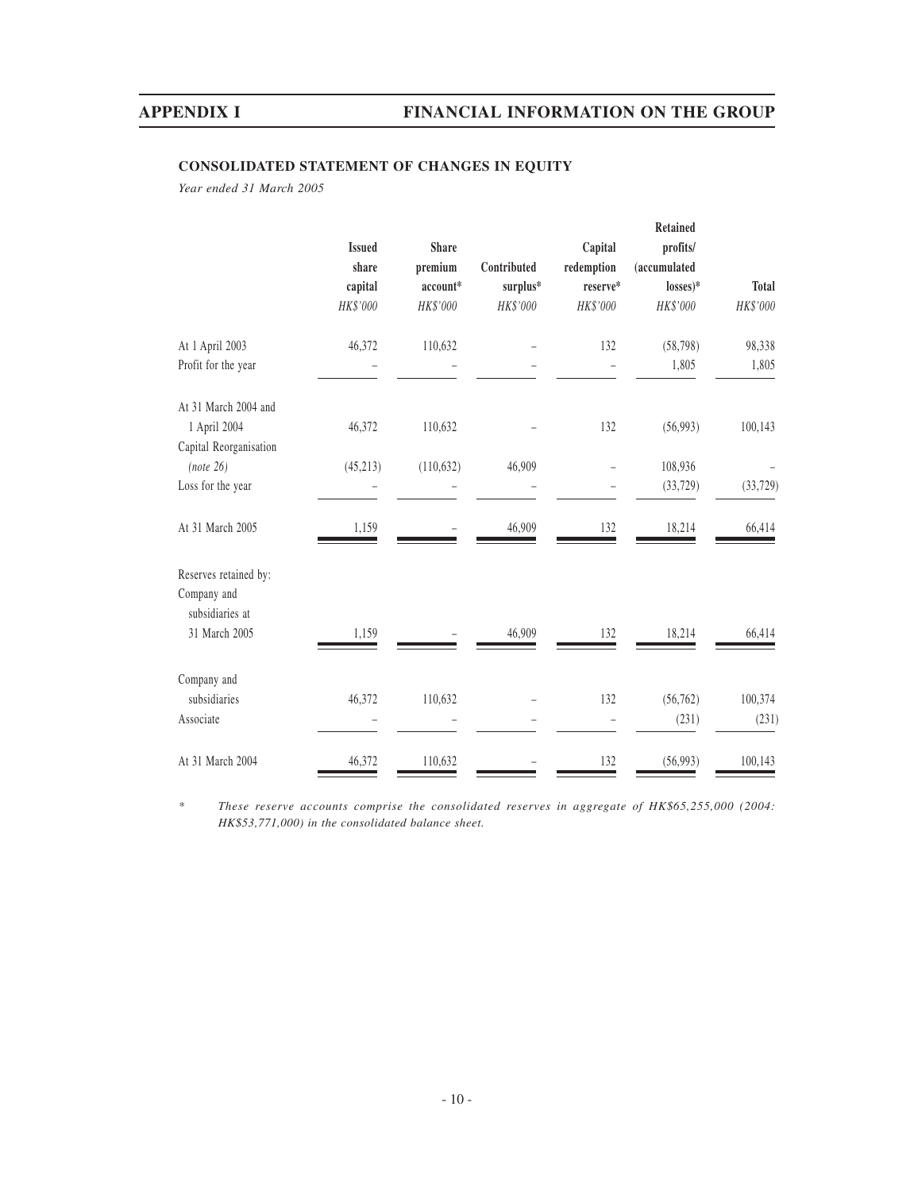### CONSOLIDATED STATEMENT OF CHANGES IN EQUITY

*Year ended 31 March 2005*

| | Issued share capital | Share premium account* | Contributed surplus* | Capital redemption reserve* | Retained profits/ (accumulated losses)* | Total |
|---|---|---|---|---|---|---|
| | *HK$'000* | *HK$'000* | *HK$'000* | *HK$'000* | *HK$'000* | *HK$'000* |
| At 1 April 2003 | 46,372 | 110,632 | – | 132 | (58,798) | 98,338 |
| Profit for the year | – | – | – | – | 1,805 | 1,805 |
| At 31 March 2004 and 1 April 2004 | 46,372 | 110,632 | – | 132 | (56,993) | 100,143 |
| Capital Reorganisation *(note 26)* | (45,213) | (110,632) | 46,909 | – | 108,936 | – |
| Loss for the year | – | – | – | – | (33,729) | (33,729) |
| At 31 March 2005 | 1,159 | – | 46,909 | 132 | 18,214 | 66,414 |
| Reserves retained by: | | | | | | |
| Company and subsidiaries at 31 March 2005 | 1,159 | – | 46,909 | 132 | 18,214 | 66,414 |
| Company and subsidiaries | 46,372 | 110,632 | – | 132 | (56,762) | 100,374 |
| Associate | – | – | – | – | (231) | (231) |
| At 31 March 2004 | 46,372 | 110,632 | – | 132 | (56,993) | 100,143 |

\* *These reserve accounts comprise the consolidated reserves in aggregate of HK$65,255,000 (2004: HK$53,771,000) in the consolidated balance sheet.*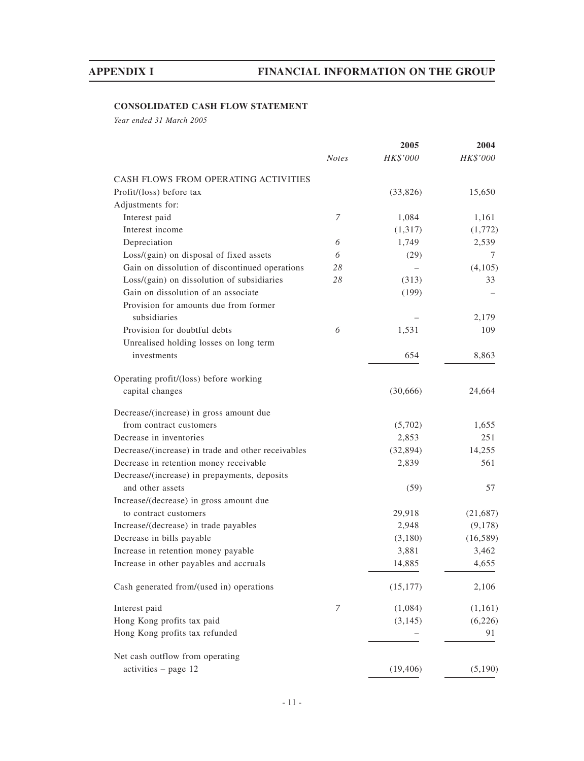#### CONSOLIDATED CASH FLOW STATEMENT

*Year ended 31 March 2005*

| | Notes | 2005 HK$'000 | 2004 HK$'000 |
|---|---|---|---|
| CASH FLOWS FROM OPERATING ACTIVITIES | | | |
| Profit/(loss) before tax | | (33,826) | 15,650 |
| Adjustments for: | | | |
| Interest paid | 7 | 1,084 | 1,161 |
| Interest income | | (1,317) | (1,772) |
| Depreciation | 6 | 1,749 | 2,539 |
| Loss/(gain) on disposal of fixed assets | 6 | (29) | 7 |
| Gain on dissolution of discontinued operations | 28 | – | (4,105) |
| Loss/(gain) on dissolution of subsidiaries | 28 | (313) | 33 |
| Gain on dissolution of an associate | | (199) | – |
| Provision for amounts due from former subsidiaries | | – | 2,179 |
| Provision for doubtful debts | 6 | 1,531 | 109 |
| Unrealised holding losses on long term investments | | 654 | 8,863 |
| Operating profit/(loss) before working capital changes | | (30,666) | 24,664 |
| Decrease/(increase) in gross amount due from contract customers | | (5,702) | 1,655 |
| Decrease in inventories | | 2,853 | 251 |
| Decrease/(increase) in trade and other receivables | | (32,894) | 14,255 |
| Decrease in retention money receivable | | 2,839 | 561 |
| Decrease/(increase) in prepayments, deposits and other assets | | (59) | 57 |
| Increase/(decrease) in gross amount due to contract customers | | 29,918 | (21,687) |
| Increase/(decrease) in trade payables | | 2,948 | (9,178) |
| Decrease in bills payable | | (3,180) | (16,589) |
| Increase in retention money payable | | 3,881 | 3,462 |
| Increase in other payables and accruals | | 14,885 | 4,655 |
| Cash generated from/(used in) operations | | (15,177) | 2,106 |
| Interest paid | 7 | (1,084) | (1,161) |
| Hong Kong profits tax paid | | (3,145) | (6,226) |
| Hong Kong profits tax refunded | | – | 91 |
| Net cash outflow from operating activities – page 12 | | (19,406) | (5,190) |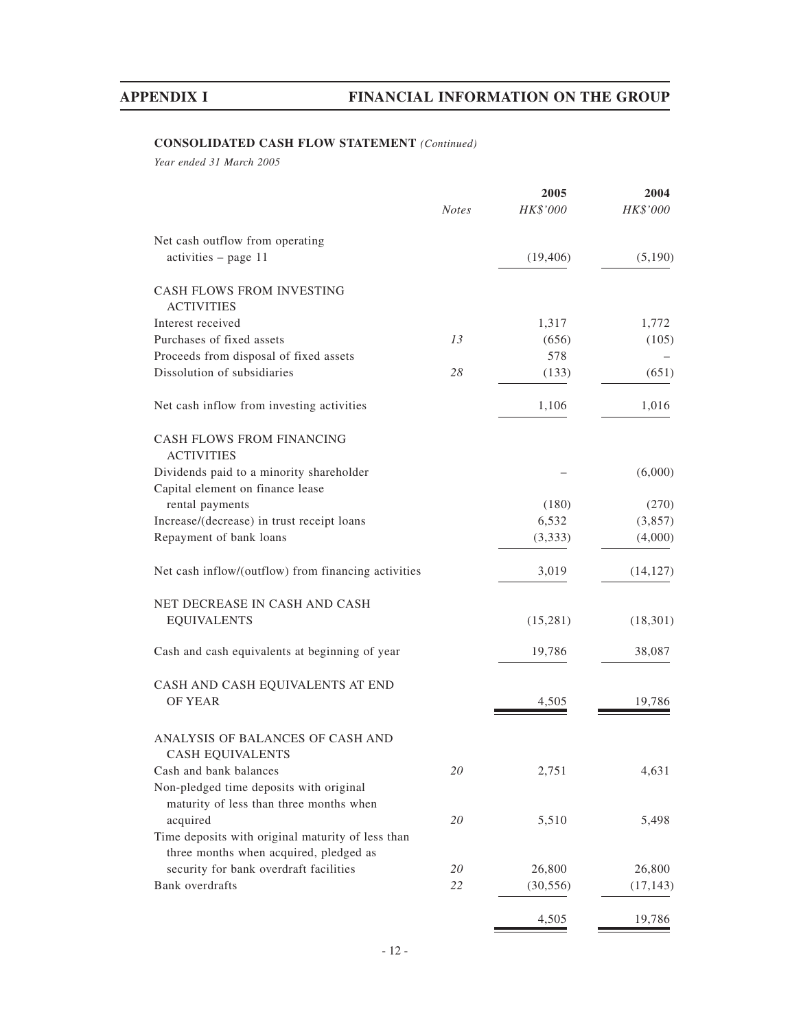## CONSOLIDATED CASH FLOW STATEMENT *(Continued)*

*Year ended 31 March 2005*

| | *Notes* | **2005** *HK$'000* | **2004** *HK$'000* |
|---|---|---|---|
| Net cash outflow from operating activities – page 11 | | (19,406) | (5,190) |
| CASH FLOWS FROM INVESTING ACTIVITIES | | | |
| Interest received | | 1,317 | 1,772 |
| Purchases of fixed assets | 13 | (656) | (105) |
| Proceeds from disposal of fixed assets | | 578 | – |
| Dissolution of subsidiaries | 28 | (133) | (651) |
| Net cash inflow from investing activities | | 1,106 | 1,016 |
| CASH FLOWS FROM FINANCING ACTIVITIES | | | |
| Dividends paid to a minority shareholder | | – | (6,000) |
| Capital element on finance lease rental payments | | (180) | (270) |
| Increase/(decrease) in trust receipt loans | | 6,532 | (3,857) |
| Repayment of bank loans | | (3,333) | (4,000) |
| Net cash inflow/(outflow) from financing activities | | 3,019 | (14,127) |
| NET DECREASE IN CASH AND CASH EQUIVALENTS | | (15,281) | (18,301) |
| Cash and cash equivalents at beginning of year | | 19,786 | 38,087 |
| CASH AND CASH EQUIVALENTS AT END OF YEAR | | 4,505 | 19,786 |
| ANALYSIS OF BALANCES OF CASH AND CASH EQUIVALENTS | | | |
| Cash and bank balances | 20 | 2,751 | 4,631 |
| Non-pledged time deposits with original maturity of less than three months when acquired | 20 | 5,510 | 5,498 |
| Time deposits with original maturity of less than three months when acquired, pledged as security for bank overdraft facilities | 20 | 26,800 | 26,800 |
| Bank overdrafts | 22 | (30,556) | (17,143) |
| | | 4,505 | 19,786 |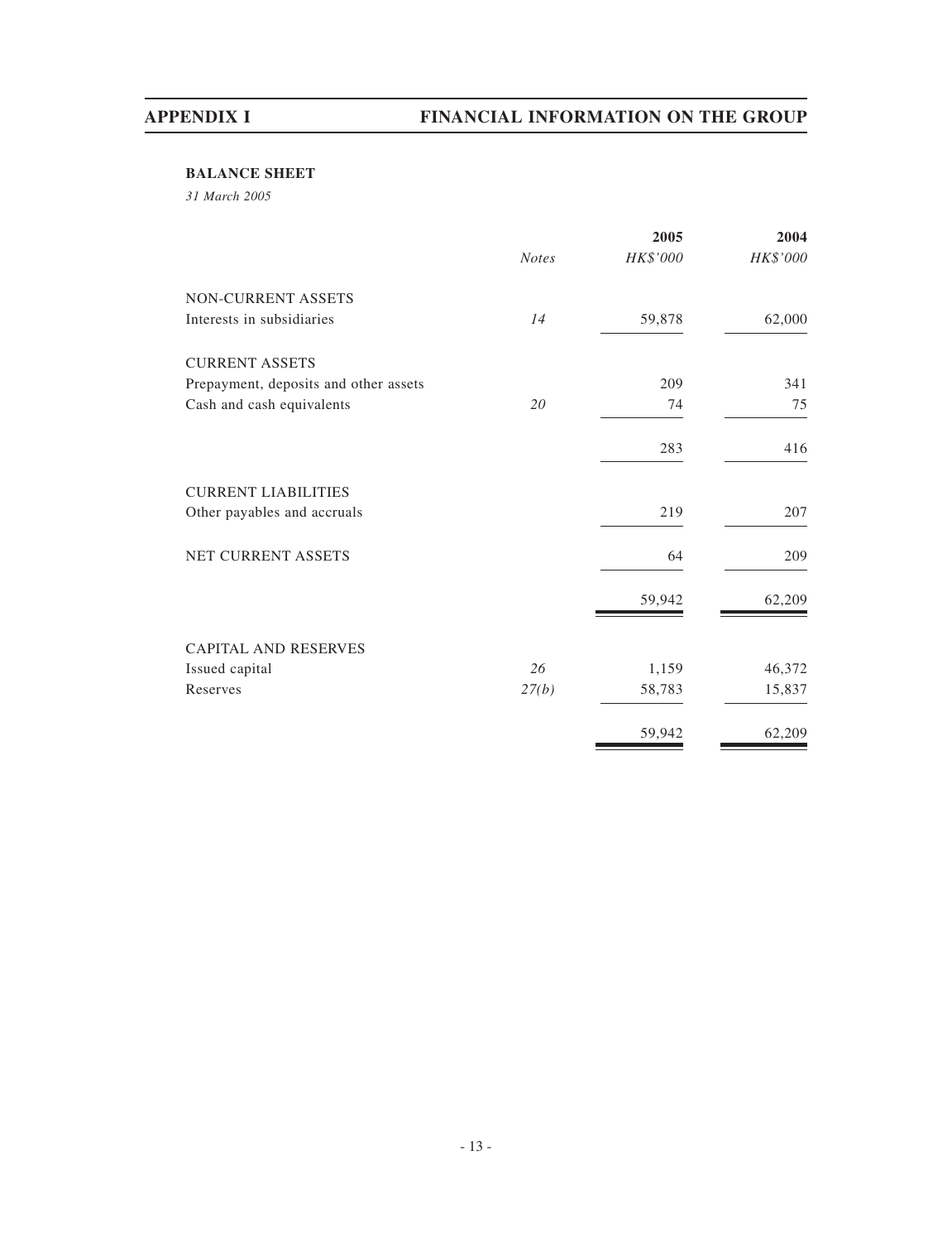## BALANCE SHEET

*31 March 2005*

| | *Notes* | 2005 *HK$'000* | 2004 *HK$'000* |
|---|---|---|---|
| NON-CURRENT ASSETS | | | |
| Interests in subsidiaries | *14* | 59,878 | 62,000 |
| CURRENT ASSETS | | | |
| Prepayment, deposits and other assets | | 209 | 341 |
| Cash and cash equivalents | *20* | 74 | 75 |
| | | 283 | 416 |
| CURRENT LIABILITIES | | | |
| Other payables and accruals | | 219 | 207 |
| NET CURRENT ASSETS | | 64 | 209 |
| | | 59,942 | 62,209 |
| CAPITAL AND RESERVES | | | |
| Issued capital | *26* | 1,159 | 46,372 |
| Reserves | *27(b)* | 58,783 | 15,837 |
| | | 59,942 | 62,209 |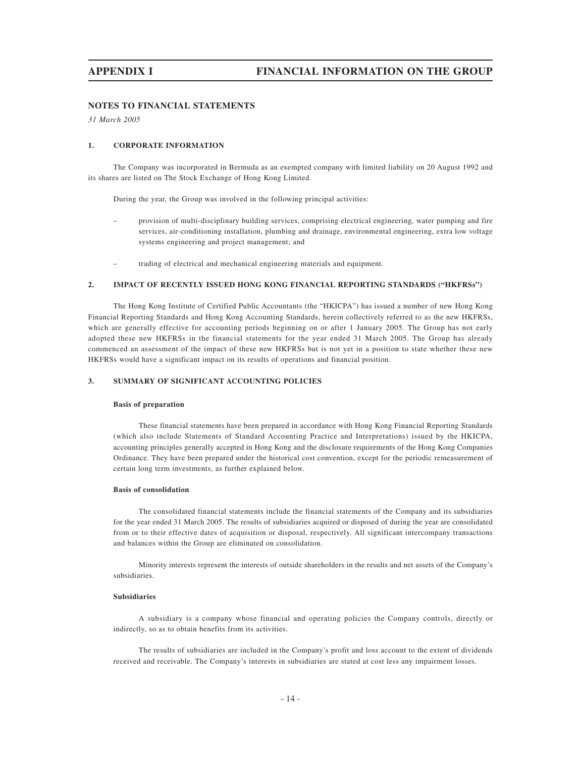## NOTES TO FINANCIAL STATEMENTS

*31 March 2005*

### 1. CORPORATE INFORMATION

The Company was incorporated in Bermuda as an exempted company with limited liability on 20 August 1992 and its shares are listed on The Stock Exchange of Hong Kong Limited.

During the year, the Group was involved in the following principal activities:

– provision of multi-disciplinary building services, comprising electrical engineering, water pumping and fire services, air-conditioning installation, plumbing and drainage, environmental engineering, extra low voltage systems engineering and project management; and

– trading of electrical and mechanical engineering materials and equipment.

### 2. IMPACT OF RECENTLY ISSUED HONG KONG FINANCIAL REPORTING STANDARDS ("HKFRSs")

The Hong Kong Institute of Certified Public Accountants (the "HKICPA") has issued a number of new Hong Kong Financial Reporting Standards and Hong Kong Accounting Standards, herein collectively referred to as the new HKFRSs, which are generally effective for accounting periods beginning on or after 1 January 2005. The Group has not early adopted these new HKFRSs in the financial statements for the year ended 31 March 2005. The Group has already commenced an assessment of the impact of these new HKFRSs but is not yet in a position to state whether these new HKFRSs would have a significant impact on its results of operations and financial position.

### 3. SUMMARY OF SIGNIFICANT ACCOUNTING POLICIES

**Basis of preparation**

These financial statements have been prepared in accordance with Hong Kong Financial Reporting Standards (which also include Statements of Standard Accounting Practice and Interpretations) issued by the HKICPA, accounting principles generally accepted in Hong Kong and the disclosure requirements of the Hong Kong Companies Ordinance. They have been prepared under the historical cost convention, except for the periodic remeasurement of certain long term investments, as further explained below.

**Basis of consolidation**

The consolidated financial statements include the financial statements of the Company and its subsidiaries for the year ended 31 March 2005. The results of subsidiaries acquired or disposed of during the year are consolidated from or to their effective dates of acquisition or disposal, respectively. All significant intercompany transactions and balances within the Group are eliminated on consolidation.

Minority interests represent the interests of outside shareholders in the results and net assets of the Company's subsidiaries.

**Subsidiaries**

A subsidiary is a company whose financial and operating policies the Company controls, directly or indirectly, so as to obtain benefits from its activities.

The results of subsidiaries are included in the Company's profit and loss account to the extent of dividends received and receivable. The Company's interests in subsidiaries are stated at cost less any impairment losses.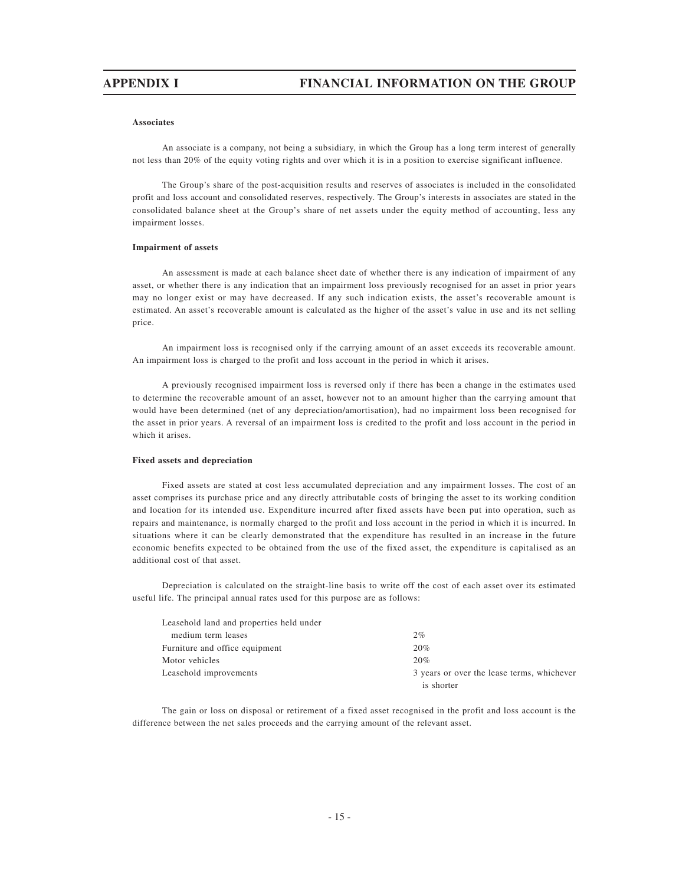**Associates**

An associate is a company, not being a subsidiary, in which the Group has a long term interest of generally not less than 20% of the equity voting rights and over which it is in a position to exercise significant influence.

The Group's share of the post-acquisition results and reserves of associates is included in the consolidated profit and loss account and consolidated reserves, respectively. The Group's interests in associates are stated in the consolidated balance sheet at the Group's share of net assets under the equity method of accounting, less any impairment losses.

**Impairment of assets**

An assessment is made at each balance sheet date of whether there is any indication of impairment of any asset, or whether there is any indication that an impairment loss previously recognised for an asset in prior years may no longer exist or may have decreased. If any such indication exists, the asset's recoverable amount is estimated. An asset's recoverable amount is calculated as the higher of the asset's value in use and its net selling price.

An impairment loss is recognised only if the carrying amount of an asset exceeds its recoverable amount. An impairment loss is charged to the profit and loss account in the period in which it arises.

A previously recognised impairment loss is reversed only if there has been a change in the estimates used to determine the recoverable amount of an asset, however not to an amount higher than the carrying amount that would have been determined (net of any depreciation/amortisation), had no impairment loss been recognised for the asset in prior years. A reversal of an impairment loss is credited to the profit and loss account in the period in which it arises.

**Fixed assets and depreciation**

Fixed assets are stated at cost less accumulated depreciation and any impairment losses. The cost of an asset comprises its purchase price and any directly attributable costs of bringing the asset to its working condition and location for its intended use. Expenditure incurred after fixed assets have been put into operation, such as repairs and maintenance, is normally charged to the profit and loss account in the period in which it is incurred. In situations where it can be clearly demonstrated that the expenditure has resulted in an increase in the future economic benefits expected to be obtained from the use of the fixed asset, the expenditure is capitalised as an additional cost of that asset.

Depreciation is calculated on the straight-line basis to write off the cost of each asset over its estimated useful life. The principal annual rates used for this purpose are as follows:

| | |
|---|---|
| Leasehold land and properties held under medium term leases | 2% |
| Furniture and office equipment | 20% |
| Motor vehicles | 20% |
| Leasehold improvements | 3 years or over the lease terms, whichever is shorter |

The gain or loss on disposal or retirement of a fixed asset recognised in the profit and loss account is the difference between the net sales proceeds and the carrying amount of the relevant asset.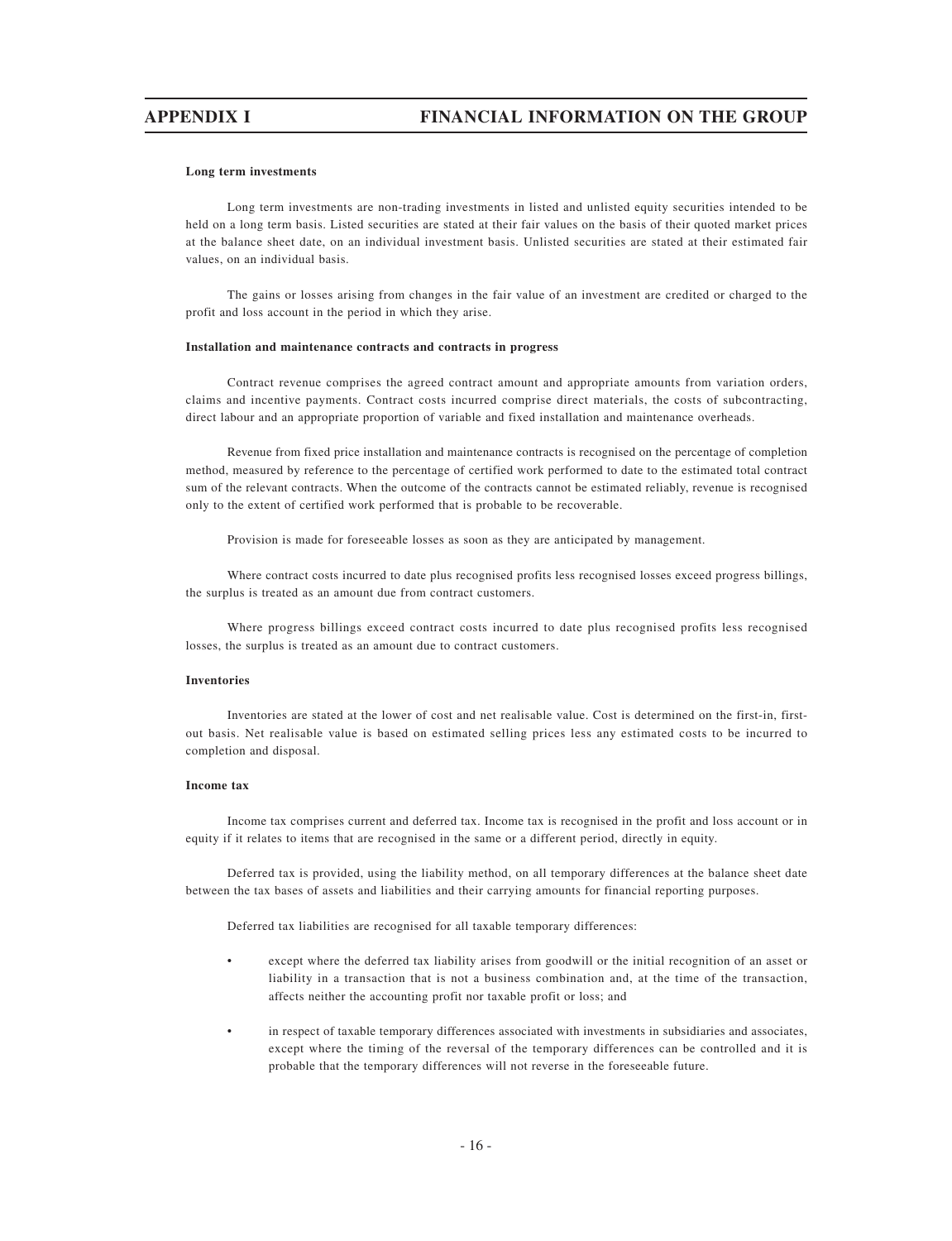**Long term investments**

Long term investments are non-trading investments in listed and unlisted equity securities intended to be held on a long term basis. Listed securities are stated at their fair values on the basis of their quoted market prices at the balance sheet date, on an individual investment basis. Unlisted securities are stated at their estimated fair values, on an individual basis.

The gains or losses arising from changes in the fair value of an investment are credited or charged to the profit and loss account in the period in which they arise.

**Installation and maintenance contracts and contracts in progress**

Contract revenue comprises the agreed contract amount and appropriate amounts from variation orders, claims and incentive payments. Contract costs incurred comprise direct materials, the costs of subcontracting, direct labour and an appropriate proportion of variable and fixed installation and maintenance overheads.

Revenue from fixed price installation and maintenance contracts is recognised on the percentage of completion method, measured by reference to the percentage of certified work performed to date to the estimated total contract sum of the relevant contracts. When the outcome of the contracts cannot be estimated reliably, revenue is recognised only to the extent of certified work performed that is probable to be recoverable.

Provision is made for foreseeable losses as soon as they are anticipated by management.

Where contract costs incurred to date plus recognised profits less recognised losses exceed progress billings, the surplus is treated as an amount due from contract customers.

Where progress billings exceed contract costs incurred to date plus recognised profits less recognised losses, the surplus is treated as an amount due to contract customers.

**Inventories**

Inventories are stated at the lower of cost and net realisable value. Cost is determined on the first-in, first-out basis. Net realisable value is based on estimated selling prices less any estimated costs to be incurred to completion and disposal.

**Income tax**

Income tax comprises current and deferred tax. Income tax is recognised in the profit and loss account or in equity if it relates to items that are recognised in the same or a different period, directly in equity.

Deferred tax is provided, using the liability method, on all temporary differences at the balance sheet date between the tax bases of assets and liabilities and their carrying amounts for financial reporting purposes.

Deferred tax liabilities are recognised for all taxable temporary differences:

- except where the deferred tax liability arises from goodwill or the initial recognition of an asset or liability in a transaction that is not a business combination and, at the time of the transaction, affects neither the accounting profit nor taxable profit or loss; and
- in respect of taxable temporary differences associated with investments in subsidiaries and associates, except where the timing of the reversal of the temporary differences can be controlled and it is probable that the temporary differences will not reverse in the foreseeable future.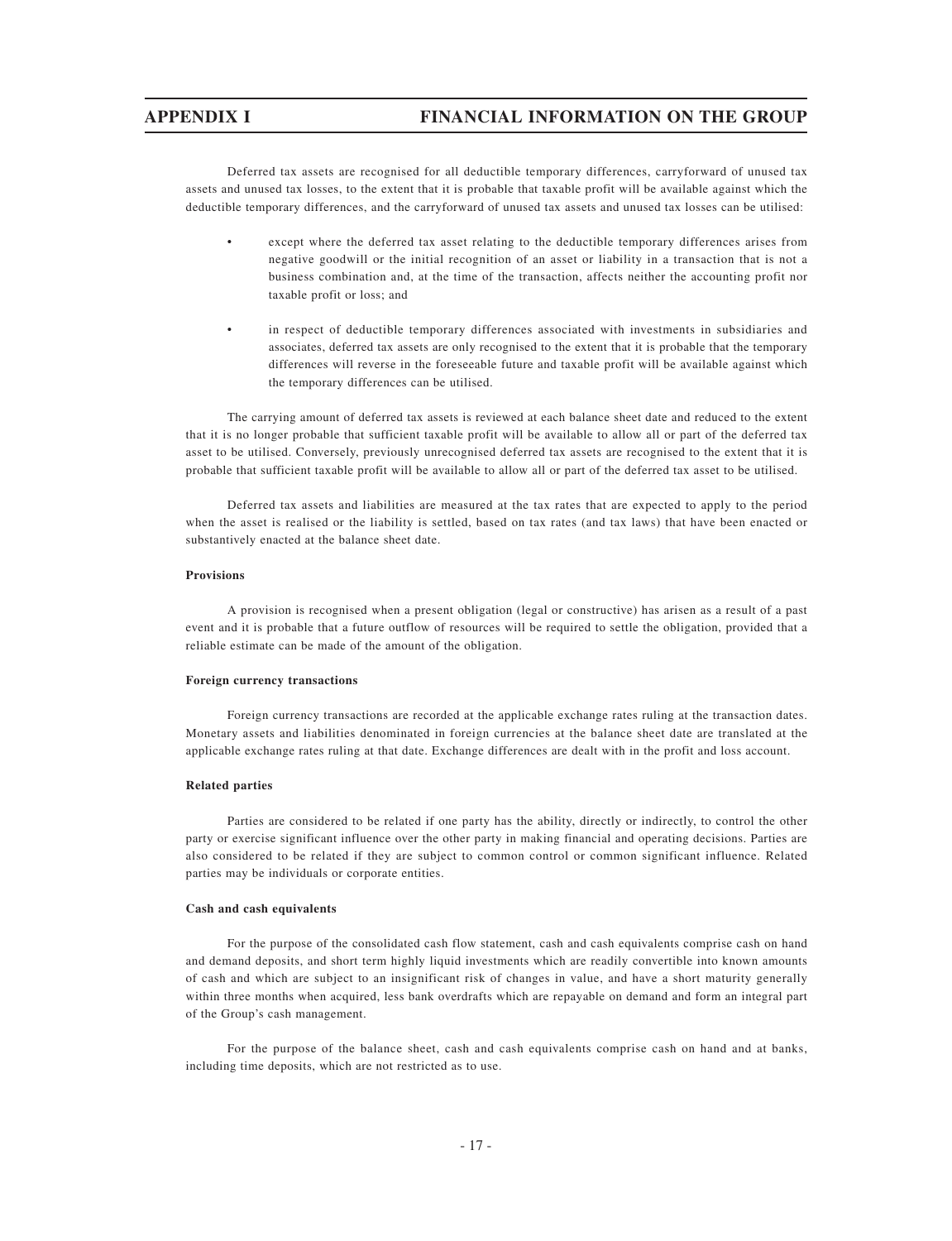Deferred tax assets are recognised for all deductible temporary differences, carryforward of unused tax assets and unused tax losses, to the extent that it is probable that taxable profit will be available against which the deductible temporary differences, and the carryforward of unused tax assets and unused tax losses can be utilised:

- except where the deferred tax asset relating to the deductible temporary differences arises from negative goodwill or the initial recognition of an asset or liability in a transaction that is not a business combination and, at the time of the transaction, affects neither the accounting profit nor taxable profit or loss; and

- in respect of deductible temporary differences associated with investments in subsidiaries and associates, deferred tax assets are only recognised to the extent that it is probable that the temporary differences will reverse in the foreseeable future and taxable profit will be available against which the temporary differences can be utilised.

The carrying amount of deferred tax assets is reviewed at each balance sheet date and reduced to the extent that it is no longer probable that sufficient taxable profit will be available to allow all or part of the deferred tax asset to be utilised. Conversely, previously unrecognised deferred tax assets are recognised to the extent that it is probable that sufficient taxable profit will be available to allow all or part of the deferred tax asset to be utilised.

Deferred tax assets and liabilities are measured at the tax rates that are expected to apply to the period when the asset is realised or the liability is settled, based on tax rates (and tax laws) that have been enacted or substantively enacted at the balance sheet date.

**Provisions**

A provision is recognised when a present obligation (legal or constructive) has arisen as a result of a past event and it is probable that a future outflow of resources will be required to settle the obligation, provided that a reliable estimate can be made of the amount of the obligation.

**Foreign currency transactions**

Foreign currency transactions are recorded at the applicable exchange rates ruling at the transaction dates. Monetary assets and liabilities denominated in foreign currencies at the balance sheet date are translated at the applicable exchange rates ruling at that date. Exchange differences are dealt with in the profit and loss account.

**Related parties**

Parties are considered to be related if one party has the ability, directly or indirectly, to control the other party or exercise significant influence over the other party in making financial and operating decisions. Parties are also considered to be related if they are subject to common control or common significant influence. Related parties may be individuals or corporate entities.

**Cash and cash equivalents**

For the purpose of the consolidated cash flow statement, cash and cash equivalents comprise cash on hand and demand deposits, and short term highly liquid investments which are readily convertible into known amounts of cash and which are subject to an insignificant risk of changes in value, and have a short maturity generally within three months when acquired, less bank overdrafts which are repayable on demand and form an integral part of the Group's cash management.

For the purpose of the balance sheet, cash and cash equivalents comprise cash on hand and at banks, including time deposits, which are not restricted as to use.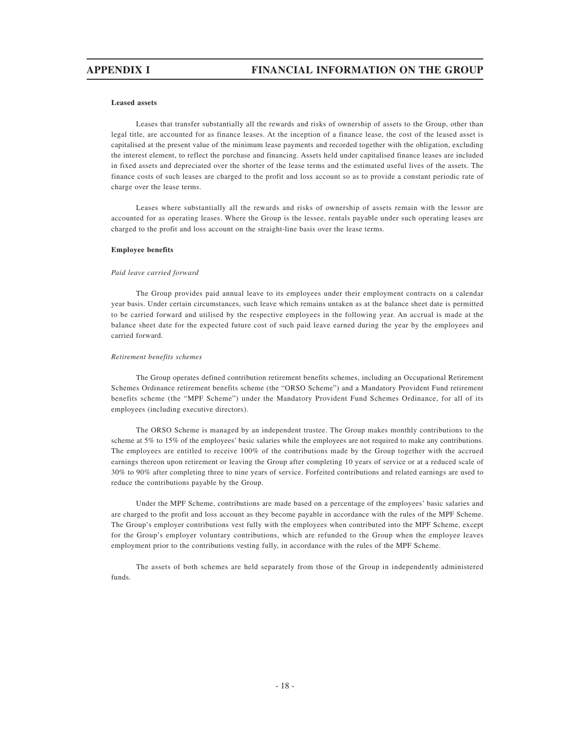**Leased assets**

Leases that transfer substantially all the rewards and risks of ownership of assets to the Group, other than legal title, are accounted for as finance leases. At the inception of a finance lease, the cost of the leased asset is capitalised at the present value of the minimum lease payments and recorded together with the obligation, excluding the interest element, to reflect the purchase and financing. Assets held under capitalised finance leases are included in fixed assets and depreciated over the shorter of the lease terms and the estimated useful lives of the assets. The finance costs of such leases are charged to the profit and loss account so as to provide a constant periodic rate of charge over the lease terms.

Leases where substantially all the rewards and risks of ownership of assets remain with the lessor are accounted for as operating leases. Where the Group is the lessee, rentals payable under such operating leases are charged to the profit and loss account on the straight-line basis over the lease terms.

**Employee benefits**

*Paid leave carried forward*

The Group provides paid annual leave to its employees under their employment contracts on a calendar year basis. Under certain circumstances, such leave which remains untaken as at the balance sheet date is permitted to be carried forward and utilised by the respective employees in the following year. An accrual is made at the balance sheet date for the expected future cost of such paid leave earned during the year by the employees and carried forward.

*Retirement benefits schemes*

The Group operates defined contribution retirement benefits schemes, including an Occupational Retirement Schemes Ordinance retirement benefits scheme (the "ORSO Scheme") and a Mandatory Provident Fund retirement benefits scheme (the "MPF Scheme") under the Mandatory Provident Fund Schemes Ordinance, for all of its employees (including executive directors).

The ORSO Scheme is managed by an independent trustee. The Group makes monthly contributions to the scheme at 5% to 15% of the employees' basic salaries while the employees are not required to make any contributions. The employees are entitled to receive 100% of the contributions made by the Group together with the accrued earnings thereon upon retirement or leaving the Group after completing 10 years of service or at a reduced scale of 30% to 90% after completing three to nine years of service. Forfeited contributions and related earnings are used to reduce the contributions payable by the Group.

Under the MPF Scheme, contributions are made based on a percentage of the employees' basic salaries and are charged to the profit and loss account as they become payable in accordance with the rules of the MPF Scheme. The Group's employer contributions vest fully with the employees when contributed into the MPF Scheme, except for the Group's employer voluntary contributions, which are refunded to the Group when the employee leaves employment prior to the contributions vesting fully, in accordance with the rules of the MPF Scheme.

The assets of both schemes are held separately from those of the Group in independently administered funds.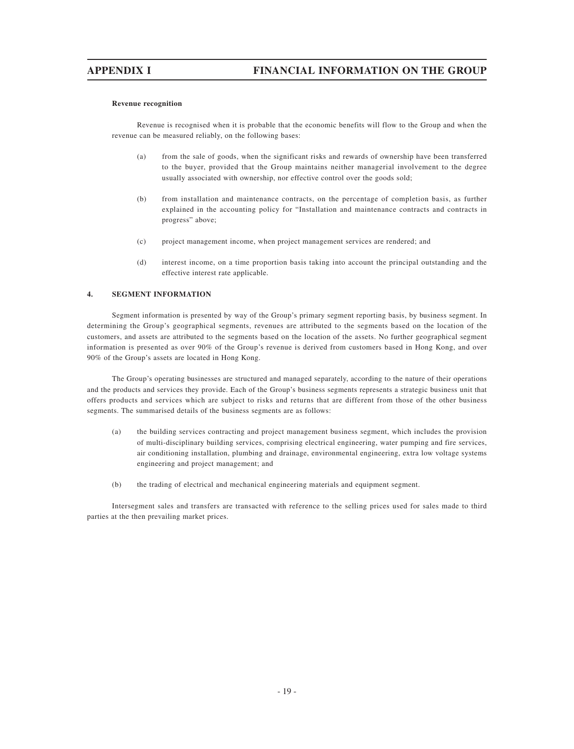**Revenue recognition**

Revenue is recognised when it is probable that the economic benefits will flow to the Group and when the revenue can be measured reliably, on the following bases:

(a) from the sale of goods, when the significant risks and rewards of ownership have been transferred to the buyer, provided that the Group maintains neither managerial involvement to the degree usually associated with ownership, nor effective control over the goods sold;

(b) from installation and maintenance contracts, on the percentage of completion basis, as further explained in the accounting policy for "Installation and maintenance contracts and contracts in progress" above;

(c) project management income, when project management services are rendered; and

(d) interest income, on a time proportion basis taking into account the principal outstanding and the effective interest rate applicable.

## 4. SEGMENT INFORMATION

Segment information is presented by way of the Group's primary segment reporting basis, by business segment. In determining the Group's geographical segments, revenues are attributed to the segments based on the location of the customers, and assets are attributed to the segments based on the location of the assets. No further geographical segment information is presented as over 90% of the Group's revenue is derived from customers based in Hong Kong, and over 90% of the Group's assets are located in Hong Kong.

The Group's operating businesses are structured and managed separately, according to the nature of their operations and the products and services they provide. Each of the Group's business segments represents a strategic business unit that offers products and services which are subject to risks and returns that are different from those of the other business segments. The summarised details of the business segments are as follows:

(a) the building services contracting and project management business segment, which includes the provision of multi-disciplinary building services, comprising electrical engineering, water pumping and fire services, air conditioning installation, plumbing and drainage, environmental engineering, extra low voltage systems engineering and project management; and

(b) the trading of electrical and mechanical engineering materials and equipment segment.

Intersegment sales and transfers are transacted with reference to the selling prices used for sales made to third parties at the then prevailing market prices.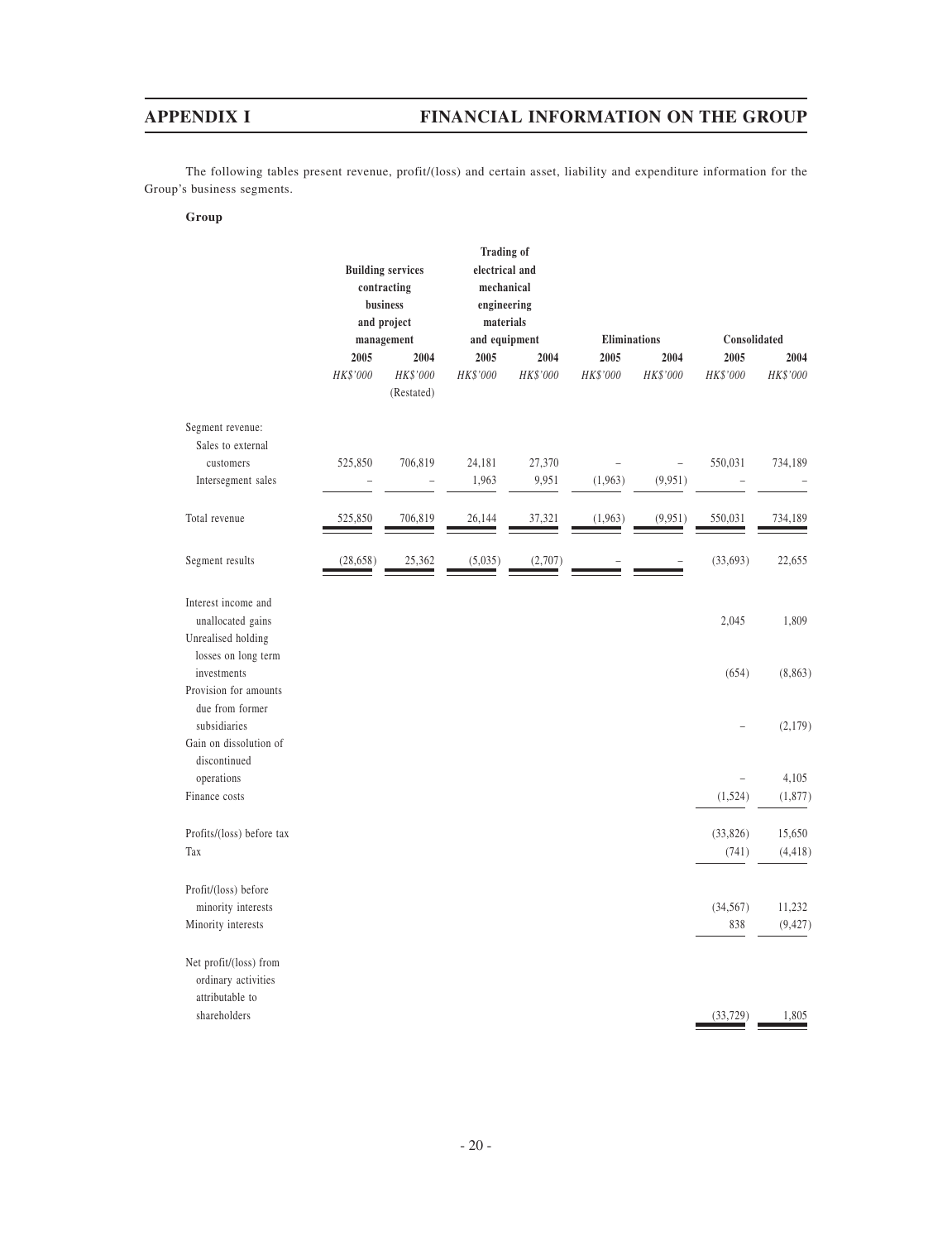The following tables present revenue, profit/(loss) and certain asset, liability and expenditure information for the Group's business segments.

**Group**

| | Building services contracting business and project management | | Trading of electrical and mechanical engineering materials and equipment | | Eliminations | | Consolidated | |
|---|---|---|---|---|---|---|---|---|
| | 2005 | 2004 | 2005 | 2004 | 2005 | 2004 | 2005 | 2004 |
| | *HK$'000* | *HK$'000* (Restated) | *HK$'000* | *HK$'000* | *HK$'000* | *HK$'000* | *HK$'000* | *HK$'000* |
| Segment revenue: | | | | | | | | |
| Sales to external customers | 525,850 | 706,819 | 24,181 | 27,370 | – | – | 550,031 | 734,189 |
| Intersegment sales | – | – | 1,963 | 9,951 | (1,963) | (9,951) | – | – |
| Total revenue | 525,850 | 706,819 | 26,144 | 37,321 | (1,963) | (9,951) | 550,031 | 734,189 |
| Segment results | (28,658) | 25,362 | (5,035) | (2,707) | – | – | (33,693) | 22,655 |
| Interest income and unallocated gains | | | | | | | 2,045 | 1,809 |
| Unrealised holding losses on long term investments | | | | | | | (654) | (8,863) |
| Provision for amounts due from former subsidiaries | | | | | | | – | (2,179) |
| Gain on dissolution of discontinued operations | | | | | | | – | 4,105 |
| Finance costs | | | | | | | (1,524) | (1,877) |
| Profits/(loss) before tax | | | | | | | (33,826) | 15,650 |
| Tax | | | | | | | (741) | (4,418) |
| Profit/(loss) before minority interests | | | | | | | (34,567) | 11,232 |
| Minority interests | | | | | | | 838 | (9,427) |
| Net profit/(loss) from ordinary activities attributable to shareholders | | | | | | | (33,729) | 1,805 |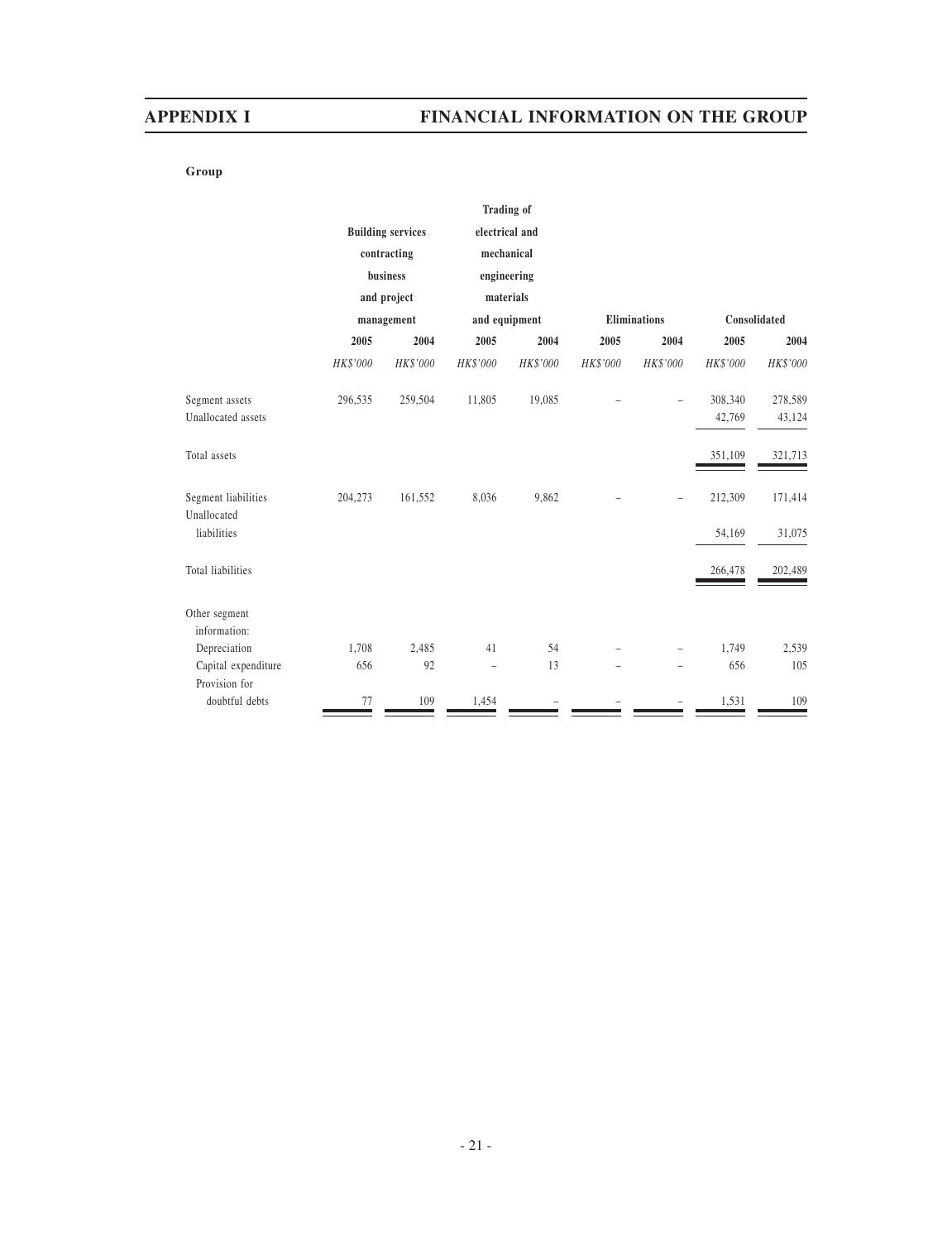**Group**

| | Building services contracting business and project management | | Trading of electrical and mechanical engineering materials and equipment | | Eliminations | | Consolidated | |
|---|---|---|---|---|---|---|---|---|
| | 2005 | 2004 | 2005 | 2004 | 2005 | 2004 | 2005 | 2004 |
| | *HK$'000* | *HK$'000* | *HK$'000* | *HK$'000* | *HK$'000* | *HK$'000* | *HK$'000* | *HK$'000* |
| Segment assets | 296,535 | 259,504 | 11,805 | 19,085 | – | – | 308,340 | 278,589 |
| Unallocated assets | | | | | | | 42,769 | 43,124 |
| Total assets | | | | | | | 351,109 | 321,713 |
| Segment liabilities | 204,273 | 161,552 | 8,036 | 9,862 | – | – | 212,309 | 171,414 |
| Unallocated liabilities | | | | | | | 54,169 | 31,075 |
| Total liabilities | | | | | | | 266,478 | 202,489 |
| Other segment information: | | | | | | | | |
| Depreciation | 1,708 | 2,485 | 41 | 54 | – | – | 1,749 | 2,539 |
| Capital expenditure | 656 | 92 | – | 13 | – | – | 656 | 105 |
| Provision for doubtful debts | 77 | 109 | 1,454 | – | – | – | 1,531 | 109 |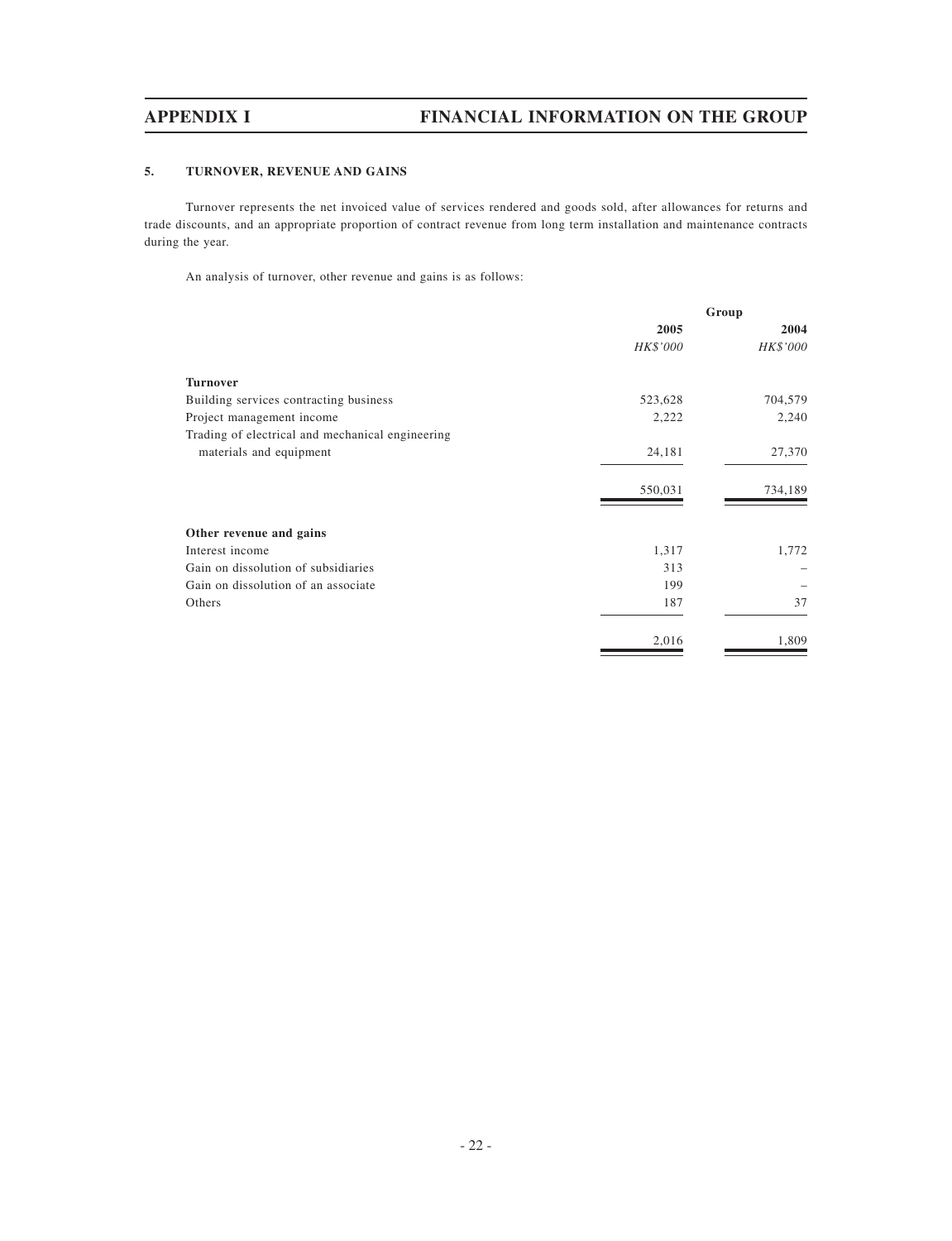### 5. TURNOVER, REVENUE AND GAINS

Turnover represents the net invoiced value of services rendered and goods sold, after allowances for returns and trade discounts, and an appropriate proportion of contract revenue from long term installation and maintenance contracts during the year.

An analysis of turnover, other revenue and gains is as follows:

| | Group | |
|---|---|---|
| | **2005** | **2004** |
| | *HK$'000* | *HK$'000* |
| **Turnover** | | |
| Building services contracting business | 523,628 | 704,579 |
| Project management income | 2,222 | 2,240 |
| Trading of electrical and mechanical engineering materials and equipment | 24,181 | 27,370 |
| | 550,031 | 734,189 |
| **Other revenue and gains** | | |
| Interest income | 1,317 | 1,772 |
| Gain on dissolution of subsidiaries | 313 | – |
| Gain on dissolution of an associate | 199 | – |
| Others | 187 | 37 |
| | 2,016 | 1,809 |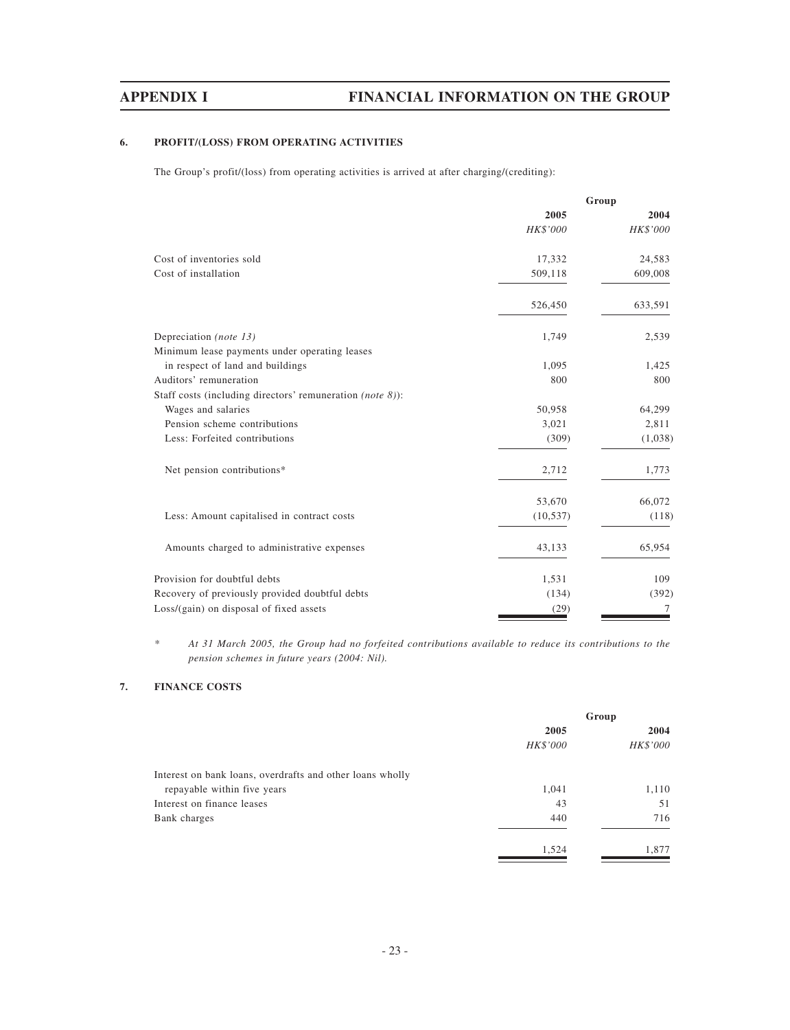### 6. PROFIT/(LOSS) FROM OPERATING ACTIVITIES

The Group's profit/(loss) from operating activities is arrived at after charging/(crediting):

| | Group | |
|---|---|---|
| | 2005 | 2004 |
| | *HK$'000* | *HK$'000* |
| Cost of inventories sold | 17,332 | 24,583 |
| Cost of installation | 509,118 | 609,008 |
| | 526,450 | 633,591 |
| Depreciation *(note 13)* | 1,749 | 2,539 |
| Minimum lease payments under operating leases in respect of land and buildings | 1,095 | 1,425 |
| Auditors' remuneration | 800 | 800 |
| Staff costs (including directors' remuneration *(note 8)*): | | |
| Wages and salaries | 50,958 | 64,299 |
| Pension scheme contributions | 3,021 | 2,811 |
| Less: Forfeited contributions | (309) | (1,038) |
| Net pension contributions* | 2,712 | 1,773 |
| | 53,670 | 66,072 |
| Less: Amount capitalised in contract costs | (10,537) | (118) |
| Amounts charged to administrative expenses | 43,133 | 65,954 |
| Provision for doubtful debts | 1,531 | 109 |
| Recovery of previously provided doubtful debts | (134) | (392) |
| Loss/(gain) on disposal of fixed assets | (29) | 7 |

\* *At 31 March 2005, the Group had no forfeited contributions available to reduce its contributions to the pension schemes in future years (2004: Nil).*

### 7. FINANCE COSTS

| | Group | |
|---|---|---|
| | 2005 | 2004 |
| | *HK$'000* | *HK$'000* |
| Interest on bank loans, overdrafts and other loans wholly repayable within five years | 1,041 | 1,110 |
| Interest on finance leases | 43 | 51 |
| Bank charges | 440 | 716 |
| | 1,524 | 1,877 |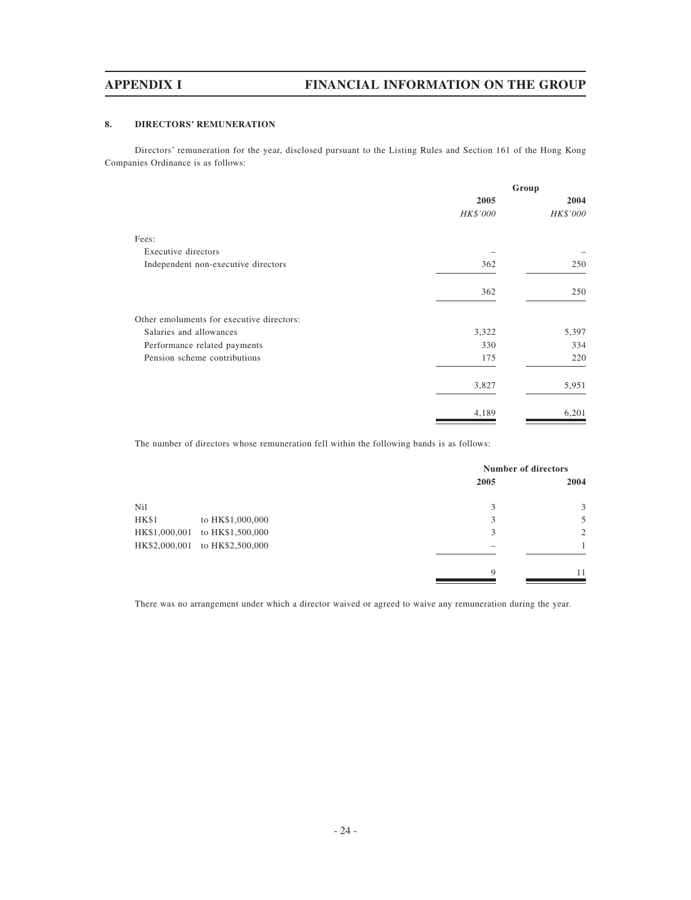### 8. DIRECTORS' REMUNERATION

Directors' remuneration for the year, disclosed pursuant to the Listing Rules and Section 161 of the Hong Kong Companies Ordinance is as follows:

| | Group | |
|---|---|---|
| | 2005 | 2004 |
| | *HK$'000* | *HK$'000* |
| Fees: | | |
| Executive directors | – | – |
| Independent non-executive directors | 362 | 250 |
| | 362 | 250 |
| Other emoluments for executive directors: | | |
| Salaries and allowances | 3,322 | 5,397 |
| Performance related payments | 330 | 334 |
| Pension scheme contributions | 175 | 220 |
| | 3,827 | 5,951 |
| | 4,189 | 6,201 |

The number of directors whose remuneration fell within the following bands is as follows:

| | Number of directors | |
|---|---|---|
| | 2005 | 2004 |
| Nil | 3 | 3 |
| HK$1 to HK$1,000,000 | 3 | 5 |
| HK$1,000,001 to HK$1,500,000 | 3 | 2 |
| HK$2,000,001 to HK$2,500,000 | – | 1 |
| | 9 | 11 |

There was no arrangement under which a director waived or agreed to waive any remuneration during the year.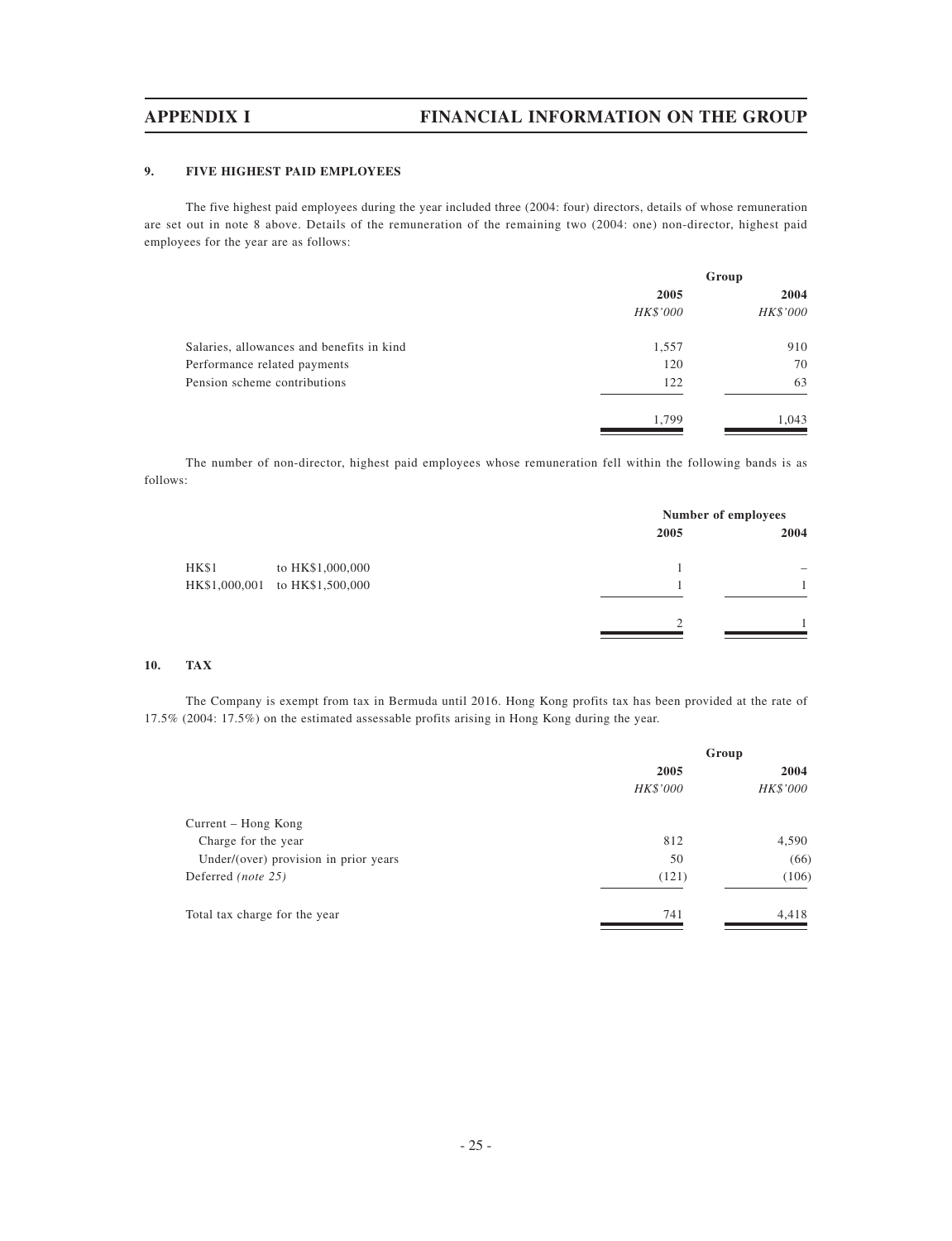## 9. FIVE HIGHEST PAID EMPLOYEES

The five highest paid employees during the year included three (2004: four) directors, details of whose remuneration are set out in note 8 above. Details of the remuneration of the remaining two (2004: one) non-director, highest paid employees for the year are as follows:

| | Group | |
|---|---|---|
| | 2005 | 2004 |
| | *HK$'000* | *HK$'000* |
| Salaries, allowances and benefits in kind | 1,557 | 910 |
| Performance related payments | 120 | 70 |
| Pension scheme contributions | 122 | 63 |
| | 1,799 | 1,043 |

The number of non-director, highest paid employees whose remuneration fell within the following bands is as follows:

| | Number of employees | |
|---|---|---|
| | 2005 | 2004 |
| HK$1 to HK$1,000,000 | 1 | – |
| HK$1,000,001 to HK$1,500,000 | 1 | 1 |
| | 2 | 1 |

## 10. TAX

The Company is exempt from tax in Bermuda until 2016. Hong Kong profits tax has been provided at the rate of 17.5% (2004: 17.5%) on the estimated assessable profits arising in Hong Kong during the year.

| | Group | |
|---|---|---|
| | 2005 | 2004 |
| | *HK$'000* | *HK$'000* |
| Current – Hong Kong | | |
| Charge for the year | 812 | 4,590 |
| Under/(over) provision in prior years | 50 | (66) |
| Deferred *(note 25)* | (121) | (106) |
| Total tax charge for the year | 741 | 4,418 |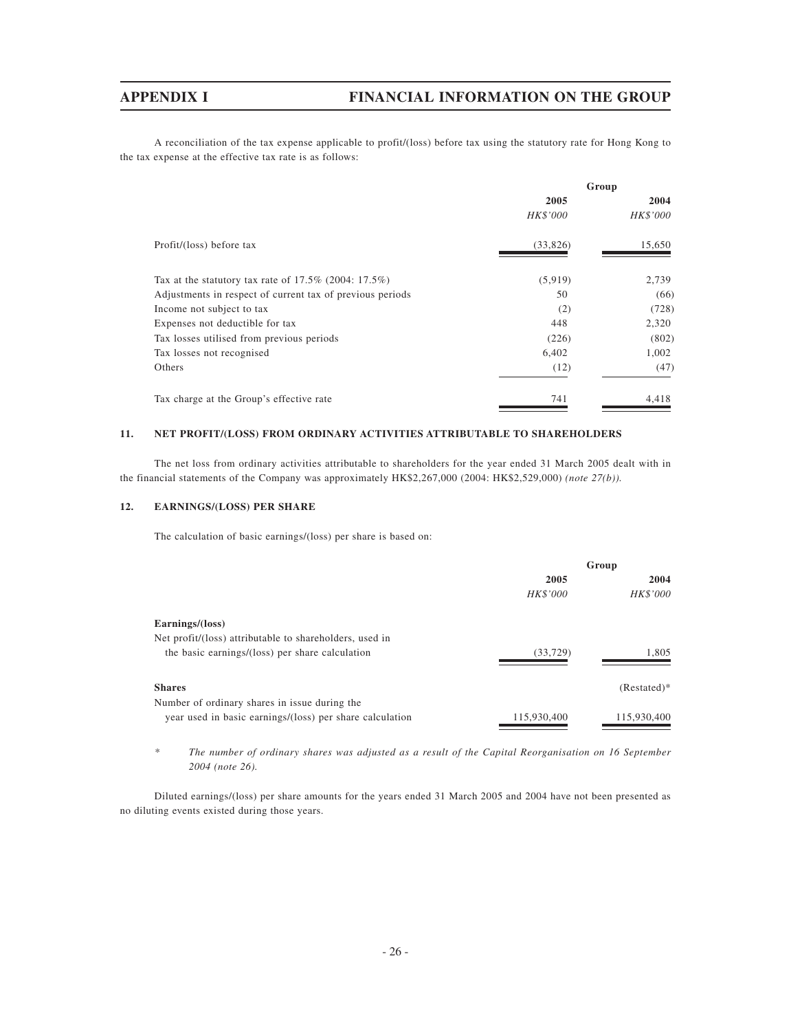A reconciliation of the tax expense applicable to profit/(loss) before tax using the statutory rate for Hong Kong to the tax expense at the effective tax rate is as follows:

| | Group | |
|---|---|---|
| | 2005 | 2004 |
| | *HK$'000* | *HK$'000* |
| Profit/(loss) before tax | (33,826) | 15,650 |
| Tax at the statutory tax rate of 17.5% (2004: 17.5%) | (5,919) | 2,739 |
| Adjustments in respect of current tax of previous periods | 50 | (66) |
| Income not subject to tax | (2) | (728) |
| Expenses not deductible for tax | 448 | 2,320 |
| Tax losses utilised from previous periods | (226) | (802) |
| Tax losses not recognised | 6,402 | 1,002 |
| Others | (12) | (47) |
| Tax charge at the Group's effective rate | 741 | 4,418 |

### 11. NET PROFIT/(LOSS) FROM ORDINARY ACTIVITIES ATTRIBUTABLE TO SHAREHOLDERS

The net loss from ordinary activities attributable to shareholders for the year ended 31 March 2005 dealt with in the financial statements of the Company was approximately HK$2,267,000 (2004: HK$2,529,000) *(note 27(b))*.

### 12. EARNINGS/(LOSS) PER SHARE

The calculation of basic earnings/(loss) per share is based on:

| | Group | |
|---|---|---|
| | 2005 | 2004 |
| | *HK$'000* | *HK$'000* |
| **Earnings/(loss)** | | |
| Net profit/(loss) attributable to shareholders, used in the basic earnings/(loss) per share calculation | (33,729) | 1,805 |
| **Shares** | | (Restated)* |
| Number of ordinary shares in issue during the year used in basic earnings/(loss) per share calculation | 115,930,400 | 115,930,400 |

\* *The number of ordinary shares was adjusted as a result of the Capital Reorganisation on 16 September 2004 (note 26).*

Diluted earnings/(loss) per share amounts for the years ended 31 March 2005 and 2004 have not been presented as no diluting events existed during those years.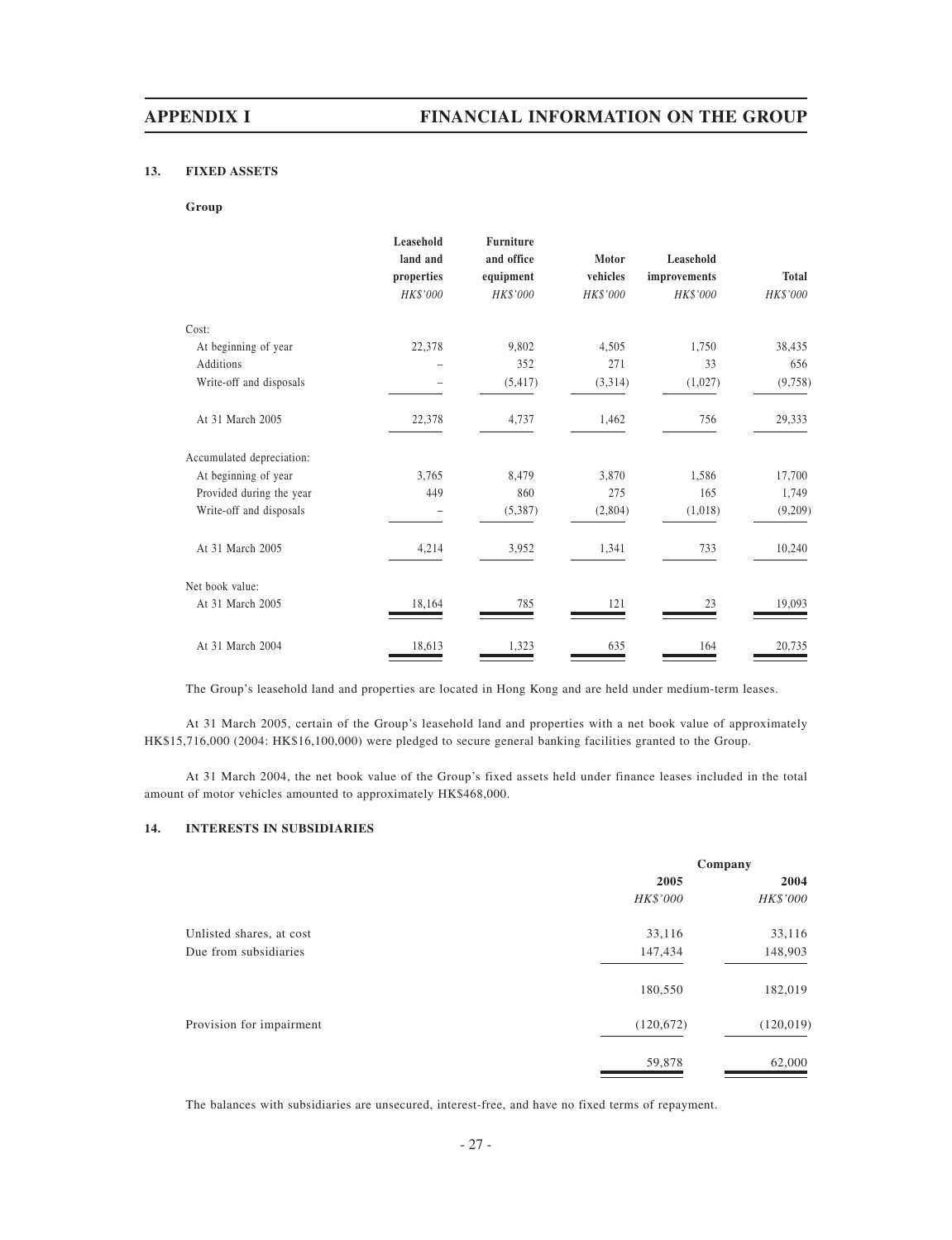## 13. FIXED ASSETS

**Group**

| | Leasehold land and properties | Furniture and office equipment | Motor vehicles | Leasehold improvements | Total |
|---|---|---|---|---|---|
| | *HK$'000* | *HK$'000* | *HK$'000* | *HK$'000* | *HK$'000* |
| Cost: | | | | | |
| At beginning of year | 22,378 | 9,802 | 4,505 | 1,750 | 38,435 |
| Additions | – | 352 | 271 | 33 | 656 |
| Write-off and disposals | – | (5,417) | (3,314) | (1,027) | (9,758) |
| At 31 March 2005 | 22,378 | 4,737 | 1,462 | 756 | 29,333 |
| Accumulated depreciation: | | | | | |
| At beginning of year | 3,765 | 8,479 | 3,870 | 1,586 | 17,700 |
| Provided during the year | 449 | 860 | 275 | 165 | 1,749 |
| Write-off and disposals | – | (5,387) | (2,804) | (1,018) | (9,209) |
| At 31 March 2005 | 4,214 | 3,952 | 1,341 | 733 | 10,240 |
| Net book value: | | | | | |
| At 31 March 2005 | 18,164 | 785 | 121 | 23 | 19,093 |
| At 31 March 2004 | 18,613 | 1,323 | 635 | 164 | 20,735 |

The Group's leasehold land and properties are located in Hong Kong and are held under medium-term leases.

At 31 March 2005, certain of the Group's leasehold land and properties with a net book value of approximately HK$15,716,000 (2004: HK$16,100,000) were pledged to secure general banking facilities granted to the Group.

At 31 March 2004, the net book value of the Group's fixed assets held under finance leases included in the total amount of motor vehicles amounted to approximately HK$468,000.

## 14. INTERESTS IN SUBSIDIARIES

| | Company | |
|---|---|---|
| | 2005 | 2004 |
| | *HK$'000* | *HK$'000* |
| Unlisted shares, at cost | 33,116 | 33,116 |
| Due from subsidiaries | 147,434 | 148,903 |
| | 180,550 | 182,019 |
| Provision for impairment | (120,672) | (120,019) |
| | 59,878 | 62,000 |

The balances with subsidiaries are unsecured, interest-free, and have no fixed terms of repayment.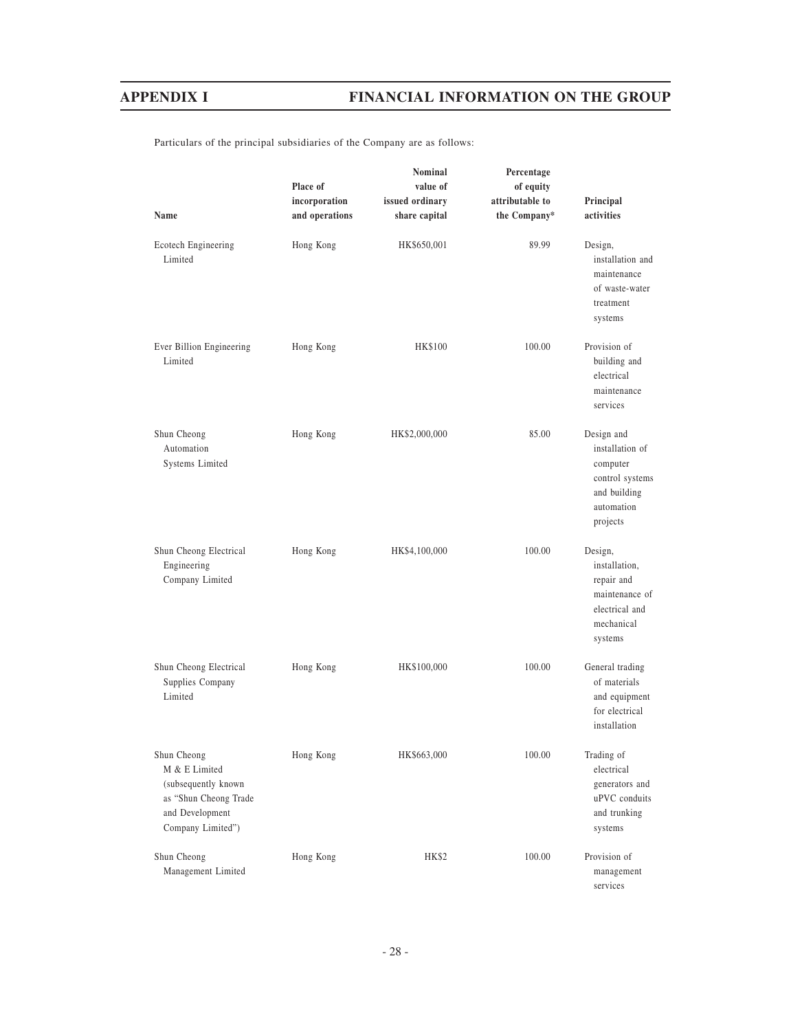Particulars of the principal subsidiaries of the Company are as follows:

| Name | Place of incorporation and operations | Nominal value of issued ordinary share capital | Percentage of equity attributable to the Company* | Principal activities |
|---|---|---|---|---|
| Ecotech Engineering Limited | Hong Kong | HK$650,001 | 89.99 | Design, installation and maintenance of waste-water treatment systems |
| Ever Billion Engineering Limited | Hong Kong | HK$100 | 100.00 | Provision of building and electrical maintenance services |
| Shun Cheong Automation Systems Limited | Hong Kong | HK$2,000,000 | 85.00 | Design and installation of computer control systems and building automation projects |
| Shun Cheong Electrical Engineering Company Limited | Hong Kong | HK$4,100,000 | 100.00 | Design, installation, repair and maintenance of electrical and mechanical systems |
| Shun Cheong Electrical Supplies Company Limited | Hong Kong | HK$100,000 | 100.00 | General trading of materials and equipment for electrical installation |
| Shun Cheong M & E Limited (subsequently known as "Shun Cheong Trade and Development Company Limited") | Hong Kong | HK$663,000 | 100.00 | Trading of electrical generators and uPVC conduits and trunking systems |
| Shun Cheong Management Limited | Hong Kong | HK$2 | 100.00 | Provision of management services |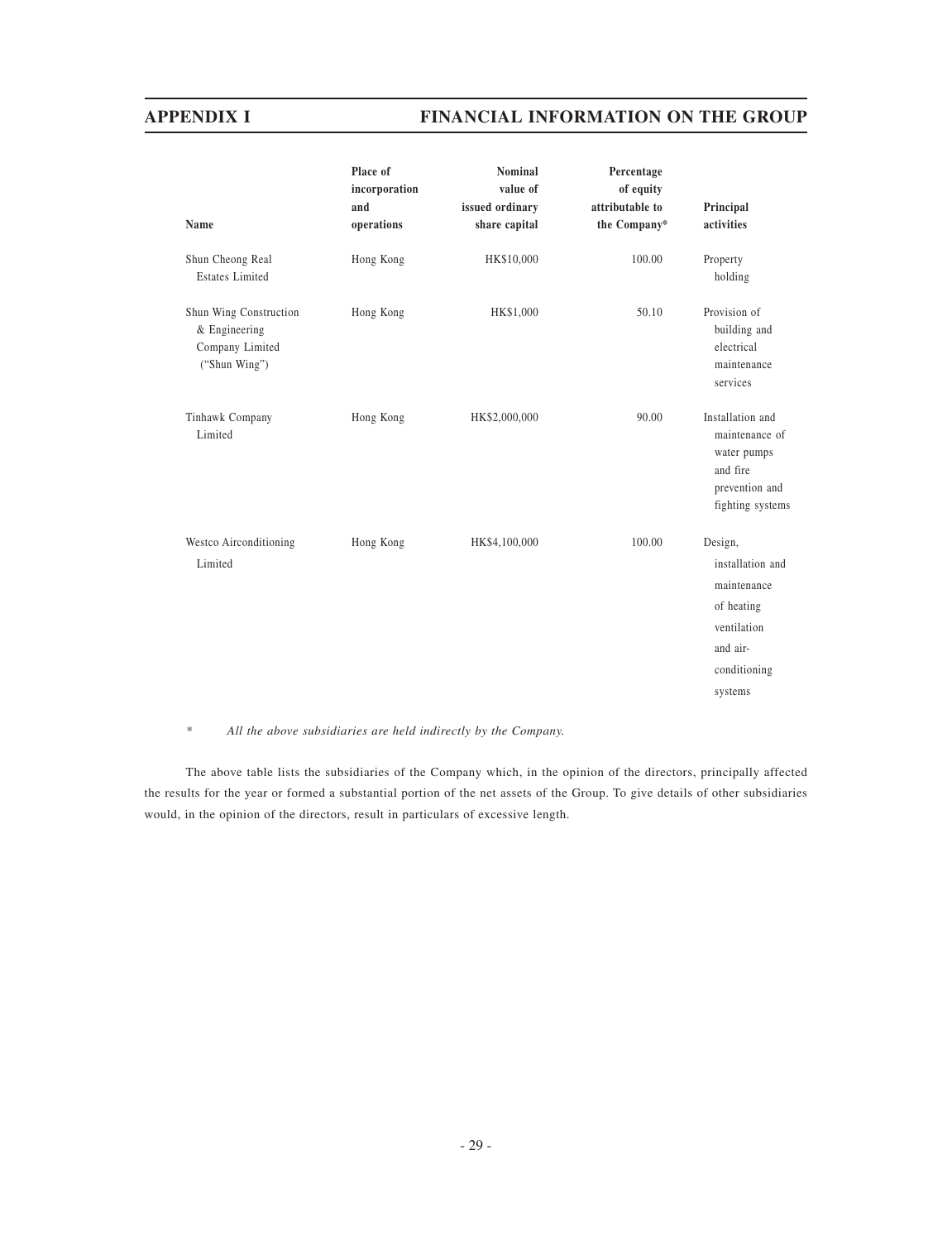| Name | Place of incorporation and operations | Nominal value of issued ordinary share capital | Percentage of equity attributable to the Company* | Principal activities |
|---|---|---|---|---|
| Shun Cheong Real Estates Limited | Hong Kong | HK$10,000 | 100.00 | Property holding |
| Shun Wing Construction & Engineering Company Limited ("Shun Wing") | Hong Kong | HK$1,000 | 50.10 | Provision of building and electrical maintenance services |
| Tinhawk Company Limited | Hong Kong | HK$2,000,000 | 90.00 | Installation and maintenance of water pumps and fire prevention and fighting systems |
| Westco Airconditioning Limited | Hong Kong | HK$4,100,000 | 100.00 | Design, installation and maintenance of heating ventilation and air-conditioning systems |

\* *All the above subsidiaries are held indirectly by the Company.*

The above table lists the subsidiaries of the Company which, in the opinion of the directors, principally affected the results for the year or formed a substantial portion of the net assets of the Group. To give details of other subsidiaries would, in the opinion of the directors, result in particulars of excessive length.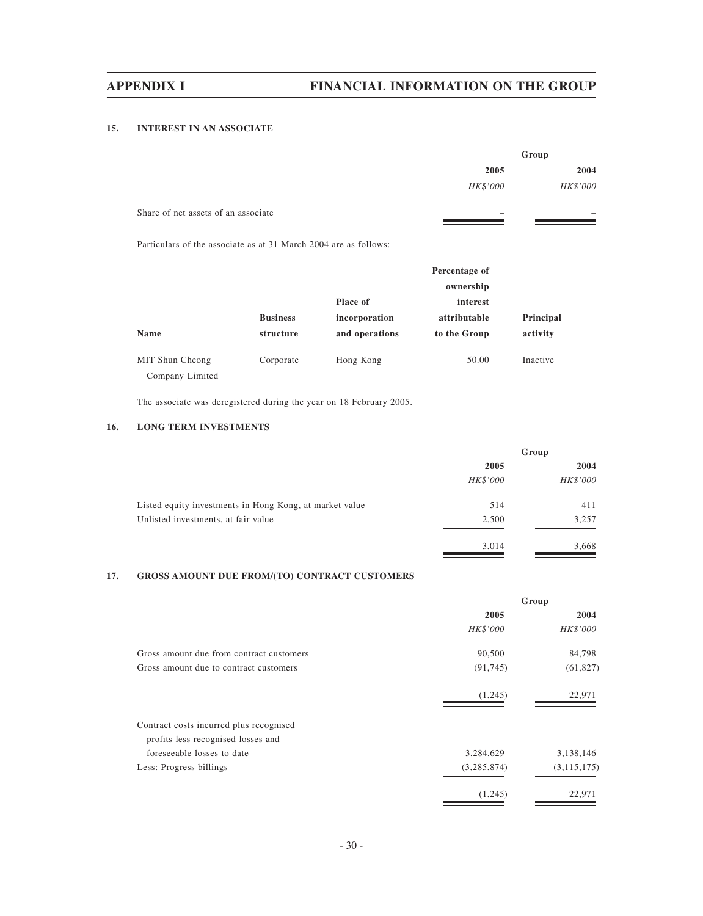## 15. INTEREST IN AN ASSOCIATE

| | Group | |
|---|---|---|
| | 2005 | 2004 |
| | *HK$'000* | *HK$'000* |
| Share of net assets of an associate | – | – |

Particulars of the associate as at 31 March 2004 are as follows:

| Name | Business structure | Place of incorporation and operations | Percentage of ownership interest attributable to the Group | Principal activity |
|---|---|---|---|---|
| MIT Shun Cheong Company Limited | Corporate | Hong Kong | 50.00 | Inactive |

The associate was deregistered during the year on 18 February 2005.

## 16. LONG TERM INVESTMENTS

| | Group | |
|---|---|---|
| | 2005 | 2004 |
| | *HK$'000* | *HK$'000* |
| Listed equity investments in Hong Kong, at market value | 514 | 411 |
| Unlisted investments, at fair value | 2,500 | 3,257 |
| | 3,014 | 3,668 |

## 17. GROSS AMOUNT DUE FROM/(TO) CONTRACT CUSTOMERS

| | Group | |
|---|---|---|
| | 2005 | 2004 |
| | *HK$'000* | *HK$'000* |
| Gross amount due from contract customers | 90,500 | 84,798 |
| Gross amount due to contract customers | (91,745) | (61,827) |
| | (1,245) | 22,971 |
| Contract costs incurred plus recognised profits less recognised losses and foreseeable losses to date | 3,284,629 | 3,138,146 |
| Less: Progress billings | (3,285,874) | (3,115,175) |
| | (1,245) | 22,971 |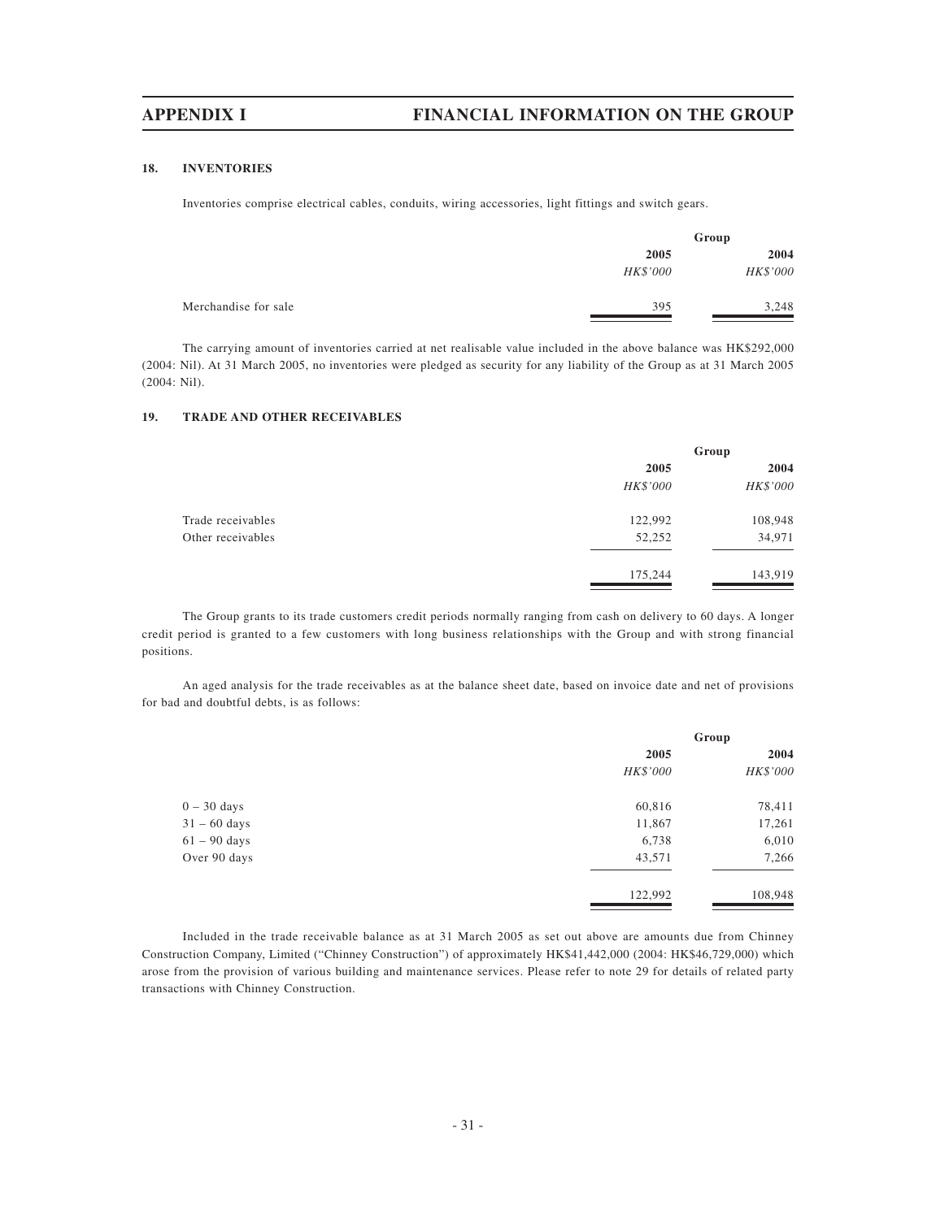### 18. INVENTORIES

Inventories comprise electrical cables, conduits, wiring accessories, light fittings and switch gears.

| | Group | |
|---|---|---|
| | 2005 | 2004 |
| | *HK$'000* | *HK$'000* |
| Merchandise for sale | 395 | 3,248 |

The carrying amount of inventories carried at net realisable value included in the above balance was HK$292,000 (2004: Nil). At 31 March 2005, no inventories were pledged as security for any liability of the Group as at 31 March 2005 (2004: Nil).

### 19. TRADE AND OTHER RECEIVABLES

| | Group | |
|---|---|---|
| | 2005 | 2004 |
| | *HK$'000* | *HK$'000* |
| Trade receivables | 122,992 | 108,948 |
| Other receivables | 52,252 | 34,971 |
| | 175,244 | 143,919 |

The Group grants to its trade customers credit periods normally ranging from cash on delivery to 60 days. A longer credit period is granted to a few customers with long business relationships with the Group and with strong financial positions.

An aged analysis for the trade receivables as at the balance sheet date, based on invoice date and net of provisions for bad and doubtful debts, is as follows:

| | Group | |
|---|---|---|
| | 2005 | 2004 |
| | *HK$'000* | *HK$'000* |
| 0 – 30 days | 60,816 | 78,411 |
| 31 – 60 days | 11,867 | 17,261 |
| 61 – 90 days | 6,738 | 6,010 |
| Over 90 days | 43,571 | 7,266 |
| | 122,992 | 108,948 |

Included in the trade receivable balance as at 31 March 2005 as set out above are amounts due from Chinney Construction Company, Limited ("Chinney Construction") of approximately HK$41,442,000 (2004: HK$46,729,000) which arose from the provision of various building and maintenance services. Please refer to note 29 for details of related party transactions with Chinney Construction.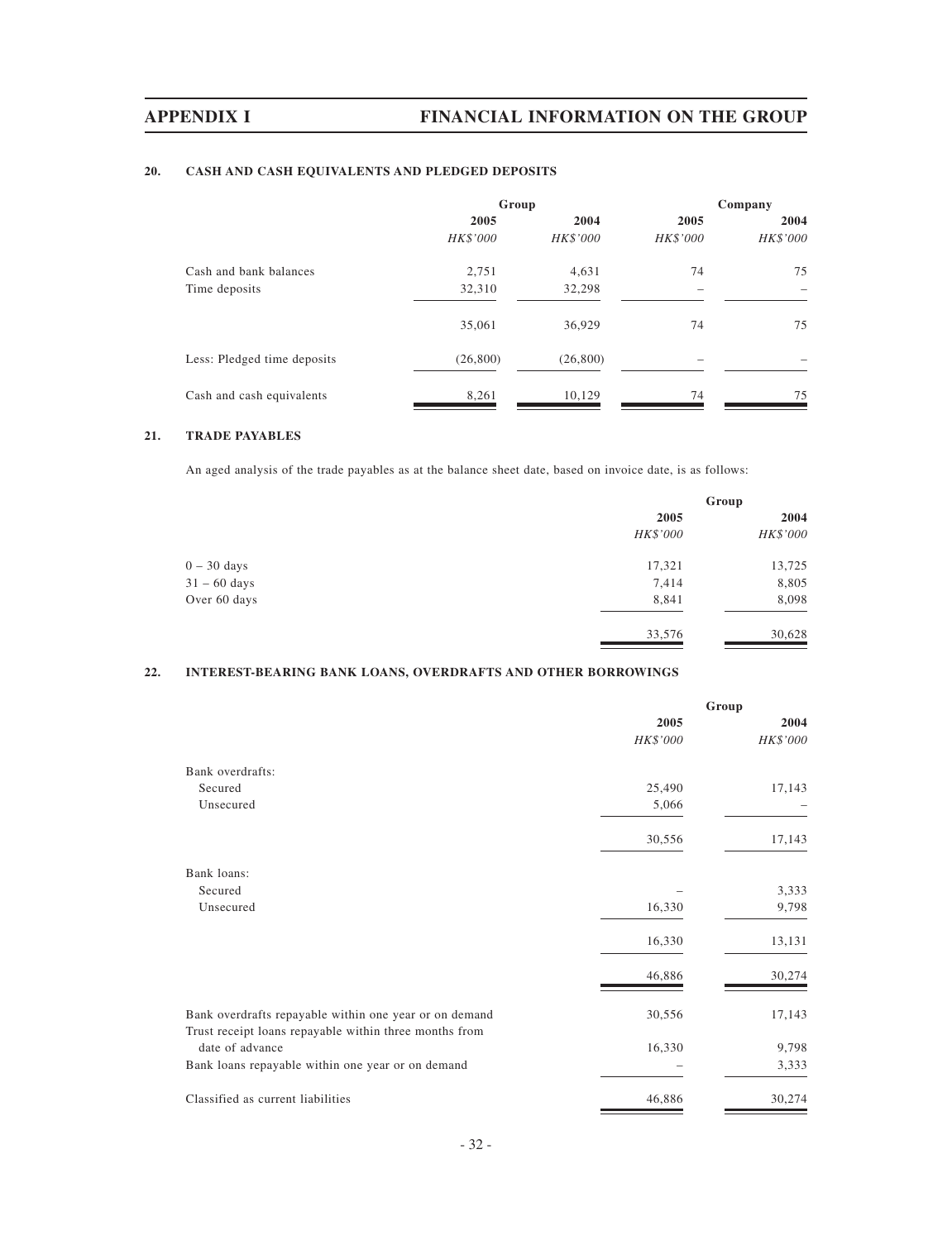### 20. CASH AND CASH EQUIVALENTS AND PLEDGED DEPOSITS

| | Group | | Company | |
|---|---|---|---|---|
| | 2005 | 2004 | 2005 | 2004 |
| | *HK$'000* | *HK$'000* | *HK$'000* | *HK$'000* |
| Cash and bank balances | 2,751 | 4,631 | 74 | 75 |
| Time deposits | 32,310 | 32,298 | – | – |
| | 35,061 | 36,929 | 74 | 75 |
| Less: Pledged time deposits | (26,800) | (26,800) | – | – |
| Cash and cash equivalents | 8,261 | 10,129 | 74 | 75 |

### 21. TRADE PAYABLES

An aged analysis of the trade payables as at the balance sheet date, based on invoice date, is as follows:

| | Group | |
|---|---|---|
| | 2005 | 2004 |
| | *HK$'000* | *HK$'000* |
| 0 – 30 days | 17,321 | 13,725 |
| 31 – 60 days | 7,414 | 8,805 |
| Over 60 days | 8,841 | 8,098 |
| | 33,576 | 30,628 |

### 22. INTEREST-BEARING BANK LOANS, OVERDRAFTS AND OTHER BORROWINGS

| | Group | |
|---|---|---|
| | 2005 | 2004 |
| | *HK$'000* | *HK$'000* |
| Bank overdrafts: | | |
| Secured | 25,490 | 17,143 |
| Unsecured | 5,066 | – |
| | 30,556 | 17,143 |
| Bank loans: | | |
| Secured | – | 3,333 |
| Unsecured | 16,330 | 9,798 |
| | 16,330 | 13,131 |
| | 46,886 | 30,274 |
| Bank overdrafts repayable within one year or on demand | 30,556 | 17,143 |
| Trust receipt loans repayable within three months from date of advance | 16,330 | 9,798 |
| Bank loans repayable within one year or on demand | – | 3,333 |
| Classified as current liabilities | 46,886 | 30,274 |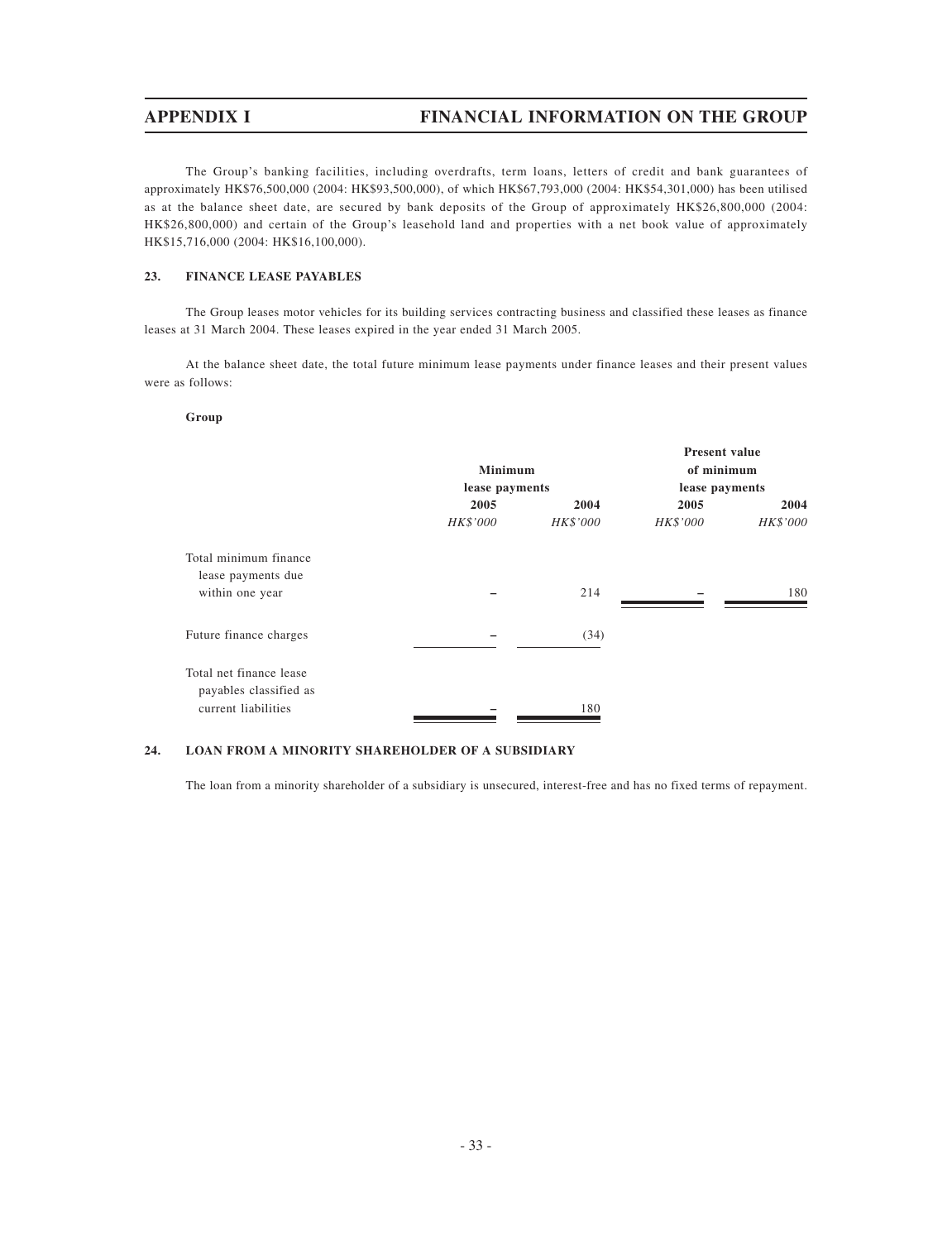The Group's banking facilities, including overdrafts, term loans, letters of credit and bank guarantees of approximately HK$76,500,000 (2004: HK$93,500,000), of which HK$67,793,000 (2004: HK$54,301,000) has been utilised as at the balance sheet date, are secured by bank deposits of the Group of approximately HK$26,800,000 (2004: HK$26,800,000) and certain of the Group's leasehold land and properties with a net book value of approximately HK$15,716,000 (2004: HK$16,100,000).

### 23. FINANCE LEASE PAYABLES

The Group leases motor vehicles for its building services contracting business and classified these leases as finance leases at 31 March 2004. These leases expired in the year ended 31 March 2005.

At the balance sheet date, the total future minimum lease payments under finance leases and their present values were as follows:

**Group**

| | Minimum lease payments | | Present value of minimum lease payments | |
|---|---|---|---|---|
| | **2005** | **2004** | **2005** | **2004** |
| | *HK$'000* | *HK$'000* | *HK$'000* | *HK$'000* |
| Total minimum finance lease payments due within one year | – | 214 | – | 180 |
| Future finance charges | – | (34) | | |
| Total net finance lease payables classified as current liabilities | – | 180 | | |

### 24. LOAN FROM A MINORITY SHAREHOLDER OF A SUBSIDIARY

The loan from a minority shareholder of a subsidiary is unsecured, interest-free and has no fixed terms of repayment.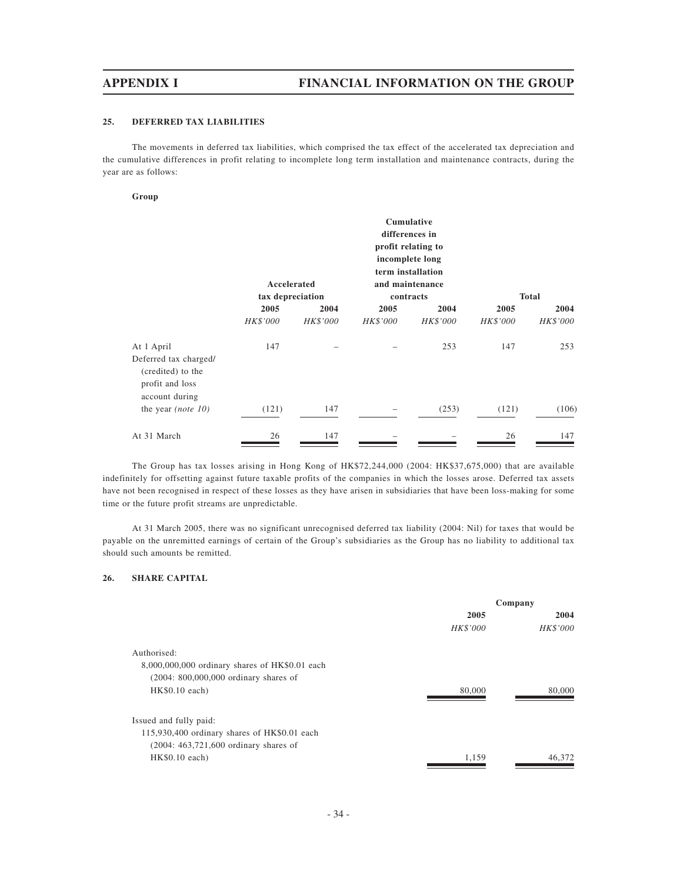### 25. DEFERRED TAX LIABILITIES

The movements in deferred tax liabilities, which comprised the tax effect of the accelerated tax depreciation and the cumulative differences in profit relating to incomplete long term installation and maintenance contracts, during the year are as follows:

**Group**

| | Accelerated tax depreciation | | Cumulative differences in profit relating to incomplete long term installation and maintenance contracts | | Total | |
|---|---|---|---|---|---|---|
| | 2005 | 2004 | 2005 | 2004 | 2005 | 2004 |
| | *HK$'000* | *HK$'000* | *HK$'000* | *HK$'000* | *HK$'000* | *HK$'000* |
| At 1 April | 147 | – | – | 253 | 147 | 253 |
| Deferred tax charged/ (credited) to the profit and loss account during the year *(note 10)* | (121) | 147 | – | (253) | (121) | (106) |
| At 31 March | 26 | 147 | – | – | 26 | 147 |

The Group has tax losses arising in Hong Kong of HK$72,244,000 (2004: HK$37,675,000) that are available indefinitely for offsetting against future taxable profits of the companies in which the losses arose. Deferred tax assets have not been recognised in respect of these losses as they have arisen in subsidiaries that have been loss-making for some time or the future profit streams are unpredictable.

At 31 March 2005, there was no significant unrecognised deferred tax liability (2004: Nil) for taxes that would be payable on the unremitted earnings of certain of the Group's subsidiaries as the Group has no liability to additional tax should such amounts be remitted.

### 26. SHARE CAPITAL

| | Company | |
|---|---|---|
| | 2005 | 2004 |
| | *HK$'000* | *HK$'000* |
| Authorised: | | |
| 8,000,000,000 ordinary shares of HK$0.01 each (2004: 800,000,000 ordinary shares of HK$0.10 each) | 80,000 | 80,000 |
| Issued and fully paid: | | |
| 115,930,400 ordinary shares of HK$0.01 each (2004: 463,721,600 ordinary shares of HK$0.10 each) | 1,159 | 46,372 |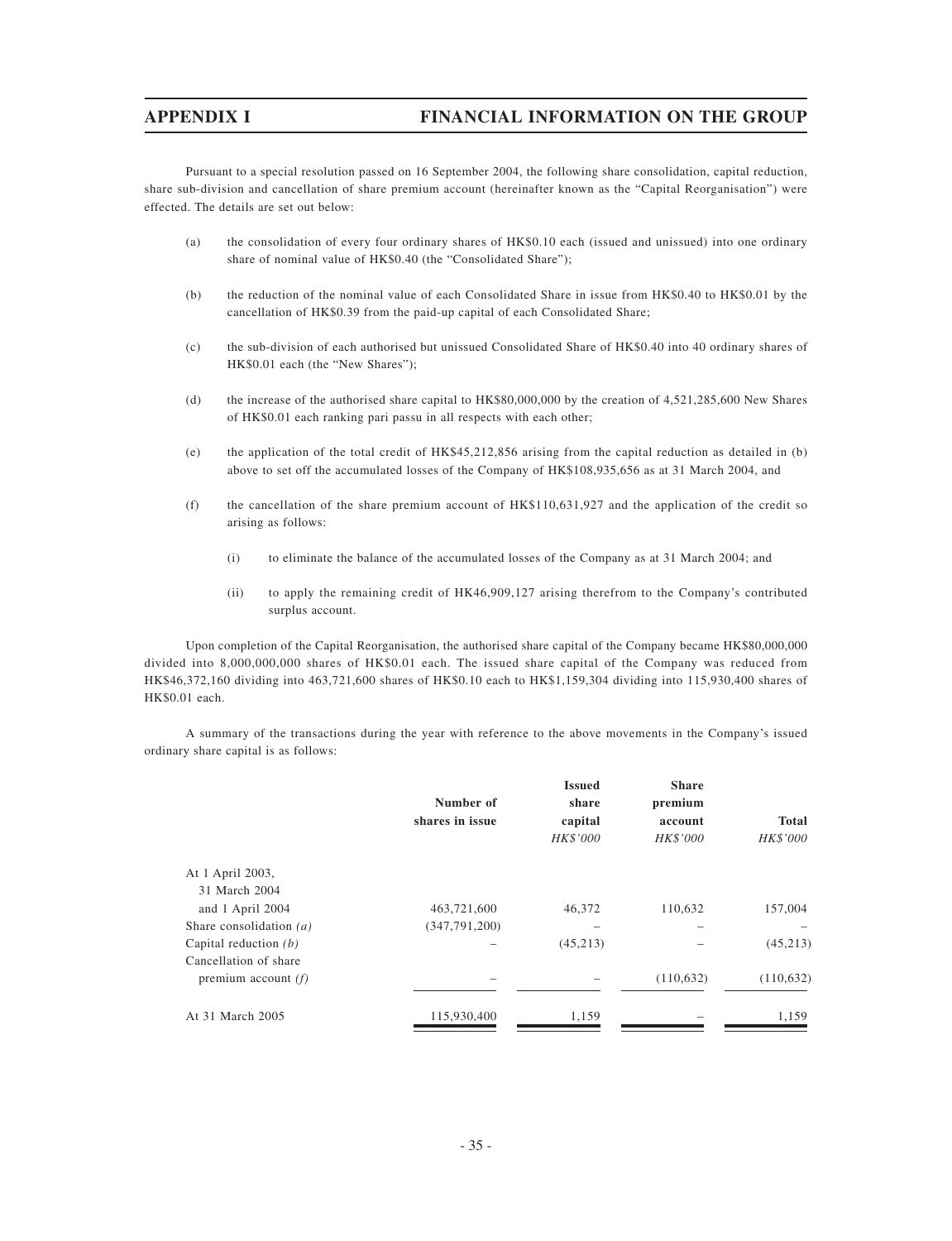Pursuant to a special resolution passed on 16 September 2004, the following share consolidation, capital reduction, share sub-division and cancellation of share premium account (hereinafter known as the "Capital Reorganisation") were effected. The details are set out below:

(a) the consolidation of every four ordinary shares of HK$0.10 each (issued and unissued) into one ordinary share of nominal value of HK$0.40 (the "Consolidated Share");

(b) the reduction of the nominal value of each Consolidated Share in issue from HK$0.40 to HK$0.01 by the cancellation of HK$0.39 from the paid-up capital of each Consolidated Share;

(c) the sub-division of each authorised but unissued Consolidated Share of HK$0.40 into 40 ordinary shares of HK$0.01 each (the "New Shares");

(d) the increase of the authorised share capital to HK$80,000,000 by the creation of 4,521,285,600 New Shares of HK$0.01 each ranking pari passu in all respects with each other;

(e) the application of the total credit of HK$45,212,856 arising from the capital reduction as detailed in (b) above to set off the accumulated losses of the Company of HK$108,935,656 as at 31 March 2004, and

(f) the cancellation of the share premium account of HK$110,631,927 and the application of the credit so arising as follows:

   (i) to eliminate the balance of the accumulated losses of the Company as at 31 March 2004; and

   (ii) to apply the remaining credit of HK46,909,127 arising therefrom to the Company's contributed surplus account.

Upon completion of the Capital Reorganisation, the authorised share capital of the Company became HK$80,000,000 divided into 8,000,000,000 shares of HK$0.01 each. The issued share capital of the Company was reduced from HK$46,372,160 dividing into 463,721,600 shares of HK$0.10 each to HK$1,159,304 dividing into 115,930,400 shares of HK$0.01 each.

A summary of the transactions during the year with reference to the above movements in the Company's issued ordinary share capital is as follows:

| | Number of shares in issue | Issued share capital *HK$'000* | Share premium account *HK$'000* | Total *HK$'000* |
|---|---|---|---|---|
| At 1 April 2003, 31 March 2004 and 1 April 2004 | 463,721,600 | 46,372 | 110,632 | 157,004 |
| Share consolidation *(a)* | (347,791,200) | – | – | – |
| Capital reduction *(b)* | – | (45,213) | – | (45,213) |
| Cancellation of share premium account *(f)* | – | – | (110,632) | (110,632) |
| At 31 March 2005 | 115,930,400 | 1,159 | – | 1,159 |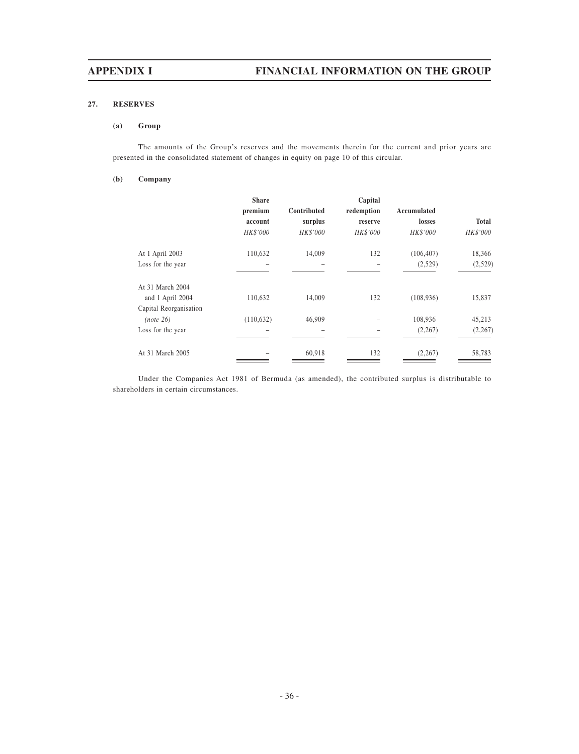## 27. RESERVES

### (a) Group

The amounts of the Group's reserves and the movements therein for the current and prior years are presented in the consolidated statement of changes in equity on page 10 of this circular.

### (b) Company

| | Share premium account | Contributed surplus | Capital redemption reserve | Accumulated losses | Total |
|---|---|---|---|---|---|
| | *HK$'000* | *HK$'000* | *HK$'000* | *HK$'000* | *HK$'000* |
| At 1 April 2003 | 110,632 | 14,009 | 132 | (106,407) | 18,366 |
| Loss for the year | – | – | – | (2,529) | (2,529) |
| At 31 March 2004 and 1 April 2004 | 110,632 | 14,009 | 132 | (108,936) | 15,837 |
| Capital Reorganisation *(note 26)* | (110,632) | 46,909 | – | 108,936 | 45,213 |
| Loss for the year | – | – | – | (2,267) | (2,267) |
| At 31 March 2005 | – | 60,918 | 132 | (2,267) | 58,783 |

Under the Companies Act 1981 of Bermuda (as amended), the contributed surplus is distributable to shareholders in certain circumstances.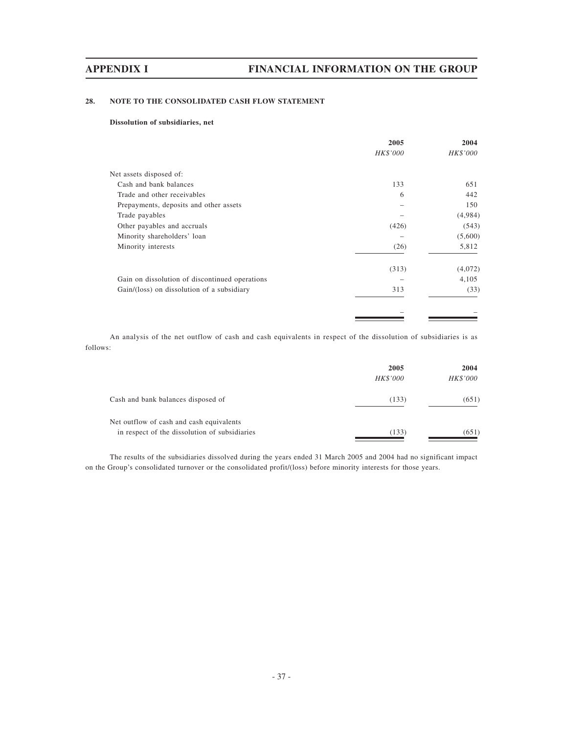## 28. NOTE TO THE CONSOLIDATED CASH FLOW STATEMENT

**Dissolution of subsidiaries, net**

| | 2005 | 2004 |
|---|---|---|
| | *HK$'000* | *HK$'000* |
| Net assets disposed of: | | |
| Cash and bank balances | 133 | 651 |
| Trade and other receivables | 6 | 442 |
| Prepayments, deposits and other assets | – | 150 |
| Trade payables | – | (4,984) |
| Other payables and accruals | (426) | (543) |
| Minority shareholders' loan | – | (5,600) |
| Minority interests | (26) | 5,812 |
| | (313) | (4,072) |
| Gain on dissolution of discontinued operations | – | 4,105 |
| Gain/(loss) on dissolution of a subsidiary | 313 | (33) |
| | – | – |

An analysis of the net outflow of cash and cash equivalents in respect of the dissolution of subsidiaries is as follows:

| | 2005 | 2004 |
|---|---|---|
| | *HK$'000* | *HK$'000* |
| Cash and bank balances disposed of | (133) | (651) |
| Net outflow of cash and cash equivalents in respect of the dissolution of subsidiaries | (133) | (651) |

The results of the subsidiaries dissolved during the years ended 31 March 2005 and 2004 had no significant impact on the Group's consolidated turnover or the consolidated profit/(loss) before minority interests for those years.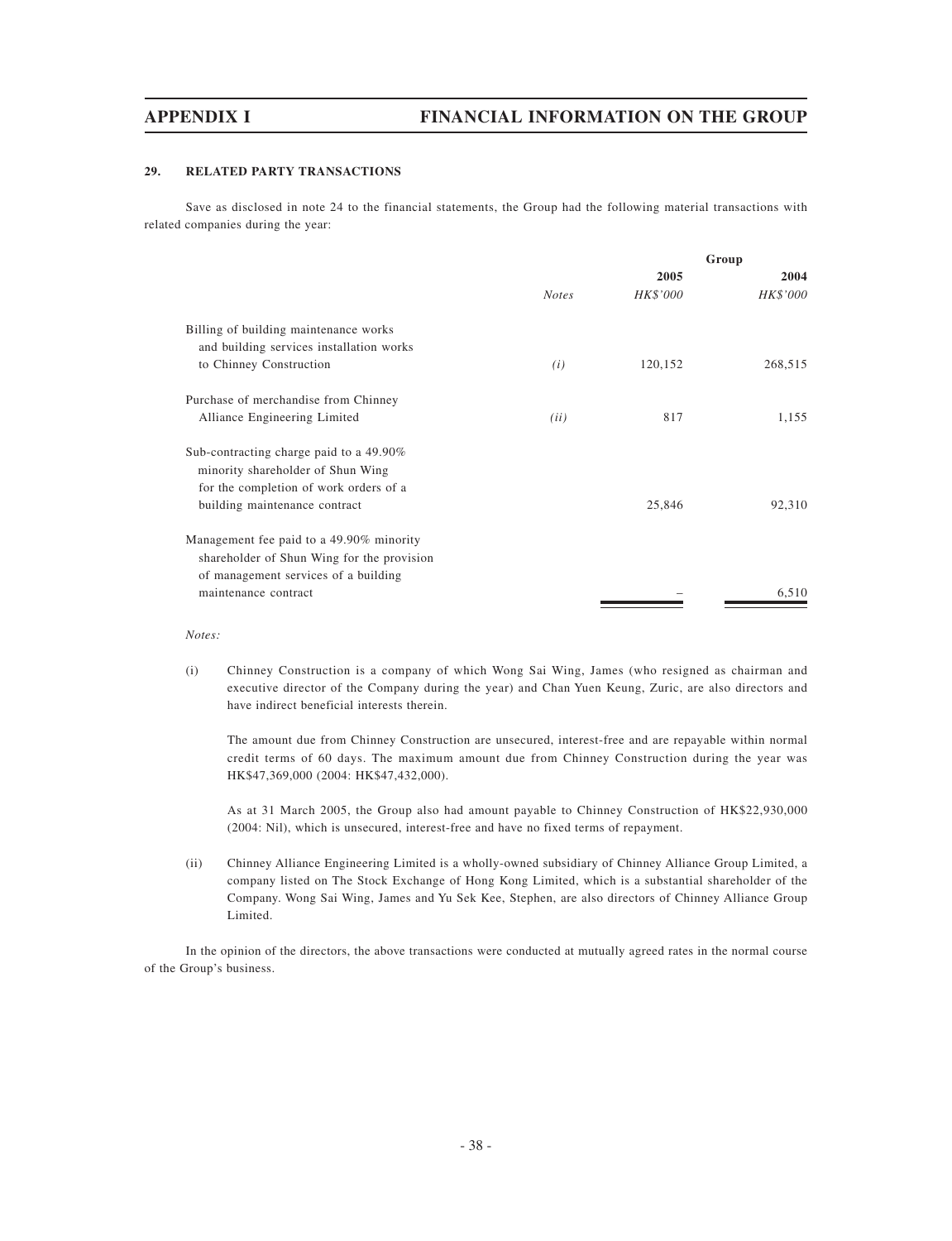## 29. RELATED PARTY TRANSACTIONS

Save as disclosed in note 24 to the financial statements, the Group had the following material transactions with related companies during the year:

| | | Group | |
|---|---|---|---|
| | | 2005 | 2004 |
| | *Notes* | *HK$'000* | *HK$'000* |
| Billing of building maintenance works and building services installation works to Chinney Construction | *(i)* | 120,152 | 268,515 |
| Purchase of merchandise from Chinney Alliance Engineering Limited | *(ii)* | 817 | 1,155 |
| Sub-contracting charge paid to a 49.90% minority shareholder of Shun Wing for the completion of work orders of a building maintenance contract | | 25,846 | 92,310 |
| Management fee paid to a 49.90% minority shareholder of Shun Wing for the provision of management services of a building maintenance contract | | – | 6,510 |

*Notes:*

(i) Chinney Construction is a company of which Wong Sai Wing, James (who resigned as chairman and executive director of the Company during the year) and Chan Yuen Keung, Zuric, are also directors and have indirect beneficial interests therein.

The amount due from Chinney Construction are unsecured, interest-free and are repayable within normal credit terms of 60 days. The maximum amount due from Chinney Construction during the year was HK$47,369,000 (2004: HK$47,432,000).

As at 31 March 2005, the Group also had amount payable to Chinney Construction of HK$22,930,000 (2004: Nil), which is unsecured, interest-free and have no fixed terms of repayment.

(ii) Chinney Alliance Engineering Limited is a wholly-owned subsidiary of Chinney Alliance Group Limited, a company listed on The Stock Exchange of Hong Kong Limited, which is a substantial shareholder of the Company. Wong Sai Wing, James and Yu Sek Kee, Stephen, are also directors of Chinney Alliance Group Limited.

In the opinion of the directors, the above transactions were conducted at mutually agreed rates in the normal course of the Group's business.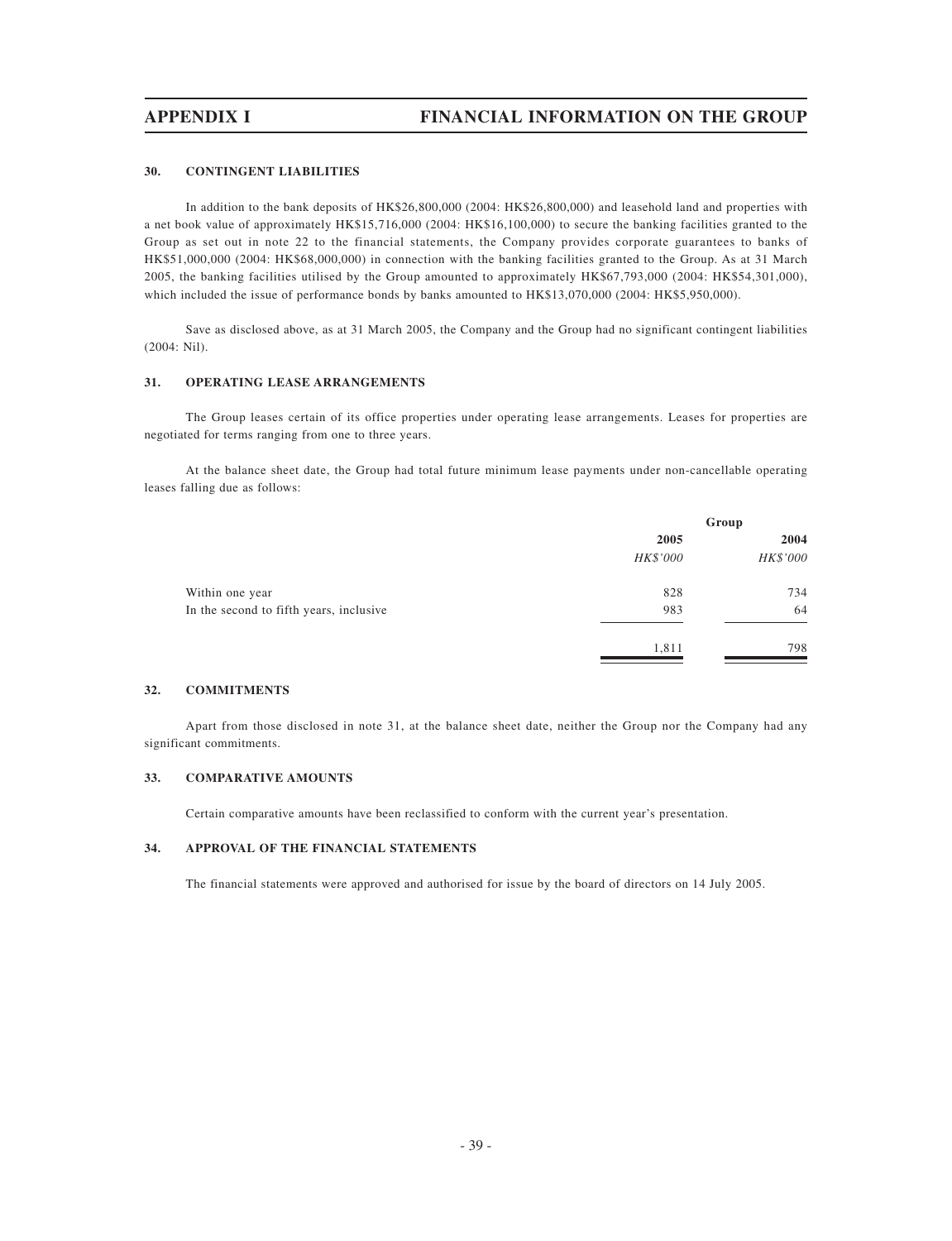### 30. CONTINGENT LIABILITIES

In addition to the bank deposits of HK$26,800,000 (2004: HK$26,800,000) and leasehold land and properties with a net book value of approximately HK$15,716,000 (2004: HK$16,100,000) to secure the banking facilities granted to the Group as set out in note 22 to the financial statements, the Company provides corporate guarantees to banks of HK$51,000,000 (2004: HK$68,000,000) in connection with the banking facilities granted to the Group. As at 31 March 2005, the banking facilities utilised by the Group amounted to approximately HK$67,793,000 (2004: HK$54,301,000), which included the issue of performance bonds by banks amounted to HK$13,070,000 (2004: HK$5,950,000).

Save as disclosed above, as at 31 March 2005, the Company and the Group had no significant contingent liabilities (2004: Nil).

### 31. OPERATING LEASE ARRANGEMENTS

The Group leases certain of its office properties under operating lease arrangements. Leases for properties are negotiated for terms ranging from one to three years.

At the balance sheet date, the Group had total future minimum lease payments under non-cancellable operating leases falling due as follows:

| | **Group** | |
|---|---|---|
| | **2005** | **2004** |
| | *HK$'000* | *HK$'000* |
| Within one year | 828 | 734 |
| In the second to fifth years, inclusive | 983 | 64 |
| | 1,811 | 798 |

### 32. COMMITMENTS

Apart from those disclosed in note 31, at the balance sheet date, neither the Group nor the Company had any significant commitments.

### 33. COMPARATIVE AMOUNTS

Certain comparative amounts have been reclassified to conform with the current year's presentation.

### 34. APPROVAL OF THE FINANCIAL STATEMENTS

The financial statements were approved and authorised for issue by the board of directors on 14 July 2005.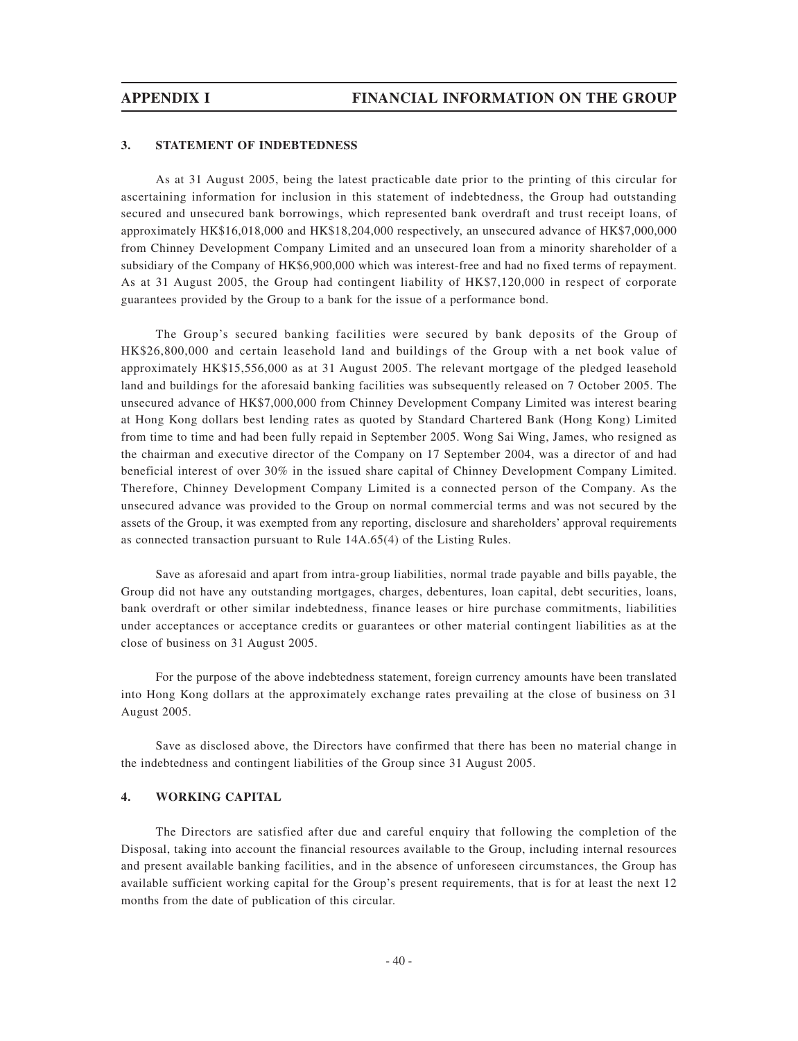### 3. STATEMENT OF INDEBTEDNESS

As at 31 August 2005, being the latest practicable date prior to the printing of this circular for ascertaining information for inclusion in this statement of indebtedness, the Group had outstanding secured and unsecured bank borrowings, which represented bank overdraft and trust receipt loans, of approximately HK$16,018,000 and HK$18,204,000 respectively, an unsecured advance of HK$7,000,000 from Chinney Development Company Limited and an unsecured loan from a minority shareholder of a subsidiary of the Company of HK$6,900,000 which was interest-free and had no fixed terms of repayment. As at 31 August 2005, the Group had contingent liability of HK$7,120,000 in respect of corporate guarantees provided by the Group to a bank for the issue of a performance bond.

The Group's secured banking facilities were secured by bank deposits of the Group of HK$26,800,000 and certain leasehold land and buildings of the Group with a net book value of approximately HK$15,556,000 as at 31 August 2005. The relevant mortgage of the pledged leasehold land and buildings for the aforesaid banking facilities was subsequently released on 7 October 2005. The unsecured advance of HK$7,000,000 from Chinney Development Company Limited was interest bearing at Hong Kong dollars best lending rates as quoted by Standard Chartered Bank (Hong Kong) Limited from time to time and had been fully repaid in September 2005. Wong Sai Wing, James, who resigned as the chairman and executive director of the Company on 17 September 2004, was a director of and had beneficial interest of over 30% in the issued share capital of Chinney Development Company Limited. Therefore, Chinney Development Company Limited is a connected person of the Company. As the unsecured advance was provided to the Group on normal commercial terms and was not secured by the assets of the Group, it was exempted from any reporting, disclosure and shareholders' approval requirements as connected transaction pursuant to Rule 14A.65(4) of the Listing Rules.

Save as aforesaid and apart from intra-group liabilities, normal trade payable and bills payable, the Group did not have any outstanding mortgages, charges, debentures, loan capital, debt securities, loans, bank overdraft or other similar indebtedness, finance leases or hire purchase commitments, liabilities under acceptances or acceptance credits or guarantees or other material contingent liabilities as at the close of business on 31 August 2005.

For the purpose of the above indebtedness statement, foreign currency amounts have been translated into Hong Kong dollars at the approximately exchange rates prevailing at the close of business on 31 August 2005.

Save as disclosed above, the Directors have confirmed that there has been no material change in the indebtedness and contingent liabilities of the Group since 31 August 2005.

### 4. WORKING CAPITAL

The Directors are satisfied after due and careful enquiry that following the completion of the Disposal, taking into account the financial resources available to the Group, including internal resources and present available banking facilities, and in the absence of unforeseen circumstances, the Group has available sufficient working capital for the Group's present requirements, that is for at least the next 12 months from the date of publication of this circular.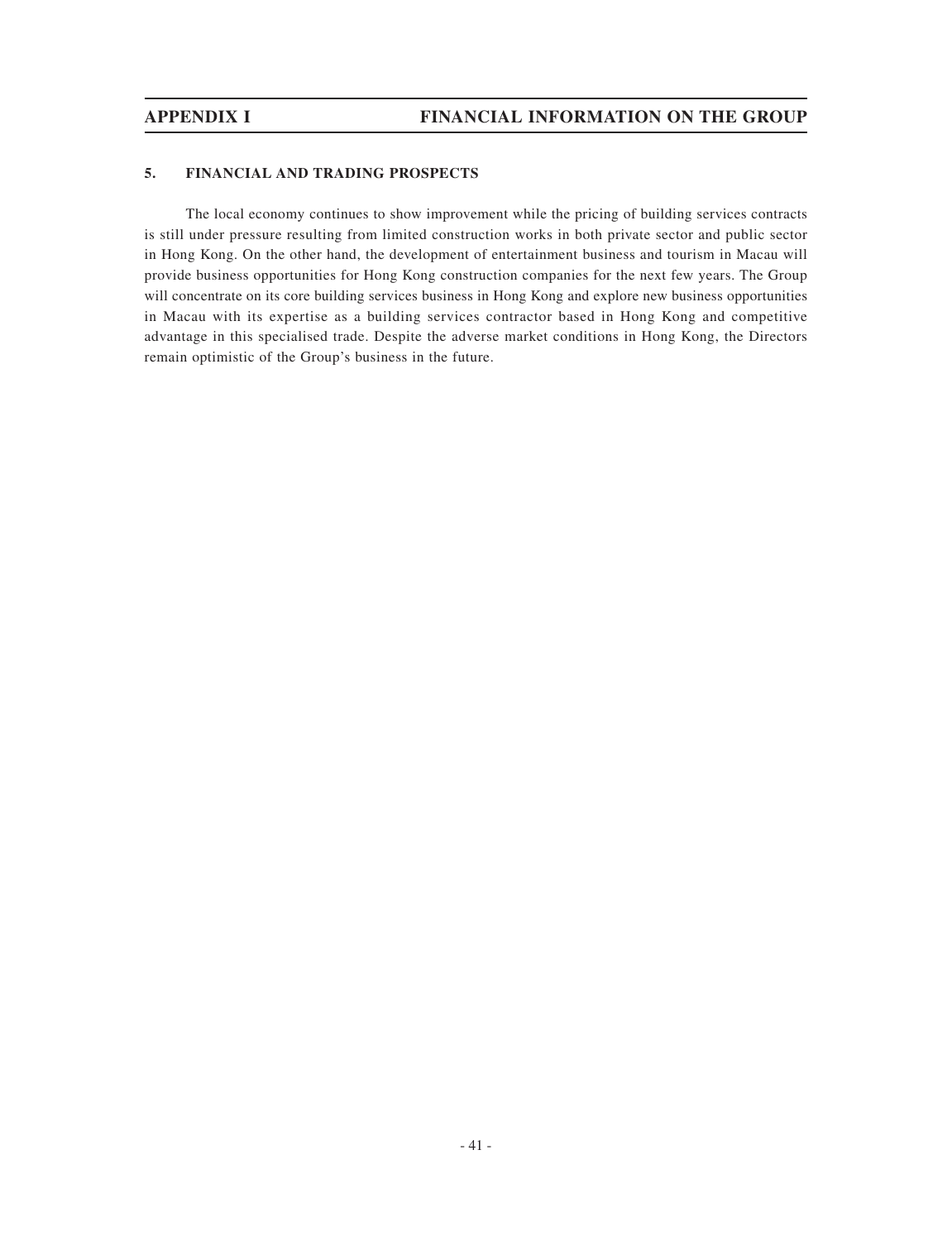## 5. FINANCIAL AND TRADING PROSPECTS

The local economy continues to show improvement while the pricing of building services contracts is still under pressure resulting from limited construction works in both private sector and public sector in Hong Kong. On the other hand, the development of entertainment business and tourism in Macau will provide business opportunities for Hong Kong construction companies for the next few years. The Group will concentrate on its core building services business in Hong Kong and explore new business opportunities in Macau with its expertise as a building services contractor based in Hong Kong and competitive advantage in this specialised trade. Despite the adverse market conditions in Hong Kong, the Directors remain optimistic of the Group's business in the future.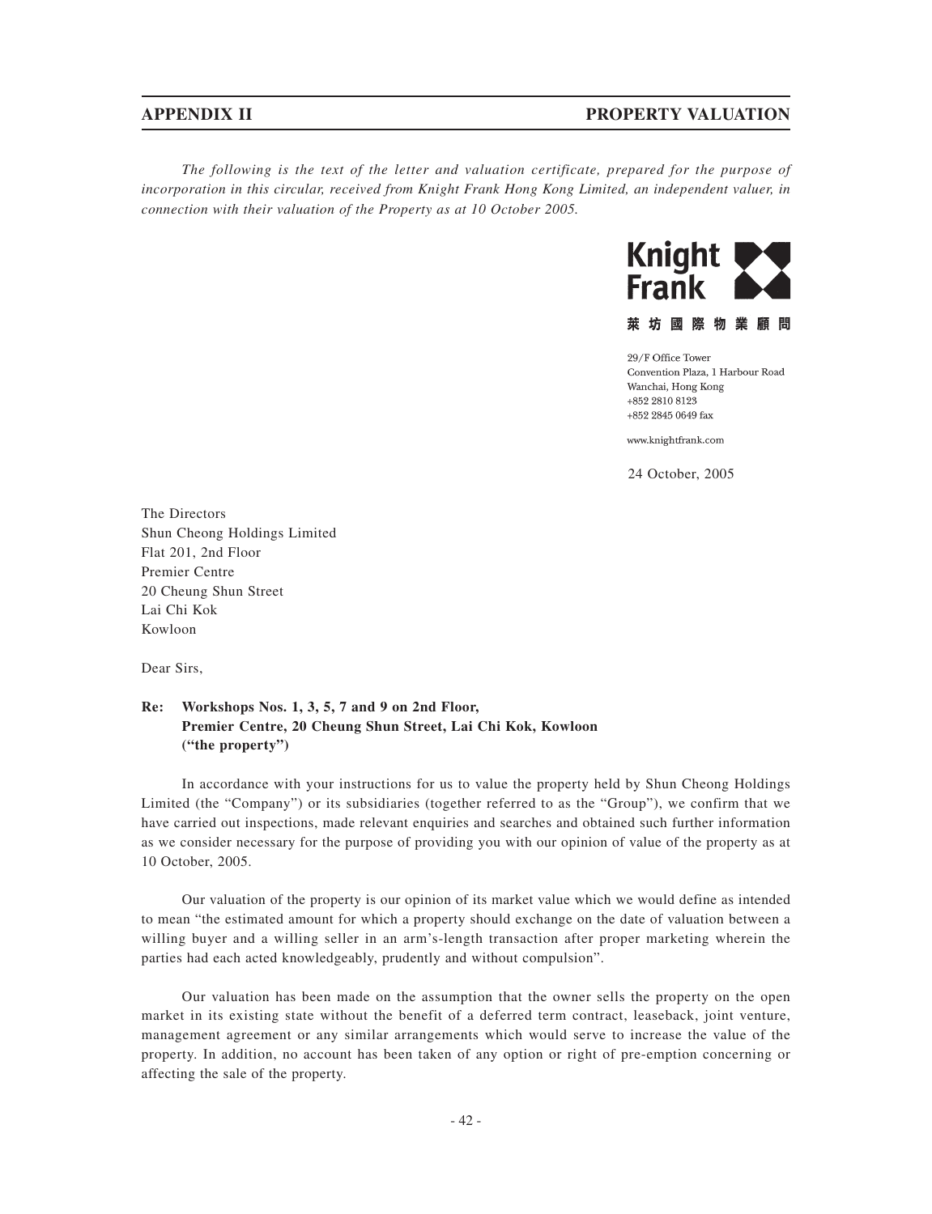*The following is the text of the letter and valuation certificate, prepared for the purpose of incorporation in this circular, received from Knight Frank Hong Kong Limited, an independent valuer, in connection with their valuation of the Property as at 10 October 2005.*

**Knight Frank**

萊坊國際物業顧問

29/F Office Tower
Convention Plaza, 1 Harbour Road
Wanchai, Hong Kong
+852 2810 8123
+852 2845 0649 fax

www.knightfrank.com

24 October, 2005

The Directors
Shun Cheong Holdings Limited
Flat 201, 2nd Floor
Premier Centre
20 Cheung Shun Street
Lai Chi Kok
Kowloon

Dear Sirs,

**Re: Workshops Nos. 1, 3, 5, 7 and 9 on 2nd Floor, Premier Centre, 20 Cheung Shun Street, Lai Chi Kok, Kowloon ("the property")**

In accordance with your instructions for us to value the property held by Shun Cheong Holdings Limited (the "Company") or its subsidiaries (together referred to as the "Group"), we confirm that we have carried out inspections, made relevant enquiries and searches and obtained such further information as we consider necessary for the purpose of providing you with our opinion of value of the property as at 10 October, 2005.

Our valuation of the property is our opinion of its market value which we would define as intended to mean "the estimated amount for which a property should exchange on the date of valuation between a willing buyer and a willing seller in an arm's-length transaction after proper marketing wherein the parties had each acted knowledgeably, prudently and without compulsion".

Our valuation has been made on the assumption that the owner sells the property on the open market in its existing state without the benefit of a deferred term contract, leaseback, joint venture, management agreement or any similar arrangements which would serve to increase the value of the property. In addition, no account has been taken of any option or right of pre-emption concerning or affecting the sale of the property.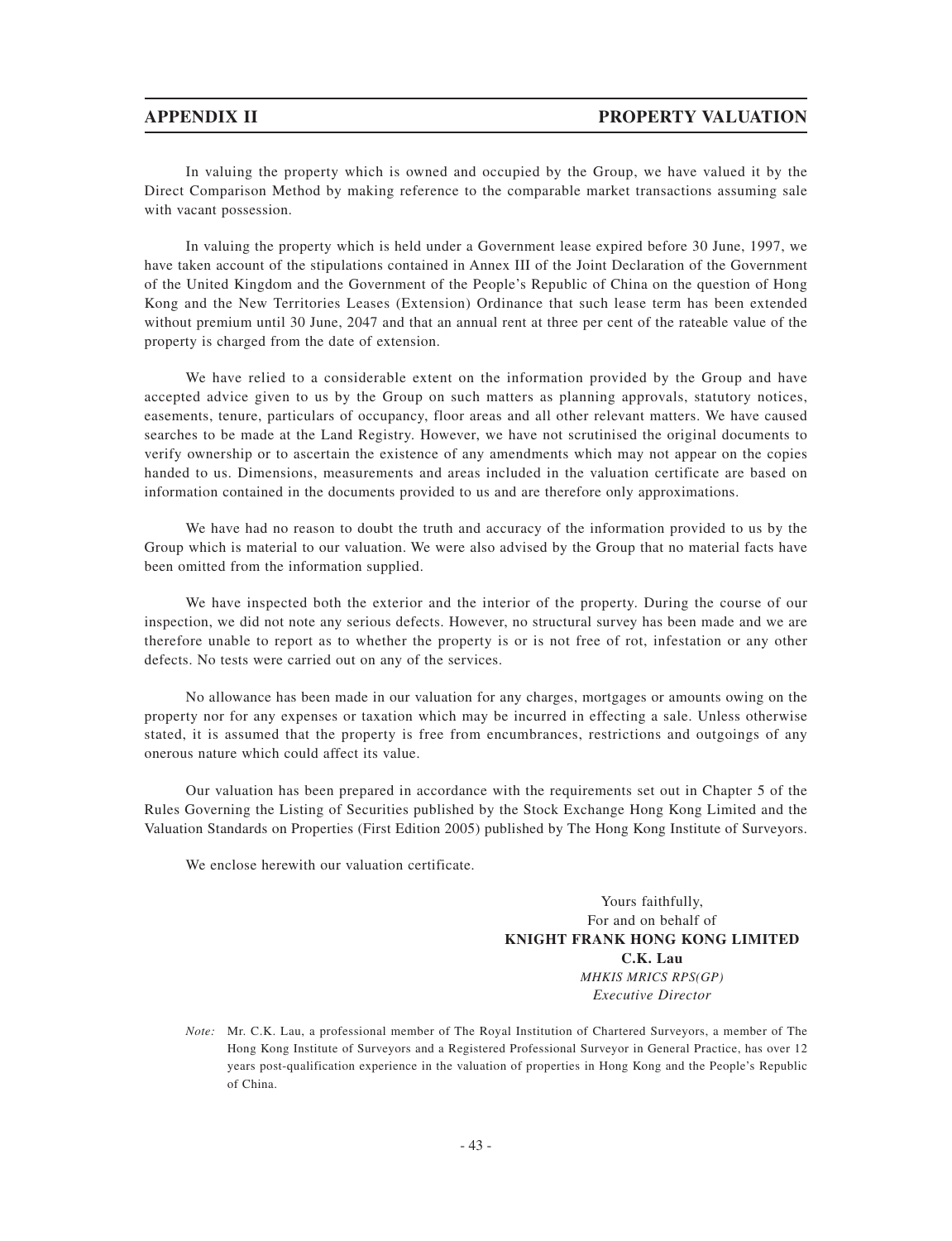In valuing the property which is owned and occupied by the Group, we have valued it by the Direct Comparison Method by making reference to the comparable market transactions assuming sale with vacant possession.

In valuing the property which is held under a Government lease expired before 30 June, 1997, we have taken account of the stipulations contained in Annex III of the Joint Declaration of the Government of the United Kingdom and the Government of the People's Republic of China on the question of Hong Kong and the New Territories Leases (Extension) Ordinance that such lease term has been extended without premium until 30 June, 2047 and that an annual rent at three per cent of the rateable value of the property is charged from the date of extension.

We have relied to a considerable extent on the information provided by the Group and have accepted advice given to us by the Group on such matters as planning approvals, statutory notices, easements, tenure, particulars of occupancy, floor areas and all other relevant matters. We have caused searches to be made at the Land Registry. However, we have not scrutinised the original documents to verify ownership or to ascertain the existence of any amendments which may not appear on the copies handed to us. Dimensions, measurements and areas included in the valuation certificate are based on information contained in the documents provided to us and are therefore only approximations.

We have had no reason to doubt the truth and accuracy of the information provided to us by the Group which is material to our valuation. We were also advised by the Group that no material facts have been omitted from the information supplied.

We have inspected both the exterior and the interior of the property. During the course of our inspection, we did not note any serious defects. However, no structural survey has been made and we are therefore unable to report as to whether the property is or is not free of rot, infestation or any other defects. No tests were carried out on any of the services.

No allowance has been made in our valuation for any charges, mortgages or amounts owing on the property nor for any expenses or taxation which may be incurred in effecting a sale. Unless otherwise stated, it is assumed that the property is free from encumbrances, restrictions and outgoings of any onerous nature which could affect its value.

Our valuation has been prepared in accordance with the requirements set out in Chapter 5 of the Rules Governing the Listing of Securities published by the Stock Exchange Hong Kong Limited and the Valuation Standards on Properties (First Edition 2005) published by The Hong Kong Institute of Surveyors.

We enclose herewith our valuation certificate.

Yours faithfully,
For and on behalf of
**KNIGHT FRANK HONG KONG LIMITED**
**C.K. Lau**
*MHKIS MRICS RPS(GP)*
*Executive Director*

*Note:* Mr. C.K. Lau, a professional member of The Royal Institution of Chartered Surveyors, a member of The Hong Kong Institute of Surveyors and a Registered Professional Surveyor in General Practice, has over 12 years post-qualification experience in the valuation of properties in Hong Kong and the People's Republic of China.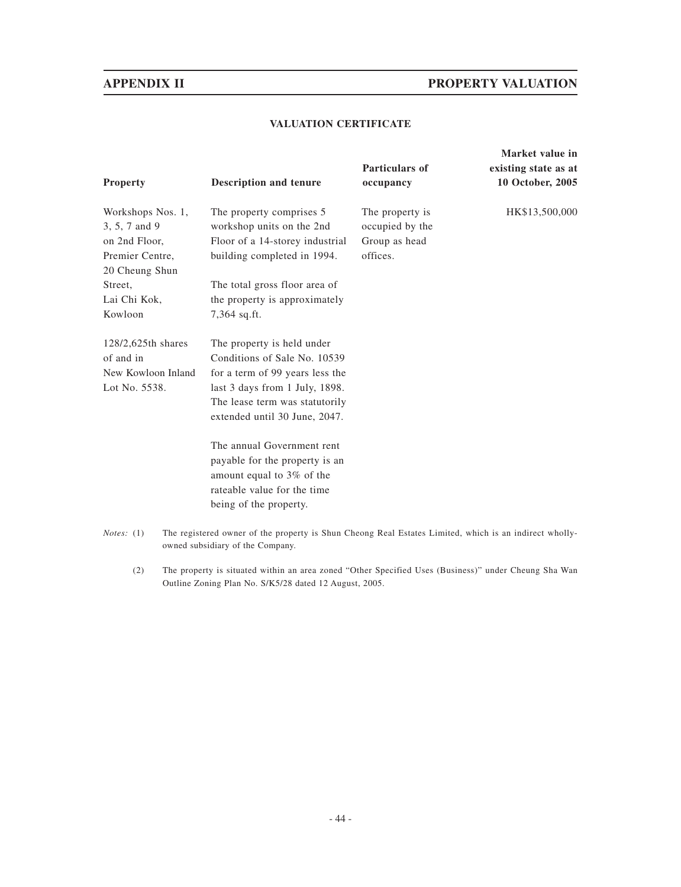## VALUATION CERTIFICATE

| Property | Description and tenure | Particulars of occupancy | Market value in existing state as at 10 October, 2005 |
|---|---|---|---|
| Workshops Nos. 1, 3, 5, 7 and 9 on 2nd Floor, Premier Centre, 20 Cheung Shun Street, Lai Chi Kok, Kowloon<br><br>128/2,625th shares of and in New Kowloon Inland Lot No. 5538. | The property comprises 5 workshop units on the 2nd Floor of a 14-storey industrial building completed in 1994.<br><br>The total gross floor area of the property is approximately 7,364 sq.ft.<br><br>The property is held under Conditions of Sale No. 10539 for a term of 99 years less the last 3 days from 1 July, 1898. The lease term was statutorily extended until 30 June, 2047.<br><br>The annual Government rent payable for the property is an amount equal to 3% of the rateable value for the time being of the property. | The property is occupied by the Group as head offices. | HK$13,500,000 |

*Notes:* (1) The registered owner of the property is Shun Cheong Real Estates Limited, which is an indirect wholly-owned subsidiary of the Company.

(2) The property is situated within an area zoned "Other Specified Uses (Business)" under Cheung Sha Wan Outline Zoning Plan No. S/K5/28 dated 12 August, 2005.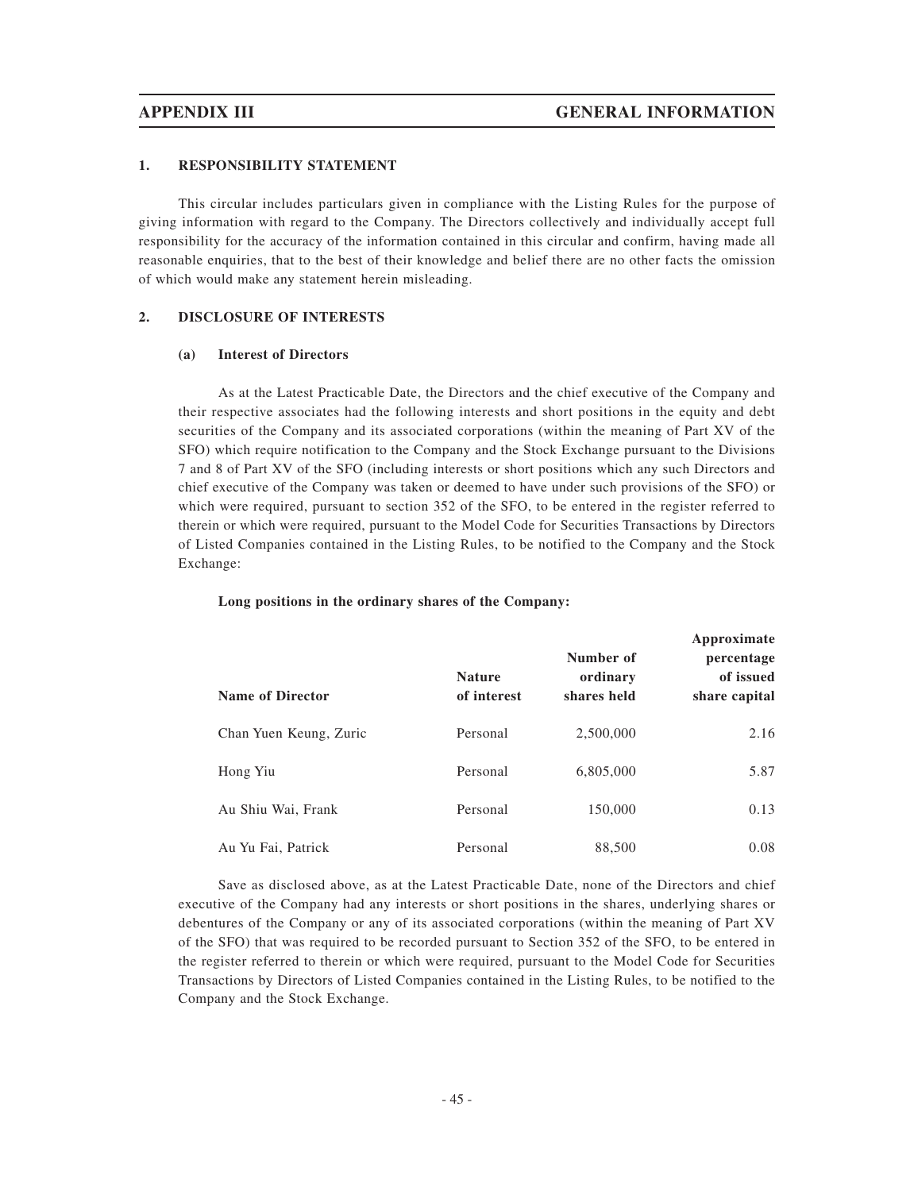## 1. RESPONSIBILITY STATEMENT

This circular includes particulars given in compliance with the Listing Rules for the purpose of giving information with regard to the Company. The Directors collectively and individually accept full responsibility for the accuracy of the information contained in this circular and confirm, having made all reasonable enquiries, that to the best of their knowledge and belief there are no other facts the omission of which would make any statement herein misleading.

## 2. DISCLOSURE OF INTERESTS

### (a) Interest of Directors

As at the Latest Practicable Date, the Directors and the chief executive of the Company and their respective associates had the following interests and short positions in the equity and debt securities of the Company and its associated corporations (within the meaning of Part XV of the SFO) which require notification to the Company and the Stock Exchange pursuant to the Divisions 7 and 8 of Part XV of the SFO (including interests or short positions which any such Directors and chief executive of the Company was taken or deemed to have under such provisions of the SFO) or which were required, pursuant to section 352 of the SFO, to be entered in the register referred to therein or which were required, pursuant to the Model Code for Securities Transactions by Directors of Listed Companies contained in the Listing Rules, to be notified to the Company and the Stock Exchange:

**Long positions in the ordinary shares of the Company:**

| Name of Director | Nature of interest | Number of ordinary shares held | Approximate percentage of issued share capital |
|---|---|---|---|
| Chan Yuen Keung, Zuric | Personal | 2,500,000 | 2.16 |
| Hong Yiu | Personal | 6,805,000 | 5.87 |
| Au Shiu Wai, Frank | Personal | 150,000 | 0.13 |
| Au Yu Fai, Patrick | Personal | 88,500 | 0.08 |

Save as disclosed above, as at the Latest Practicable Date, none of the Directors and chief executive of the Company had any interests or short positions in the shares, underlying shares or debentures of the Company or any of its associated corporations (within the meaning of Part XV of the SFO) that was required to be recorded pursuant to Section 352 of the SFO, to be entered in the register referred to therein or which were required, pursuant to the Model Code for Securities Transactions by Directors of Listed Companies contained in the Listing Rules, to be notified to the Company and the Stock Exchange.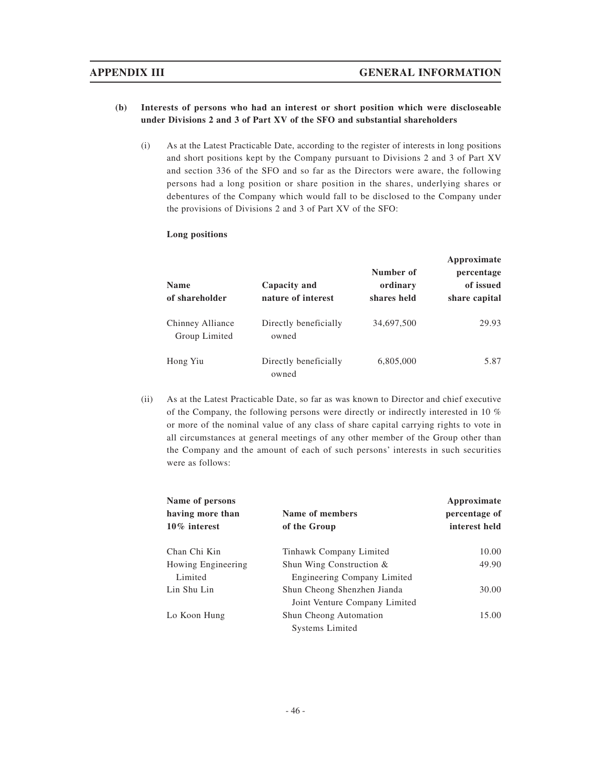**(b) Interests of persons who had an interest or short position which were discloseable under Divisions 2 and 3 of Part XV of the SFO and substantial shareholders**

(i) As at the Latest Practicable Date, according to the register of interests in long positions and short positions kept by the Company pursuant to Divisions 2 and 3 of Part XV and section 336 of the SFO and so far as the Directors were aware, the following persons had a long position or share position in the shares, underlying shares or debentures of the Company which would fall to be disclosed to the Company under the provisions of Divisions 2 and 3 of Part XV of the SFO:

**Long positions**

| Name of shareholder | Capacity and nature of interest | Number of ordinary shares held | Approximate percentage of issued share capital |
|---|---|---|---|
| Chinney Alliance Group Limited | Directly beneficially owned | 34,697,500 | 29.93 |
| Hong Yiu | Directly beneficially owned | 6,805,000 | 5.87 |

(ii) As at the Latest Practicable Date, so far as was known to Director and chief executive of the Company, the following persons were directly or indirectly interested in 10 % or more of the nominal value of any class of share capital carrying rights to vote in all circumstances at general meetings of any other member of the Group other than the Company and the amount of each of such persons' interests in such securities were as follows:

| Name of persons having more than 10% interest | Name of members of the Group | Approximate percentage of interest held |
|---|---|---|
| Chan Chi Kin | Tinhawk Company Limited | 10.00 |
| Howing Engineering Limited | Shun Wing Construction & Engineering Company Limited | 49.90 |
| Lin Shu Lin | Shun Cheong Shenzhen Jianda Joint Venture Company Limited | 30.00 |
| Lo Koon Hung | Shun Cheong Automation Systems Limited | 15.00 |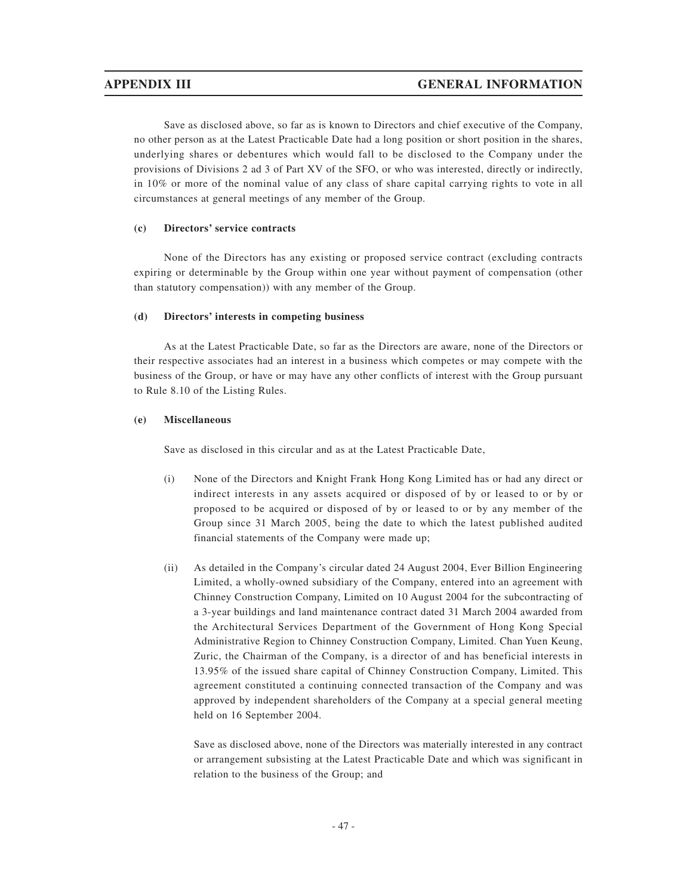Save as disclosed above, so far as is known to Directors and chief executive of the Company, no other person as at the Latest Practicable Date had a long position or short position in the shares, underlying shares or debentures which would fall to be disclosed to the Company under the provisions of Divisions 2 ad 3 of Part XV of the SFO, or who was interested, directly or indirectly, in 10% or more of the nominal value of any class of share capital carrying rights to vote in all circumstances at general meetings of any member of the Group.

**(c) Directors' service contracts**

None of the Directors has any existing or proposed service contract (excluding contracts expiring or determinable by the Group within one year without payment of compensation (other than statutory compensation)) with any member of the Group.

**(d) Directors' interests in competing business**

As at the Latest Practicable Date, so far as the Directors are aware, none of the Directors or their respective associates had an interest in a business which competes or may compete with the business of the Group, or have or may have any other conflicts of interest with the Group pursuant to Rule 8.10 of the Listing Rules.

**(e) Miscellaneous**

Save as disclosed in this circular and as at the Latest Practicable Date,

(i) None of the Directors and Knight Frank Hong Kong Limited has or had any direct or indirect interests in any assets acquired or disposed of by or leased to or by or proposed to be acquired or disposed of by or leased to or by any member of the Group since 31 March 2005, being the date to which the latest published audited financial statements of the Company were made up;

(ii) As detailed in the Company's circular dated 24 August 2004, Ever Billion Engineering Limited, a wholly-owned subsidiary of the Company, entered into an agreement with Chinney Construction Company, Limited on 10 August 2004 for the subcontracting of a 3-year buildings and land maintenance contract dated 31 March 2004 awarded from the Architectural Services Department of the Government of Hong Kong Special Administrative Region to Chinney Construction Company, Limited. Chan Yuen Keung, Zuric, the Chairman of the Company, is a director of and has beneficial interests in 13.95% of the issued share capital of Chinney Construction Company, Limited. This agreement constituted a continuing connected transaction of the Company and was approved by independent shareholders of the Company at a special general meeting held on 16 September 2004.

Save as disclosed above, none of the Directors was materially interested in any contract or arrangement subsisting at the Latest Practicable Date and which was significant in relation to the business of the Group; and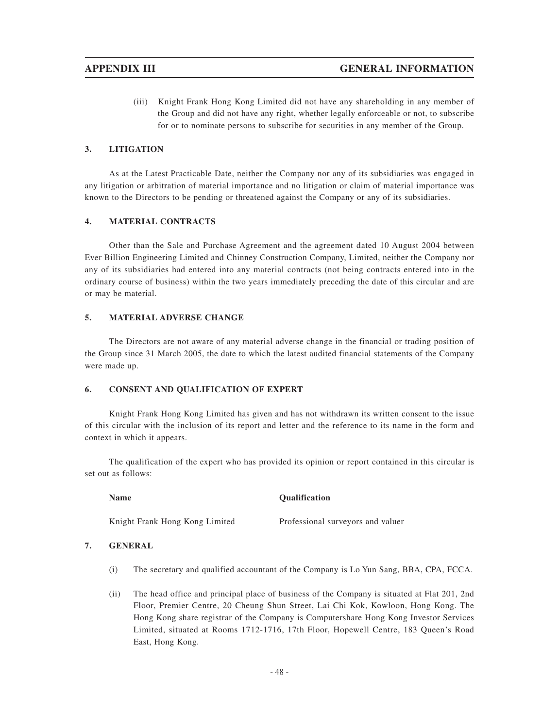(iii) Knight Frank Hong Kong Limited did not have any shareholding in any member of the Group and did not have any right, whether legally enforceable or not, to subscribe for or to nominate persons to subscribe for securities in any member of the Group.

## 3. LITIGATION

As at the Latest Practicable Date, neither the Company nor any of its subsidiaries was engaged in any litigation or arbitration of material importance and no litigation or claim of material importance was known to the Directors to be pending or threatened against the Company or any of its subsidiaries.

## 4. MATERIAL CONTRACTS

Other than the Sale and Purchase Agreement and the agreement dated 10 August 2004 between Ever Billion Engineering Limited and Chinney Construction Company, Limited, neither the Company nor any of its subsidiaries had entered into any material contracts (not being contracts entered into in the ordinary course of business) within the two years immediately preceding the date of this circular and are or may be material.

## 5. MATERIAL ADVERSE CHANGE

The Directors are not aware of any material adverse change in the financial or trading position of the Group since 31 March 2005, the date to which the latest audited financial statements of the Company were made up.

## 6. CONSENT AND QUALIFICATION OF EXPERT

Knight Frank Hong Kong Limited has given and has not withdrawn its written consent to the issue of this circular with the inclusion of its report and letter and the reference to its name in the form and context in which it appears.

The qualification of the expert who has provided its opinion or report contained in this circular is set out as follows:

| Name | Qualification |
|---|---|
| Knight Frank Hong Kong Limited | Professional surveyors and valuer |

## 7. GENERAL

(i) The secretary and qualified accountant of the Company is Lo Yun Sang, BBA, CPA, FCCA.

(ii) The head office and principal place of business of the Company is situated at Flat 201, 2nd Floor, Premier Centre, 20 Cheung Shun Street, Lai Chi Kok, Kowloon, Hong Kong. The Hong Kong share registrar of the Company is Computershare Hong Kong Investor Services Limited, situated at Rooms 1712-1716, 17th Floor, Hopewell Centre, 183 Queen's Road East, Hong Kong.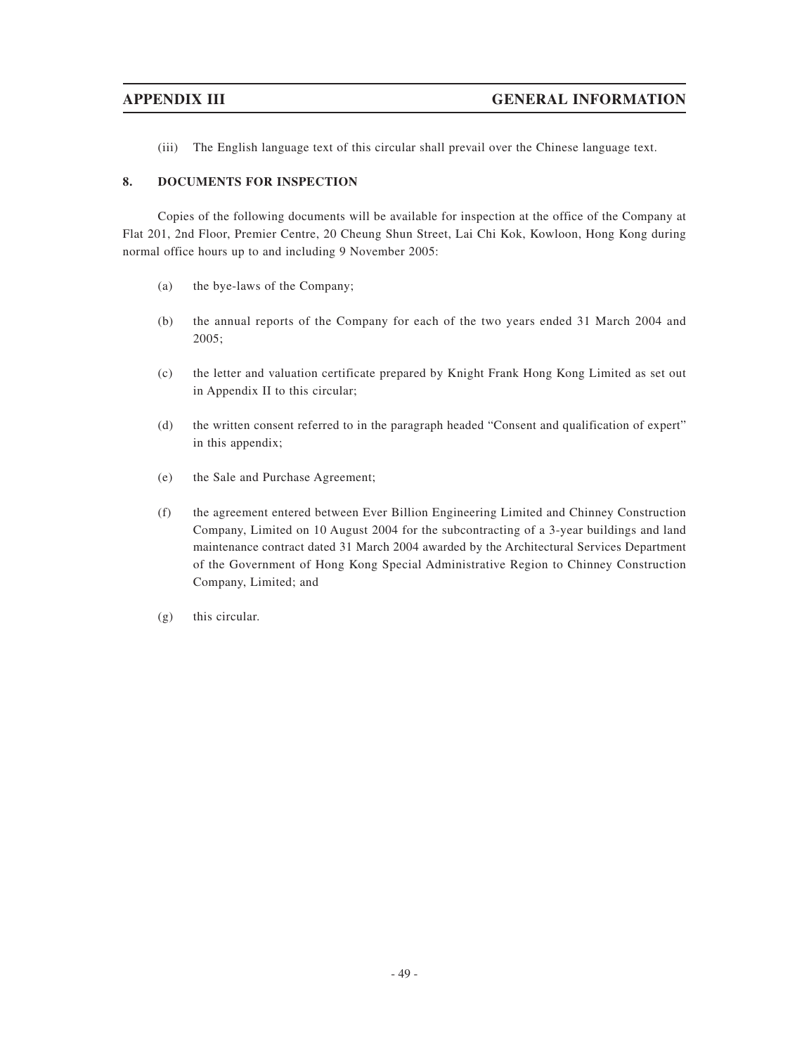(iii) The English language text of this circular shall prevail over the Chinese language text.

## 8. DOCUMENTS FOR INSPECTION

Copies of the following documents will be available for inspection at the office of the Company at Flat 201, 2nd Floor, Premier Centre, 20 Cheung Shun Street, Lai Chi Kok, Kowloon, Hong Kong during normal office hours up to and including 9 November 2005:

(a) the bye-laws of the Company;

(b) the annual reports of the Company for each of the two years ended 31 March 2004 and 2005;

(c) the letter and valuation certificate prepared by Knight Frank Hong Kong Limited as set out in Appendix II to this circular;

(d) the written consent referred to in the paragraph headed "Consent and qualification of expert" in this appendix;

(e) the Sale and Purchase Agreement;

(f) the agreement entered between Ever Billion Engineering Limited and Chinney Construction Company, Limited on 10 August 2004 for the subcontracting of a 3-year buildings and land maintenance contract dated 31 March 2004 awarded by the Architectural Services Department of the Government of Hong Kong Special Administrative Region to Chinney Construction Company, Limited; and

(g) this circular.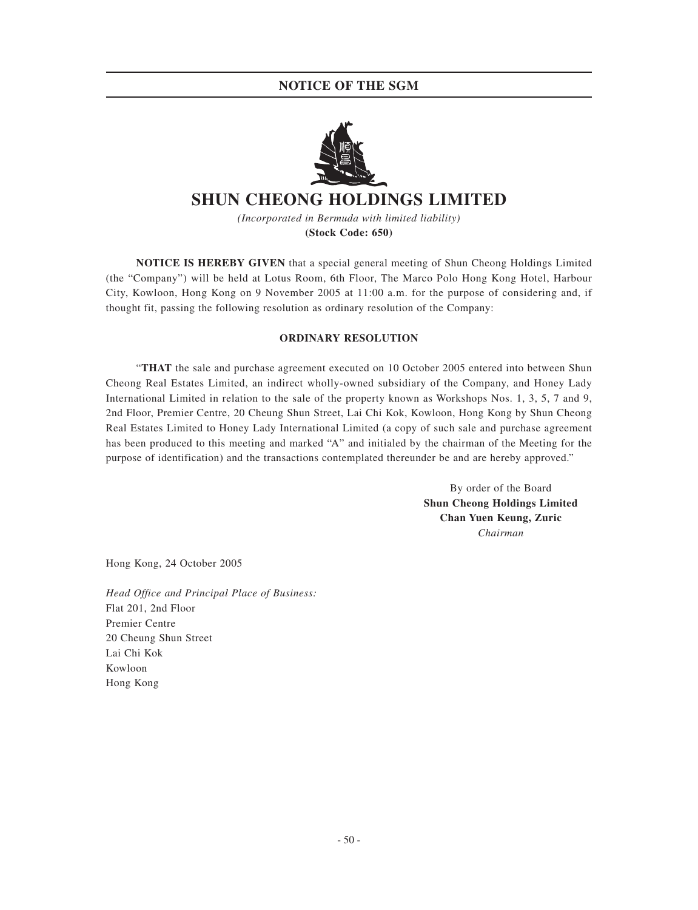# NOTICE OF THE SGM

# SHUN CHEONG HOLDINGS LIMITED

*(Incorporated in Bermuda with limited liability)*

**(Stock Code: 650)**

**NOTICE IS HEREBY GIVEN** that a special general meeting of Shun Cheong Holdings Limited (the "Company") will be held at Lotus Room, 6th Floor, The Marco Polo Hong Kong Hotel, Harbour City, Kowloon, Hong Kong on 9 November 2005 at 11:00 a.m. for the purpose of considering and, if thought fit, passing the following resolution as ordinary resolution of the Company:

**ORDINARY RESOLUTION**

"**THAT** the sale and purchase agreement executed on 10 October 2005 entered into between Shun Cheong Real Estates Limited, an indirect wholly-owned subsidiary of the Company, and Honey Lady International Limited in relation to the sale of the property known as Workshops Nos. 1, 3, 5, 7 and 9, 2nd Floor, Premier Centre, 20 Cheung Shun Street, Lai Chi Kok, Kowloon, Hong Kong by Shun Cheong Real Estates Limited to Honey Lady International Limited (a copy of such sale and purchase agreement has been produced to this meeting and marked "A" and initialed by the chairman of the Meeting for the purpose of identification) and the transactions contemplated thereunder be and are hereby approved."

By order of the Board
**Shun Cheong Holdings Limited**
**Chan Yuen Keung, Zuric**
*Chairman*

Hong Kong, 24 October 2005

*Head Office and Principal Place of Business:*
Flat 201, 2nd Floor
Premier Centre
20 Cheung Shun Street
Lai Chi Kok
Kowloon
Hong Kong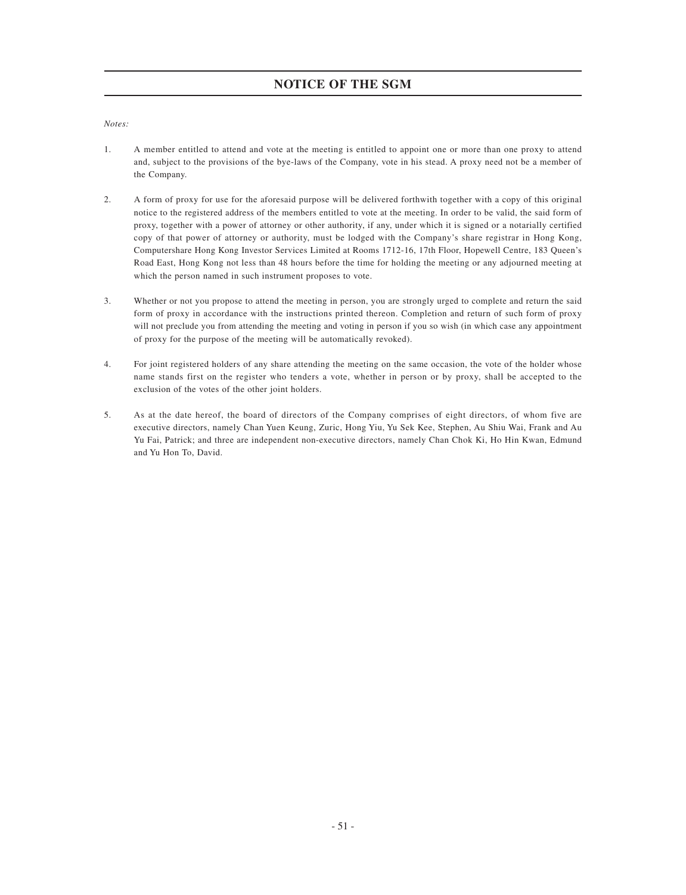## NOTICE OF THE SGM

*Notes:*

1. A member entitled to attend and vote at the meeting is entitled to appoint one or more than one proxy to attend and, subject to the provisions of the bye-laws of the Company, vote in his stead. A proxy need not be a member of the Company.

2. A form of proxy for use for the aforesaid purpose will be delivered forthwith together with a copy of this original notice to the registered address of the members entitled to vote at the meeting. In order to be valid, the said form of proxy, together with a power of attorney or other authority, if any, under which it is signed or a notarially certified copy of that power of attorney or authority, must be lodged with the Company's share registrar in Hong Kong, Computershare Hong Kong Investor Services Limited at Rooms 1712-16, 17th Floor, Hopewell Centre, 183 Queen's Road East, Hong Kong not less than 48 hours before the time for holding the meeting or any adjourned meeting at which the person named in such instrument proposes to vote.

3. Whether or not you propose to attend the meeting in person, you are strongly urged to complete and return the said form of proxy in accordance with the instructions printed thereon. Completion and return of such form of proxy will not preclude you from attending the meeting and voting in person if you so wish (in which case any appointment of proxy for the purpose of the meeting will be automatically revoked).

4. For joint registered holders of any share attending the meeting on the same occasion, the vote of the holder whose name stands first on the register who tenders a vote, whether in person or by proxy, shall be accepted to the exclusion of the votes of the other joint holders.

5. As at the date hereof, the board of directors of the Company comprises of eight directors, of whom five are executive directors, namely Chan Yuen Keung, Zuric, Hong Yiu, Yu Sek Kee, Stephen, Au Shiu Wai, Frank and Au Yu Fai, Patrick; and three are independent non-executive directors, namely Chan Chok Ki, Ho Hin Kwan, Edmund and Yu Hon To, David.